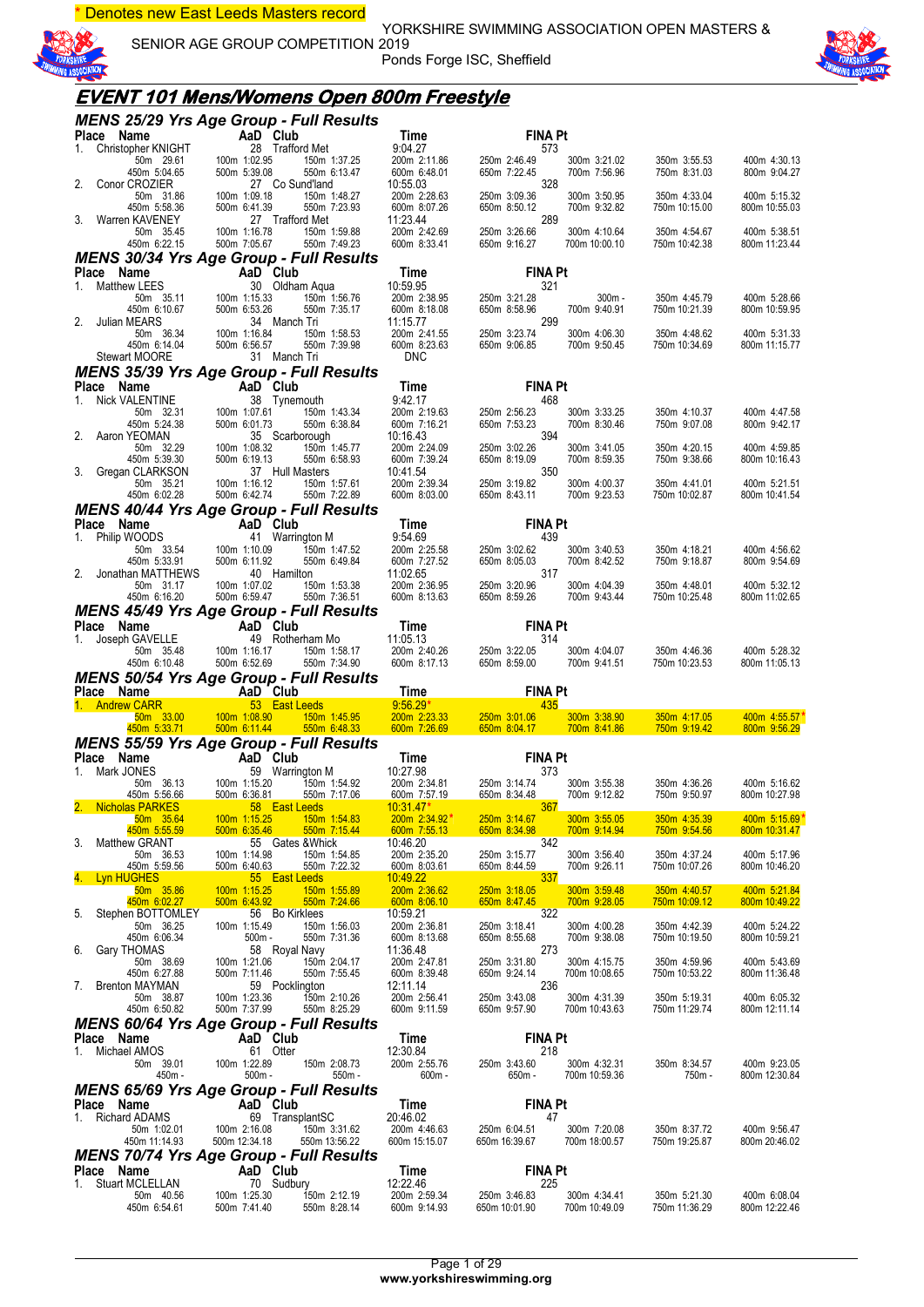\* Denotes new East Leeds Masters record

YORKSHIRE SWIMMING ASSOCIATION OPEN MASTERS & SENIOR AGE GROUP COMPETITION 2019

Ponds Forge ISC, Sheffield

# EVENT 101 Mens/Womens Open 800m Freestyle

## MENS 25/29 Yrs Age Group - Full Results

| Place | Name | AaD | Club | Time | FINA Pt | | | |
|---|---|---|---|---|---|---|---|---|
| 1. | Christopher KNIGHT | 28 | Trafford Met | 9:04.27 | 573 | | | |
| | 50m 29.61 | 100m 1:02.95 | 150m 1:37.25 | 200m 2:11.86 | 250m 2:46.49 | 300m 3:21.02 | 350m 3:55.53 | 400m 4:30.13 |
| | 450m 5:04.65 | 500m 5:39.08 | 550m 6:13.47 | 600m 6:48.01 | 650m 7:22.45 | 700m 7:56.96 | 750m 8:31.03 | 800m 9:04.27 |
| 2. | Conor CROZIER | 27 | Co Sund'land | 10:55.03 | 328 | | | |
| | 50m 31.86 | 100m 1:09.18 | 150m 1:48.27 | 200m 2:28.63 | 250m 3:09.36 | 300m 3:50.95 | 350m 4:33.04 | 400m 5:15.32 |
| | 450m 5:58.36 | 500m 6:41.39 | 550m 7:23.93 | 600m 8:07.26 | 650m 8:50.12 | 700m 9:32.82 | 750m 10:15.00 | 800m 10:55.03 |
| 3. | Warren KAVENEY | 27 | Trafford Met | 11:23.44 | 289 | | | |
| | 50m 35.45 | 100m 1:16.78 | 150m 1:59.88 | 200m 2:42.69 | 250m 3:26.66 | 300m 4:10.64 | 350m 4:54.67 | 400m 5:38.51 |
| | 450m 6:22.15 | 500m 7:05.67 | 550m 7:49.23 | 600m 8:33.41 | 650m 9:16.27 | 700m 10:00.10 | 750m 10:42.38 | 800m 11:23.44 |

## MENS 30/34 Yrs Age Group - Full Results

| Place | Name | AaD | Club | Time | FINA Pt | | | |
|---|---|---|---|---|---|---|---|---|
| 1. | Matthew LEES | 30 | Oldham Aqua | 10:59.95 | 321 | | | |
| | 50m 35.11 | 100m 1:15.33 | 150m 1:56.76 | 200m 2:38.95 | 250m 3:21.28 | 300m - | 350m 4:45.79 | 400m 5:28.66 |
| | 450m 6:10.67 | 500m 6:53.26 | 550m 7:35.17 | 600m 8:18.08 | 650m 8:58.96 | 700m 9:40.91 | 750m 10:21.39 | 800m 10:59.95 |
| 2. | Julian MEARS | 34 | Manch Tri | 11:15.77 | 299 | | | |
| | 50m 36.34 | 100m 1:16.84 | 150m 1:58.53 | 200m 2:41.55 | 250m 3:23.74 | 300m 4:06.30 | 350m 4:48.62 | 400m 5:31.33 |
| | 450m 6:14.04 | 500m 6:56.57 | 550m 7:39.98 | 600m 8:23.63 | 650m 9:06.85 | 700m 9:50.45 | 750m 10:34.69 | 800m 11:15.77 |
| | Stewart MOORE | 31 | Manch Tri | DNC | | | | |

## MENS 35/39 Yrs Age Group - Full Results

| Place | Name | AaD | Club | Time | FINA Pt | | | |
|---|---|---|---|---|---|---|---|---|
| 1. | Nick VALENTINE | 38 | Tynemouth | 9:42.17 | 468 | | | |
| | 50m 32.31 | 100m 1:07.61 | 150m 1:43.34 | 200m 2:19.63 | 250m 2:56.23 | 300m 3:33.25 | 350m 4:10.37 | 400m 4:47.58 |
| | 450m 5:24.38 | 500m 6:01.73 | 550m 6:38.84 | 600m 7:16.21 | 650m 7:53.23 | 700m 8:30.46 | 750m 9:07.08 | 800m 9:42.17 |
| 2. | Aaron YEOMAN | 35 | Scarborough | 10:16.43 | 394 | | | |
| | 50m 32.29 | 100m 1:08.32 | 150m 1:45.77 | 200m 2:24.09 | 250m 3:02.26 | 300m 3:41.05 | 350m 4:20.15 | 400m 4:59.85 |
| | 450m 5:39.30 | 500m 6:19.13 | 550m 6:58.93 | 600m 7:39.24 | 650m 8:19.09 | 700m 8:59.35 | 750m 9:38.66 | 800m 10:16.43 |
| 3. | Gregan CLARKSON | 37 | Hull Masters | 10:41.54 | 350 | | | |
| | 50m 35.21 | 100m 1:16.12 | 150m 1:57.61 | 200m 2:39.34 | 250m 3:19.82 | 300m 4:00.37 | 350m 4:41.01 | 400m 5:21.51 |
| | 450m 6:02.28 | 500m 6:42.74 | 550m 7:22.89 | 600m 8:03.00 | 650m 8:43.11 | 700m 9:23.53 | 750m 10:02.87 | 800m 10:41.54 |

## MENS 40/44 Yrs Age Group - Full Results

| Place | Name | AaD | Club | Time | FINA Pt | | | |
|---|---|---|---|---|---|---|---|---|
| 1. | Philip WOODS | 41 | Warrington M | 9:54.69 | 439 | | | |
| | 50m 33.54 | 100m 1:10.09 | 150m 1:47.52 | 200m 2:25.58 | 250m 3:02.62 | 300m 3:40.53 | 350m 4:18.21 | 400m 4:56.62 |
| | 450m 5:33.91 | 500m 6:11.92 | 550m 6:49.84 | 600m 7:27.52 | 650m 8:05.03 | 700m 8:42.52 | 750m 9:18.87 | 800m 9:54.69 |
| 2. | Jonathan MATTHEWS | 40 | Hamilton | 11:02.65 | 317 | | | |
| | 50m 31.17 | 100m 1:07.02 | 150m 1:53.38 | 200m 2:36.95 | 250m 3:20.96 | 300m 4:04.39 | 350m 4:48.01 | 400m 5:32.12 |
| | 450m 6:16.20 | 500m 6:59.47 | 550m 7:36.51 | 600m 8:13.63 | 650m 8:59.26 | 700m 9:43.44 | 750m 10:25.48 | 800m 11:02.65 |

## MENS 45/49 Yrs Age Group - Full Results

| Place | Name | AaD | Club | Time | FINA Pt | | | |
|---|---|---|---|---|---|---|---|---|
| 1. | Joseph GAVELLE | 49 | Rotherham Mo | 11:05.13 | 314 | | | |
| | 50m 35.48 | 100m 1:16.17 | 150m 1:58.17 | 200m 2:40.26 | 250m 3:22.05 | 300m 4:04.07 | 350m 4:46.36 | 400m 5:28.32 |
| | 450m 6:10.48 | 500m 6:52.69 | 550m 7:34.90 | 600m 8:17.13 | 650m 8:59.00 | 700m 9:41.51 | 750m 10:23.53 | 800m 11:05.13 |

## MENS 50/54 Yrs Age Group - Full Results

| Place | Name | AaD | Club | Time | FINA Pt | | | |
|---|---|---|---|---|---|---|---|---|
| 1. | Andrew CARR | 53 | East Leeds | 9:56.29* | 435 | | | |
| | 50m 33.00 | 100m 1:08.90 | 150m 1:45.95 | 200m 2:23.33 | 250m 3:01.06 | 300m 3:38.90 | 350m 4:17.05 | 400m 4:55.57* |
| | 450m 5:33.71 | 500m 6:11.44 | 550m 6:48.33 | 600m 7:26.69 | 650m 8:04.17 | 700m 8:41.86 | 750m 9:19.42 | 800m 9:56.29 |

## MENS 55/59 Yrs Age Group - Full Results

| Place | Name | AaD | Club | Time | FINA Pt | | | |
|---|---|---|---|---|---|---|---|---|
| 1. | Mark JONES | 59 | Warrington M | 10:27.98 | 373 | | | |
| | 50m 36.13 | 100m 1:15.20 | 150m 1:54.92 | 200m 2:34.81 | 250m 3:14.74 | 300m 3:55.38 | 350m 4:36.26 | 400m 5:16.62 |
| | 450m 5:56.66 | 500m 6:36.81 | 550m 7:17.06 | 600m 7:57.19 | 650m 8:34.48 | 700m 9:12.82 | 750m 9:50.97 | 800m 10:27.98 |
| 2. | Nicholas PARKES | 58 | East Leeds | 10:31.47* | 367 | | | |
| | 50m 35.64 | 100m 1:15.25 | 150m 1:54.83 | 200m 2:34.92* | 250m 3:14.67 | 300m 3:55.05 | 350m 4:35.39 | 400m 5:15.69* |
| | 450m 5:55.59 | 500m 6:35.46 | 550m 7:15.44 | 600m 7:55.13 | 650m 8:34.98 | 700m 9:14.94 | 750m 9:54.56 | 800m 10:31.47 |
| 3. | Matthew GRANT | 55 | Gates &Whick | 10:46.20 | 342 | | | |
| | 50m 36.53 | 100m 1:14.98 | 150m 1:54.85 | 200m 2:35.20 | 250m 3:15.77 | 300m 3:56.40 | 350m 4:37.24 | 400m 5:17.96 |
| | 450m 5:59.56 | 500m 6:40.63 | 550m 7:22.32 | 600m 8:03.61 | 650m 8:44.59 | 700m 9:26.11 | 750m 10:07.26 | 800m 10:46.20 |
| 4. | Lyn HUGHES | 55 | East Leeds | 10:49.22 | 337 | | | |
| | 50m 35.86 | 100m 1:15.25 | 150m 1:55.89 | 200m 2:36.62 | 250m 3:18.05 | 300m 3:59.48 | 350m 4:40.57 | 400m 5:21.84 |
| | 450m 6:02.27 | 500m 6:43.92 | 550m 7:24.66 | 600m 8:06.10 | 650m 8:47.45 | 700m 9:28.05 | 750m 10:09.12 | 800m 10:49.22 |
| 5. | Stephen BOTTOMLEY | 56 | Bo Kirklees | 10:59.21 | 322 | | | |
| | 50m 36.25 | 100m 1:15.49 | 150m 1:56.03 | 200m 2:36.81 | 250m 3:18.41 | 300m 4:00.28 | 350m 4:42.39 | 400m 5:24.22 |
| | 450m 6:06.34 | 500m - | 550m 7:31.36 | 600m 8:13.68 | 650m 8:55.68 | 700m 9:38.08 | 750m 10:19.50 | 800m 10:59.21 |
| 6. | Gary THOMAS | 58 | Royal Navy | 11:36.48 | 273 | | | |
| | 50m 38.69 | 100m 1:21.06 | 150m 2:04.17 | 200m 2:47.81 | 250m 3:31.80 | 300m 4:15.75 | 350m 4:59.96 | 400m 5:43.69 |
| | 450m 6:27.88 | 500m 7:11.46 | 550m 7:55.45 | 600m 8:39.48 | 650m 9:24.14 | 700m 10:08.65 | 750m 10:53.22 | 800m 11:36.48 |
| 7. | Brenton MAYMAN | 59 | Pocklington | 12:11.14 | 236 | | | |
| | 50m 38.87 | 100m 1:23.36 | 150m 2:10.26 | 200m 2:56.41 | 250m 3:43.08 | 300m 4:31.39 | 350m 5:19.31 | 400m 6:05.32 |
| | 450m 6:50.82 | 500m 7:37.99 | 550m 8:25.29 | 600m 9:11.59 | 650m 9:57.90 | 700m 10:43.63 | 750m 11:29.74 | 800m 12:11.14 |

## MENS 60/64 Yrs Age Group - Full Results

| Place | Name | AaD | Club | Time | FINA Pt | | | |
|---|---|---|---|---|---|---|---|---|
| 1. | Michael AMOS | 61 | Otter | 12:30.84 | 218 | | | |
| | 50m 39.01 | 100m 1:22.89 | 150m 2:08.73 | 200m 2:55.76 | 250m 3:43.60 | 300m 4:32.31 | 350m 8:34.57 | 400m 9:23.05 |
| | 450m - | 500m - | 550m - | 600m - | 650m - | 700m 10:59.36 | 750m - | 800m 12:30.84 |

## MENS 65/69 Yrs Age Group - Full Results

| Place | Name | AaD | Club | Time | FINA Pt | | | |
|---|---|---|---|---|---|---|---|---|
| 1. | Richard ADAMS | 69 | TransplantSC | 20:46.02 | 47 | | | |
| | 50m 1:02.01 | 100m 2:16.08 | 150m 3:31.62 | 200m 4:46.63 | 250m 6:04.51 | 300m 7:20.08 | 350m 8:37.72 | 400m 9:56.47 |
| | 450m 11:14.93 | 500m 12:34.18 | 550m 13:56.22 | 600m 15:15.07 | 650m 16:39.67 | 700m 18:00.57 | 750m 19:25.87 | 800m 20:46.02 |

## MENS 70/74 Yrs Age Group - Full Results

| Place | Name | AaD | Club | Time | FINA Pt | | | |
|---|---|---|---|---|---|---|---|---|
| 1. | Stuart MCLELLAN | 70 | Sudbury | 12:22.46 | 225 | | | |
| | 50m 40.56 | 100m 1:25.30 | 150m 2:12.19 | 200m 2:59.34 | 250m 3:46.83 | 300m 4:34.41 | 350m 5:21.30 | 400m 6:08.04 |
| | 450m 6:54.61 | 500m 7:41.40 | 550m 8:28.14 | 600m 9:14.93 | 650m 10:01.90 | 700m 10:49.09 | 750m 11:36.29 | 800m 12:22.46 |

www.yorkshireswimming.org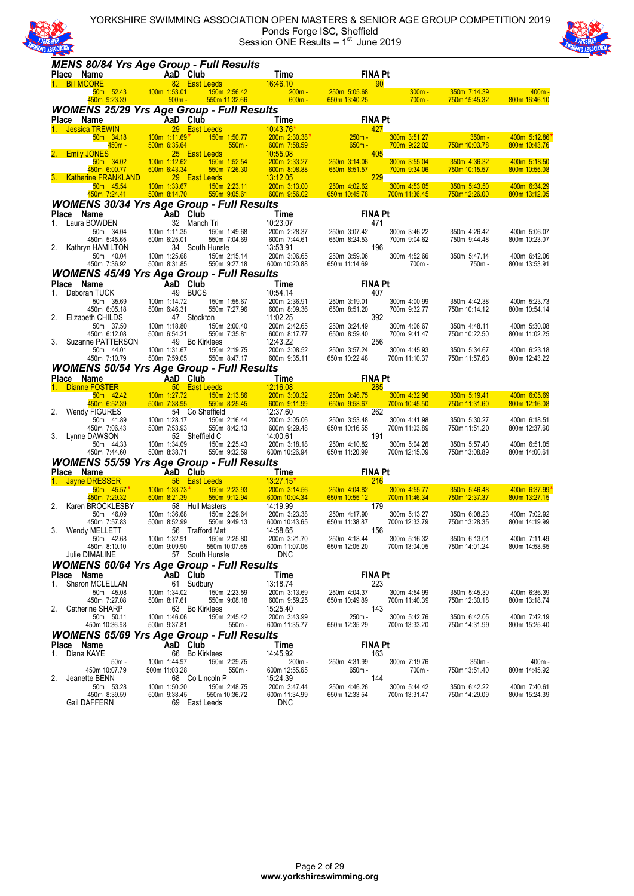## MENS 80/84 Yrs Age Group - Full Results

| Place | Name | AaD | Club | Time | FINA Pt | | | |
|---|---|---|---|---|---|---|---|---|
| 1. | Bill MOORE | 82 | East Leeds | 16:46.10 | 90 | | | |
| | 50m 52.43 | 100m 1:53.01 | 150m 2:56.42 | 200m - | 250m 5:05.68 | 300m - | 350m 7:14.39 | 400m - |
| | 450m 9:23.39 | 500m - | 550m 11:32.66 | 600m - | 650m 13:40.25 | 700m - | 750m 15:45.32 | 800m 16:46.10 |

## WOMENS 25/29 Yrs Age Group - Full Results

| Place | Name | AaD | Club | Time | FINA Pt | | | |
|---|---|---|---|---|---|---|---|---|
| 1. | Jessica TREWIN | 29 | East Leeds | 10:43.76* | 427 | | | |
| | 50m 34.18 | 100m 1:11.69* | 150m 1:50.77 | 200m 2:30.38* | 250m - | 300m 3:51.27 | 350m - | 400m 5:12.86* |
| | 450m - | 500m 6:35.64 | 550m - | 600m 7:58.59 | 650m - | 700m 9:22.02 | 750m 10:03.78 | 800m 10:43.76 |
| 2. | Emily JONES | 25 | East Leeds | 10:55.08 | 405 | | | |
| | 50m 34.02 | 100m 1:12.62 | 150m 1:52.54 | 200m 2:33.27 | 250m 3:14.06 | 300m 3:55.04 | 350m 4:36.32 | 400m 5:18.50 |
| | 450m 6:00.77 | 500m 6:43.34 | 550m 7:26.30 | 600m 8:08.88 | 650m 8:51.57 | 700m 9:34.06 | 750m 10:15.57 | 800m 10:55.08 |
| 3. | Katherine FRANKLAND | 29 | East Leeds | 13:12.05 | 229 | | | |
| | 50m 45.54 | 100m 1:33.67 | 150m 2:23.11 | 200m 3:13.00 | 250m 4:02.62 | 300m 4:53.05 | 350m 5:43.50 | 400m 6:34.29 |
| | 450m 7:24.41 | 500m 8:14.70 | 550m 9:05.61 | 600m 9:56.02 | 650m 10:45.78 | 700m 11:36.45 | 750m 12:26.00 | 800m 13:12.05 |

## WOMENS 30/34 Yrs Age Group - Full Results

| Place | Name | AaD | Club | Time | FINA Pt | | | |
|---|---|---|---|---|---|---|---|---|
| 1. | Laura BOWDEN | 32 | Manch Tri | 10:23.07 | 471 | | | |
| | 50m 34.04 | 100m 1:11.35 | 150m 1:49.68 | 200m 2:28.37 | 250m 3:07.42 | 300m 3:46.22 | 350m 4:26.42 | 400m 5:06.07 |
| | 450m 5:45.65 | 500m 6:25.01 | 550m 7:04.69 | 600m 7:44.61 | 650m 8:24.53 | 700m 9:04.62 | 750m 9:44.48 | 800m 10:23.07 |
| 2. | Kathryn HAMILTON | 34 | South Hunsle | 13:53.91 | 196 | | | |
| | 50m 40.04 | 100m 1:25.68 | 150m 2:15.14 | 200m 3:06.65 | 250m 3:59.06 | 300m 4:52.66 | 350m 5:47.14 | 400m 6:42.06 |
| | 450m 7:36.92 | 500m 8:31.85 | 550m 9:27.18 | 600m 10:20.88 | 650m 11:14.69 | 700m - | 750m - | 800m 13:53.91 |

## WOMENS 45/49 Yrs Age Group - Full Results

| Place | Name | AaD | Club | Time | FINA Pt | | | |
|---|---|---|---|---|---|---|---|---|
| 1. | Deborah TUCK | 49 | BUCS | 10:54.14 | 407 | | | |
| | 50m 35.69 | 100m 1:14.72 | 150m 1:55.67 | 200m 2:36.91 | 250m 3:19.01 | 300m 4:00.99 | 350m 4:42.38 | 400m 5:23.73 |
| | 450m 6:05.18 | 500m 6:46.31 | 550m 7:27.96 | 600m 8:09.36 | 650m 8:51.20 | 700m 9:32.77 | 750m 10:14.12 | 800m 10:54.14 |
| 2. | Elizabeth CHILDS | 47 | Stockton | 11:02.25 | 392 | | | |
| | 50m 37.50 | 100m 1:18.80 | 150m 2:00.40 | 200m 2:42.65 | 250m 3:24.49 | 300m 4:06.67 | 350m 4:48.11 | 400m 5:30.08 |
| | 450m 6:12.08 | 500m 6:54.21 | 550m 7:35.81 | 600m 8:17.77 | 650m 8:59.40 | 700m 9:41.47 | 750m 10:22.50 | 800m 11:02.25 |
| 3. | Suzanne PATTERSON | 49 | Bo Kirklees | 12:43.22 | 256 | | | |
| | 50m 44.01 | 100m 1:31.67 | 150m 2:19.75 | 200m 3:08.52 | 250m 3:57.24 | 300m 4:45.93 | 350m 5:34.67 | 400m 6:23.18 |
| | 450m 7:10.79 | 500m 7:59.05 | 550m 8:47.17 | 600m 9:35.11 | 650m 10:22.48 | 700m 11:10.37 | 750m 11:57.63 | 800m 12:43.22 |

## WOMENS 50/54 Yrs Age Group - Full Results

| Place | Name | AaD | Club | Time | FINA Pt | | | |
|---|---|---|---|---|---|---|---|---|
| 1. | Dianne FOSTER | 50 | East Leeds | 12:16.08 | 285 | | | |
| | 50m 42.42 | 100m 1:27.72 | 150m 2:13.86 | 200m 3:00.32 | 250m 3:46.75 | 300m 4:32.96 | 350m 5:19.41 | 400m 6:05.69 |
| | 450m 6:52.39 | 500m 7:38.95 | 550m 8:25.45 | 600m 9:11.99 | 650m 9:58.67 | 700m 10:45.50 | 750m 11:31.60 | 800m 12:16.08 |
| 2. | Wendy FIGURES | 54 | Co Sheffield | 12:37.60 | 262 | | | |
| | 50m 41.89 | 100m 1:28.17 | 150m 2:16.44 | 200m 3:05.06 | 250m 3:53.48 | 300m 4:41.98 | 350m 5:30.27 | 400m 6:18.51 |
| | 450m 7:06.43 | 500m 7:53.93 | 550m 8:42.13 | 600m 9:29.48 | 650m 10:16.55 | 700m 11:03.89 | 750m 11:51.20 | 800m 12:37.60 |
| 3. | Lynne DAWSON | 52 | Sheffield C | 14:00.61 | 191 | | | |
| | 50m 44.33 | 100m 1:34.09 | 150m 2:25.43 | 200m 3:18.18 | 250m 4:10.82 | 300m 5:04.26 | 350m 5:57.40 | 400m 6:51.05 |
| | 450m 7:44.60 | 500m 8:38.71 | 550m 9:32.59 | 600m 10:26.94 | 650m 11:20.99 | 700m 12:15.09 | 750m 13:08.89 | 800m 14:00.61 |

## WOMENS 55/59 Yrs Age Group - Full Results

| Place | Name | AaD | Club | Time | FINA Pt | | | |
|---|---|---|---|---|---|---|---|---|
| 1. | Jayne DRESSER | 56 | East Leeds | 13:27.15* | 216 | | | |
| | 50m 45.57* | 100m 1:33.73* | 150m 2:23.93 | 200m 3:14.56 | 250m 4:04.82 | 300m 4:55.77 | 350m 5:46.48 | 400m 6:37.99* |
| | 450m 7:29.32 | 500m 8:21.39 | 550m 9:12.94 | 600m 10:04.34 | 650m 10:55.12 | 700m 11:46.34 | 750m 12:37.37 | 800m 13:27.15 |
| 2. | Karen BROCKLESBY | 58 | Hull Masters | 14:19.99 | 179 | | | |
| | 50m 46.09 | 100m 1:36.68 | 150m 2:29.64 | 200m 3:23.38 | 250m 4:17.90 | 300m 5:13.27 | 350m 6:08.23 | 400m 7:02.92 |
| | 450m 7:57.83 | 500m 8:52.99 | 550m 9:49.13 | 600m 10:43.65 | 650m 11:38.87 | 700m 12:33.79 | 750m 13:28.35 | 800m 14:19.99 |
| 3. | Wendy MELLETT | 56 | Trafford Met | 14:58.65 | 156 | | | |
| | 50m 42.68 | 100m 1:32.91 | 150m 2:25.80 | 200m 3:21.70 | 250m 4:18.44 | 300m 5:16.32 | 350m 6:13.01 | 400m 7:11.49 |
| | 450m 8:10.10 | 500m 9:09.90 | 550m 10:07.65 | 600m 11:07.06 | 650m 12:05.20 | 700m 13:04.05 | 750m 14:01.24 | 800m 14:58.65 |
| | Julie DIMALINE | 57 | South Hunsle | DNC | | | | |

## WOMENS 60/64 Yrs Age Group - Full Results

| Place | Name | AaD | Club | Time | FINA Pt | | | |
|---|---|---|---|---|---|---|---|---|
| 1. | Sharon MCLELLAN | 61 | Sudbury | 13:18.74 | 223 | | | |
| | 50m 45.08 | 100m 1:34.02 | 150m 2:23.59 | 200m 3:13.69 | 250m 4:04.37 | 300m 4:54.99 | 350m 5:45.30 | 400m 6:36.39 |
| | 450m 7:27.08 | 500m 8:17.61 | 550m 9:08.18 | 600m 9:59.25 | 650m 10:49.89 | 700m 11:40.39 | 750m 12:30.18 | 800m 13:18.74 |
| 2. | Catherine SHARP | 63 | Bo Kirklees | 15:25.40 | 143 | | | |
| | 50m 50.11 | 100m 1:46.06 | 150m 2:45.42 | 200m 3:43.99 | 250m - | 300m 5:42.76 | 350m 6:42.05 | 400m 7:42.19 |
| | 450m 10:36.98 | 500m 9:37.81 | 550m - | 600m 11:35.77 | 650m 12:35.29 | 700m 13:33.20 | 750m 14:31.99 | 800m 15:25.40 |

## WOMENS 65/69 Yrs Age Group - Full Results

| Place | Name | AaD | Club | Time | FINA Pt | | | |
|---|---|---|---|---|---|---|---|---|
| 1. | Diana KAYE | 66 | Bo Kirklees | 14:45.92 | 163 | | | |
| | 50m - | 100m 1:44.97 | 150m 2:39.75 | 200m - | 250m 4:31.99 | 300m 7:19.76 | 350m - | 400m - |
| | 450m 10:07.79 | 500m 11:03.28 | 550m - | 600m 12:55.65 | 650m - | 700m - | 750m 13:51.40 | 800m 14:45.92 |
| 2. | Jeanette BENN | 68 | Co Lincoln P | 15:24.39 | 144 | | | |
| | 50m 53.28 | 100m 1:50.20 | 150m 2:48.75 | 200m 3:47.44 | 250m 4:46.26 | 300m 5:44.42 | 350m 6:42.22 | 400m 7:40.61 |
| | 450m 8:39.59 | 500m 9:38.45 | 550m 10:36.72 | 600m 11:34.99 | 650m 12:33.54 | 700m 13:31.47 | 750m 14:29.09 | 800m 15:24.39 |
| | Gail DAFFERN | 69 | East Leeds | DNC | | | | |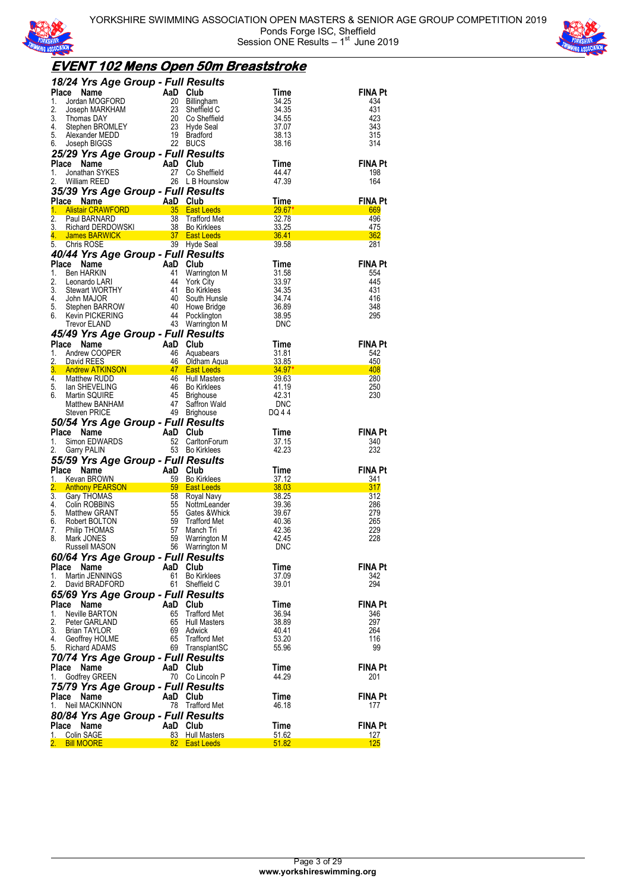YORKSHIRE SWIMMING ASSOCIATION OPEN MASTERS & SENIOR AGE GROUP COMPETITION 2019
Ponds Forge ISC, Sheffield
Session ONE Results – 1st June 2019

# EVENT 102 Mens Open 50m Breaststroke

## 18/24 Yrs Age Group - Full Results

| Place | Name | AaD | Club | Time | FINA Pt |
|---|---|---|---|---|---|
| 1. | Jordan MOGFORD | 20 | Billingham | 34.25 | 434 |
| 2. | Joseph MARKHAM | 23 | Sheffield C | 34.35 | 431 |
| 3. | Thomas DAY | 20 | Co Sheffield | 34.55 | 423 |
| 4. | Stephen BROMLEY | 23 | Hyde Seal | 37.07 | 343 |
| 5. | Alexander MEDD | 19 | Bradford | 38.13 | 315 |
| 6. | Joseph BIGGS | 22 | BUCS | 38.16 | 314 |

## 25/29 Yrs Age Group - Full Results

| Place | Name | AaD | Club | Time | FINA Pt |
|---|---|---|---|---|---|
| 1. | Jonathan SYKES | 27 | Co Sheffield | 44.47 | 198 |
| 2. | William REED | 26 | L B Hounslow | 47.39 | 164 |

## 35/39 Yrs Age Group - Full Results

| Place | Name | AaD | Club | Time | FINA Pt |
|---|---|---|---|---|---|
| 1. | Alistair CRAWFORD | 35 | East Leeds | 29.67* | 669 |
| 2. | Paul BARNARD | 38 | Trafford Met | 32.78 | 496 |
| 3. | Richard DERDOWSKI | 38 | Bo Kirklees | 33.25 | 475 |
| 4. | James BARWICK | 37 | East Leeds | 36.41 | 362 |
| 5. | Chris ROSE | 39 | Hyde Seal | 39.58 | 281 |

## 40/44 Yrs Age Group - Full Results

| Place | Name | AaD | Club | Time | FINA Pt |
|---|---|---|---|---|---|
| 1. | Ben HARKIN | 41 | Warrington M | 31.58 | 554 |
| 2. | Leonardo LARI | 44 | York City | 33.97 | 445 |
| 3. | Stewart WORTHY | 41 | Bo Kirklees | 34.35 | 431 |
| 4. | John MAJOR | 40 | South Hunsle | 34.74 | 416 |
| 5. | Stephen BARROW | 40 | Howe Bridge | 36.89 | 348 |
| 6. | Kevin PICKERING | 44 | Pocklington | 38.95 | 295 |
| | Trevor ELAND | 43 | Warrington M | DNC | |

## 45/49 Yrs Age Group - Full Results

| Place | Name | AaD | Club | Time | FINA Pt |
|---|---|---|---|---|---|
| 1. | Andrew COOPER | 46 | Aquabears | 31.81 | 542 |
| 2. | David REES | 46 | Oldham Aqua | 33.85 | 450 |
| 3. | Andrew ATKINSON | 47 | East Leeds | 34.97* | 408 |
| 4. | Matthew RUDD | 46 | Hull Masters | 39.63 | 280 |
| 5. | Ian SHEVELING | 46 | Bo Kirklees | 41.19 | 250 |
| 6. | Martin SQUIRE | 45 | Brighouse | 42.31 | 230 |
| | Matthew BANHAM | 47 | Saffron Wald | DNC | |
| | Steven PRICE | 49 | Brighouse | DQ 4 4 | |

## 50/54 Yrs Age Group - Full Results

| Place | Name | AaD | Club | Time | FINA Pt |
|---|---|---|---|---|---|
| 1. | Simon EDWARDS | 52 | CarltonForum | 37.15 | 340 |
| 2. | Garry PALIN | 53 | Bo Kirklees | 42.23 | 232 |

## 55/59 Yrs Age Group - Full Results

| Place | Name | AaD | Club | Time | FINA Pt |
|---|---|---|---|---|---|
| 1. | Kevan BROWN | 59 | Bo Kirklees | 37.12 | 341 |
| 2. | Anthony PEARSON | 59 | East Leeds | 38.03 | 317 |
| 3. | Gary THOMAS | 58 | Royal Navy | 38.25 | 312 |
| 4. | Colin ROBBINS | 55 | NottmLeander | 39.36 | 286 |
| 5. | Matthew GRANT | 55 | Gates &Whick | 39.67 | 279 |
| 6. | Robert BOLTON | 59 | Trafford Met | 40.36 | 265 |
| 7. | Philip THOMAS | 57 | Manch Tri | 42.36 | 229 |
| 8. | Mark JONES | 59 | Warrington M | 42.45 | 228 |
| | Russell MASON | 56 | Warrington M | DNC | |

## 60/64 Yrs Age Group - Full Results

| Place | Name | AaD | Club | Time | FINA Pt |
|---|---|---|---|---|---|
| 1. | Martin JENNINGS | 61 | Bo Kirklees | 37.09 | 342 |
| 2. | David BRADFORD | 61 | Sheffield C | 39.01 | 294 |

## 65/69 Yrs Age Group - Full Results

| Place | Name | AaD | Club | Time | FINA Pt |
|---|---|---|---|---|---|
| 1. | Neville BARTON | 65 | Trafford Met | 36.94 | 346 |
| 2. | Peter GARLAND | 65 | Hull Masters | 38.89 | 297 |
| 3. | Brian TAYLOR | 69 | Adwick | 40.41 | 264 |
| 4. | Geoffrey HOLME | 65 | Trafford Met | 53.20 | 116 |
| 5. | Richard ADAMS | 69 | TransplantSC | 55.96 | 99 |

## 70/74 Yrs Age Group - Full Results

| Place | Name | AaD | Club | Time | FINA Pt |
|---|---|---|---|---|---|
| 1. | Godfrey GREEN | 70 | Co Lincoln P | 44.29 | 201 |

## 75/79 Yrs Age Group - Full Results

| Place | Name | AaD | Club | Time | FINA Pt |
|---|---|---|---|---|---|
| 1. | Neil MACKINNON | 78 | Trafford Met | 46.18 | 177 |

## 80/84 Yrs Age Group - Full Results

| Place | Name | AaD | Club | Time | FINA Pt |
|---|---|---|---|---|---|
| 1. | Colin SAGE | 83 | Hull Masters | 51.62 | 127 |
| 2. | Bill MOORE | 82 | East Leeds | 51.82 | 125 |

www.yorkshireswimming.org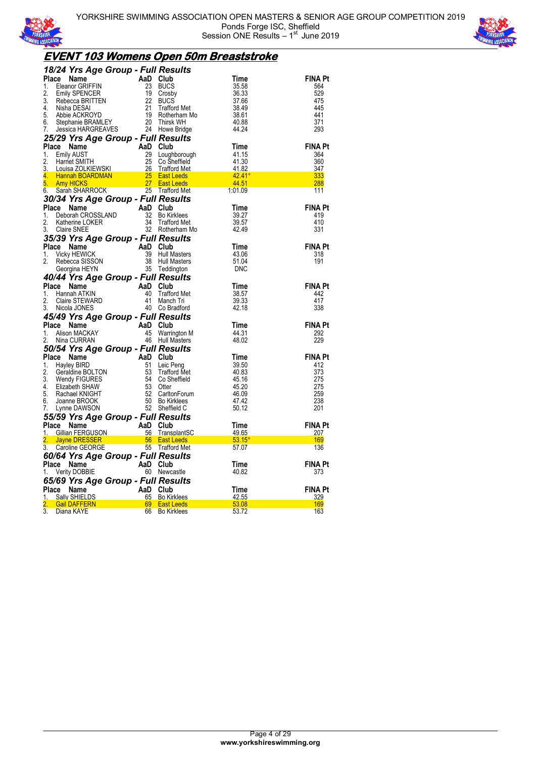YORKSHIRE SWIMMING ASSOCIATION OPEN MASTERS & SENIOR AGE GROUP COMPETITION 2019
Ponds Forge ISC, Sheffield
Session ONE Results – 1st June 2019

# EVENT 103 Womens Open 50m Breaststroke

### 18/24 Yrs Age Group - Full Results

| Place | Name | AaD | Club | Time | FINA Pt |
|---|---|---|---|---|---|
| 1. | Eleanor GRIFFIN | 23 | BUCS | 35.58 | 564 |
| 2. | Emily SPENCER | 19 | Crosby | 36.33 | 529 |
| 3. | Rebecca BRITTEN | 22 | BUCS | 37.66 | 475 |
| 4. | Nisha DESAI | 21 | Trafford Met | 38.49 | 445 |
| 5. | Abbie ACKROYD | 19 | Rotherham Mo | 38.61 | 441 |
| 6. | Stephanie BRAMLEY | 20 | Thirsk WH | 40.88 | 371 |
| 7. | Jessica HARGREAVES | 24 | Howe Bridge | 44.24 | 293 |

### 25/29 Yrs Age Group - Full Results

| Place | Name | AaD | Club | Time | FINA Pt |
|---|---|---|---|---|---|
| 1. | Emily AUST | 29 | Loughborough | 41.15 | 364 |
| 2. | Harriet SMITH | 25 | Co Sheffield | 41.30 | 360 |
| 3. | Louisa ZOLKIEWSKI | 26 | Trafford Met | 41.82 | 347 |
| 4. | Hannah BOARDMAN | 25 | East Leeds | 42.41* | 333 |
| 5. | Amy HICKS | 27 | East Leeds | 44.51 | 288 |
| 6. | Sarah SHARROCK | 25 | Trafford Met | 1:01.09 | 111 |

### 30/34 Yrs Age Group - Full Results

| Place | Name | AaD | Club | Time | FINA Pt |
|---|---|---|---|---|---|
| 1. | Deborah CROSSLAND | 32 | Bo Kirklees | 39.27 | 419 |
| 2. | Katherine LOKER | 34 | Trafford Met | 39.57 | 410 |
| 3. | Claire SNEE | 32 | Rotherham Mo | 42.49 | 331 |

### 35/39 Yrs Age Group - Full Results

| Place | Name | AaD | Club | Time | FINA Pt |
|---|---|---|---|---|---|
| 1. | Vicky HEWICK | 39 | Hull Masters | 43.06 | 318 |
| 2. | Rebecca SISSON | 38 | Hull Masters | 51.04 | 191 |
| | Georgina HEYN | 35 | Teddington | DNC | |

### 40/44 Yrs Age Group - Full Results

| Place | Name | AaD | Club | Time | FINA Pt |
|---|---|---|---|---|---|
| 1. | Hannah ATKIN | 40 | Trafford Met | 38.57 | 442 |
| 2. | Claire STEWARD | 41 | Manch Tri | 39.33 | 417 |
| 3. | Nicola JONES | 40 | Co Bradford | 42.18 | 338 |

### 45/49 Yrs Age Group - Full Results

| Place | Name | AaD | Club | Time | FINA Pt |
|---|---|---|---|---|---|
| 1. | Alison MACKAY | 45 | Warrington M | 44.31 | 292 |
| 2. | Nina CURRAN | 46 | Hull Masters | 48.02 | 229 |

### 50/54 Yrs Age Group - Full Results

| Place | Name | AaD | Club | Time | FINA Pt |
|---|---|---|---|---|---|
| 1. | Hayley BIRD | 51 | Leic Peng | 39.50 | 412 |
| 2. | Geraldine BOLTON | 53 | Trafford Met | 40.83 | 373 |
| 3. | Wendy FIGURES | 54 | Co Sheffield | 45.16 | 275 |
| 4. | Elizabeth SHAW | 53 | Otter | 45.20 | 275 |
| 5. | Rachael KNIGHT | 52 | CarltonForum | 46.09 | 259 |
| 6. | Joanne BROOK | 50 | Bo Kirklees | 47.42 | 238 |
| 7. | Lynne DAWSON | 52 | Sheffield C | 50.12 | 201 |

### 55/59 Yrs Age Group - Full Results

| Place | Name | AaD | Club | Time | FINA Pt |
|---|---|---|---|---|---|
| 1. | Gillian FERGUSON | 56 | TransplantSC | 49.65 | 207 |
| 2. | Jayne DRESSER | 56 | East Leeds | 53.15* | 169 |
| 3. | Caroline GEORGE | 55 | Trafford Met | 57.07 | 136 |

### 60/64 Yrs Age Group - Full Results

| Place | Name | AaD | Club | Time | FINA Pt |
|---|---|---|---|---|---|
| 1. | Verity DOBBIE | 60 | Newcastle | 40.82 | 373 |

### 65/69 Yrs Age Group - Full Results

| Place | Name | AaD | Club | Time | FINA Pt |
|---|---|---|---|---|---|
| 1. | Sally SHIELDS | 65 | Bo Kirklees | 42.55 | 329 |
| 2. | Gail DAFFERN | 69 | East Leeds | 53.08 | 169 |
| 3. | Diana KAYE | 66 | Bo Kirklees | 53.72 | 163 |

www.yorkshireswimming.org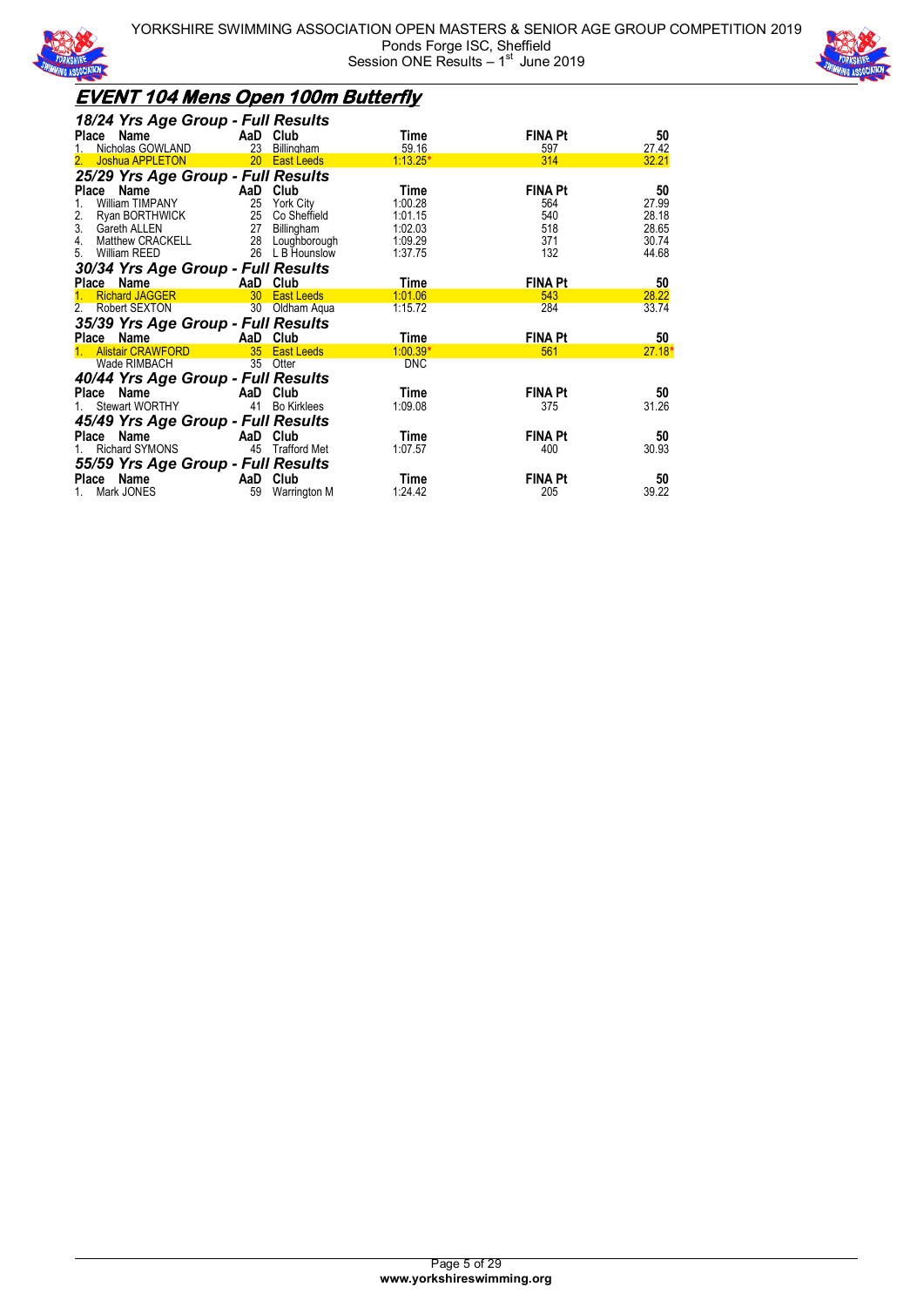YORKSHIRE SWIMMING ASSOCIATION OPEN MASTERS & SENIOR AGE GROUP COMPETITION 2019
Ponds Forge ISC, Sheffield
Session ONE Results – 1st June 2019

# EVENT 104 Mens Open 100m Butterfly

### 18/24 Yrs Age Group - Full Results

| Place | Name | AaD | Club | Time | FINA Pt | 50 |
|---|---|---|---|---|---|---|
| 1. | Nicholas GOWLAND | 23 | Billingham | 59.16 | 597 | 27.42 |
| 2. | Joshua APPLETON | 20 | East Leeds | 1:13.25* | 314 | 32.21 |

### 25/29 Yrs Age Group - Full Results

| Place | Name | AaD | Club | Time | FINA Pt | 50 |
|---|---|---|---|---|---|---|
| 1. | William TIMPANY | 25 | York City | 1:00.28 | 564 | 27.99 |
| 2. | Ryan BORTHWICK | 25 | Co Sheffield | 1:01.15 | 540 | 28.18 |
| 3. | Gareth ALLEN | 27 | Billingham | 1:02.03 | 518 | 28.65 |
| 4. | Matthew CRACKELL | 28 | Loughborough | 1:09.29 | 371 | 30.74 |
| 5. | William REED | 26 | L B Hounslow | 1:37.75 | 132 | 44.68 |

### 30/34 Yrs Age Group - Full Results

| Place | Name | AaD | Club | Time | FINA Pt | 50 |
|---|---|---|---|---|---|---|
| 1. | Richard JAGGER | 30 | East Leeds | 1:01.06 | 543 | 28.22 |
| 2. | Robert SEXTON | 30 | Oldham Aqua | 1:15.72 | 284 | 33.74 |

### 35/39 Yrs Age Group - Full Results

| Place | Name | AaD | Club | Time | FINA Pt | 50 |
|---|---|---|---|---|---|---|
| 1. | Alistair CRAWFORD | 35 | East Leeds | 1:00.39* | 561 | 27.18* |
| | Wade RIMBACH | 35 | Otter | DNC | | |

### 40/44 Yrs Age Group - Full Results

| Place | Name | AaD | Club | Time | FINA Pt | 50 |
|---|---|---|---|---|---|---|
| 1. | Stewart WORTHY | 41 | Bo Kirklees | 1:09.08 | 375 | 31.26 |

### 45/49 Yrs Age Group - Full Results

| Place | Name | AaD | Club | Time | FINA Pt | 50 |
|---|---|---|---|---|---|---|
| 1. | Richard SYMONS | 45 | Trafford Met | 1:07.57 | 400 | 30.93 |

### 55/59 Yrs Age Group - Full Results

| Place | Name | AaD | Club | Time | FINA Pt | 50 |
|---|---|---|---|---|---|---|
| 1. | Mark JONES | 59 | Warrington M | 1:24.42 | 205 | 39.22 |

www.yorkshireswimming.org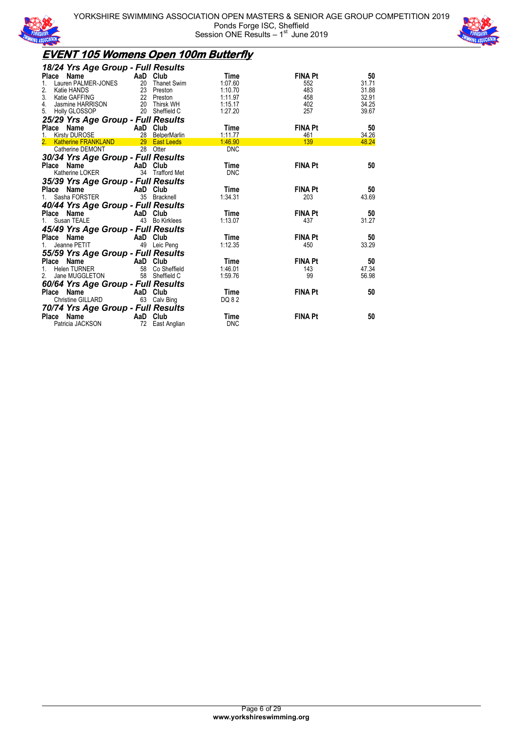YORKSHIRE SWIMMING ASSOCIATION OPEN MASTERS & SENIOR AGE GROUP COMPETITION 2019
Ponds Forge ISC, Sheffield
Session ONE Results – 1st June 2019

# EVENT 105 Womens Open 100m Butterfly

### 18/24 Yrs Age Group - Full Results

| Place | Name | AaD | Club | Time | FINA Pt | 50 |
|---|---|---|---|---|---|---|
| 1. | Lauren PALMER-JONES | 20 | Thanet Swim | 1:07.60 | 552 | 31.71 |
| 2. | Katie HANDS | 23 | Preston | 1:10.70 | 483 | 31.88 |
| 3. | Katie GAFFING | 22 | Preston | 1:11.97 | 458 | 32.91 |
| 4. | Jasmine HARRISON | 20 | Thirsk WH | 1:15.17 | 402 | 34.25 |
| 5. | Holly GLOSSOP | 20 | Sheffield C | 1:27.20 | 257 | 39.67 |

### 25/29 Yrs Age Group - Full Results

| Place | Name | AaD | Club | Time | FINA Pt | 50 |
|---|---|---|---|---|---|---|
| 1. | Kirsty DUROSE | 28 | BelperMarlin | 1:11.77 | 461 | 34.26 |
| 2. | Katherine FRANKLAND | 29 | East Leeds | 1:46.90 | 139 | 48.24 |
| | Catherine DEMONT | 28 | Otter | DNC | | |

### 30/34 Yrs Age Group - Full Results

| Place | Name | AaD | Club | Time | FINA Pt | 50 |
|---|---|---|---|---|---|---|
| | Katherine LOKER | 34 | Trafford Met | DNC | | |

### 35/39 Yrs Age Group - Full Results

| Place | Name | AaD | Club | Time | FINA Pt | 50 |
|---|---|---|---|---|---|---|
| 1. | Sasha FORSTER | 35 | Bracknell | 1:34.31 | 203 | 43.69 |

### 40/44 Yrs Age Group - Full Results

| Place | Name | AaD | Club | Time | FINA Pt | 50 |
|---|---|---|---|---|---|---|
| 1. | Susan TEALE | 43 | Bo Kirklees | 1:13.07 | 437 | 31.27 |

### 45/49 Yrs Age Group - Full Results

| Place | Name | AaD | Club | Time | FINA Pt | 50 |
|---|---|---|---|---|---|---|
| 1. | Jeanne PETIT | 49 | Leic Peng | 1:12.35 | 450 | 33.29 |

### 55/59 Yrs Age Group - Full Results

| Place | Name | AaD | Club | Time | FINA Pt | 50 |
|---|---|---|---|---|---|---|
| 1. | Helen TURNER | 58 | Co Sheffield | 1:46.01 | 143 | 47.34 |
| 2. | Jane MUGGLETON | 58 | Sheffield C | 1:59.76 | 99 | 56.98 |

### 60/64 Yrs Age Group - Full Results

| Place | Name | AaD | Club | Time | FINA Pt | 50 |
|---|---|---|---|---|---|---|
| | Christine GILLARD | 63 | Calv Bing | DQ 8 2 | | |

### 70/74 Yrs Age Group - Full Results

| Place | Name | AaD | Club | Time | FINA Pt | 50 |
|---|---|---|---|---|---|---|
| | Patricia JACKSON | 72 | East Anglian | DNC | | |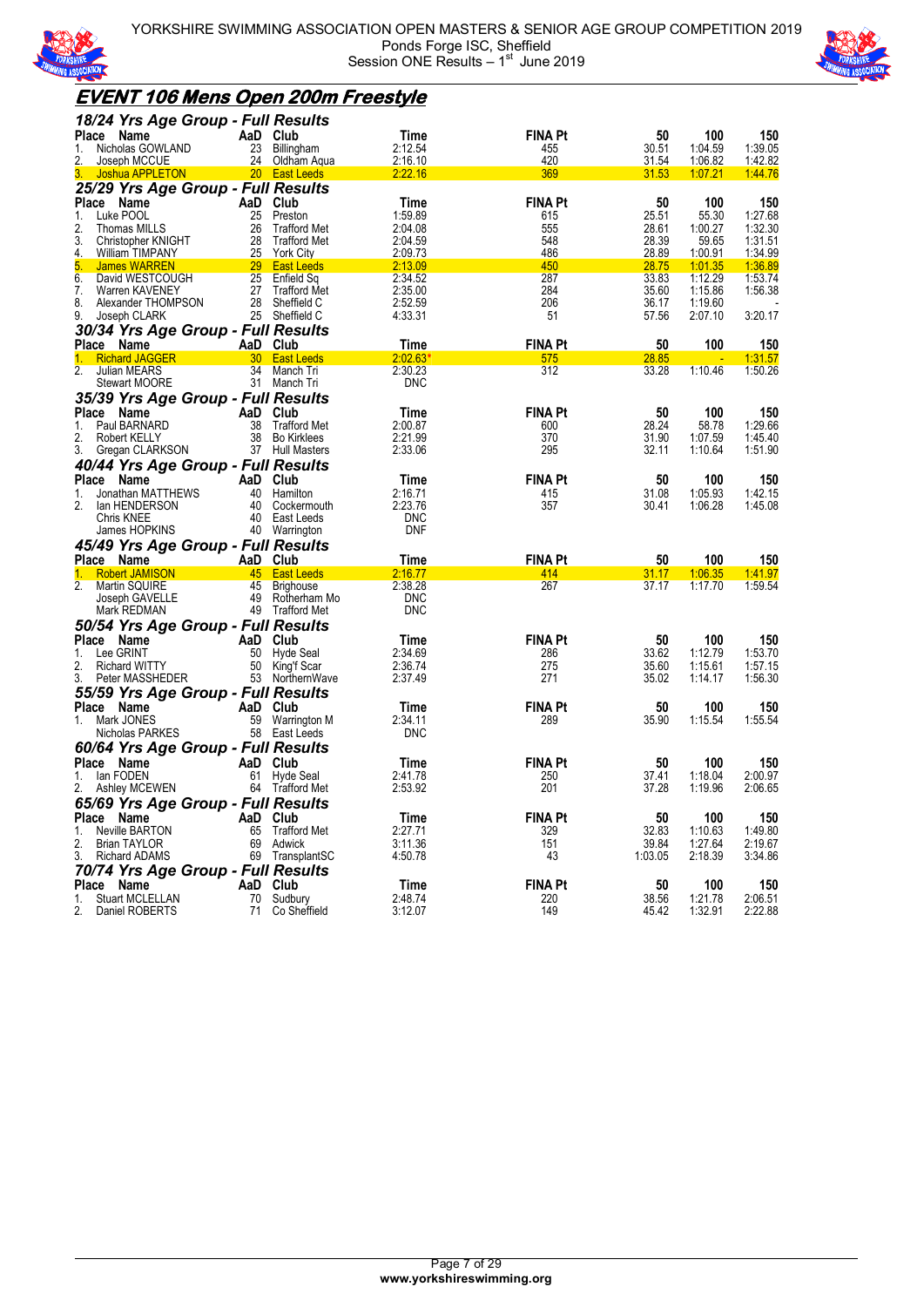YORKSHIRE SWIMMING ASSOCIATION OPEN MASTERS & SENIOR AGE GROUP COMPETITION 2019
Ponds Forge ISC, Sheffield
Session ONE Results – 1st June 2019

# EVENT 106 Mens Open 200m Freestyle

## 18/24 Yrs Age Group - Full Results

| Place | Name | AaD | Club | Time | FINA Pt | 50 | 100 | 150 |
|---|---|---|---|---|---|---|---|---|
| 1. | Nicholas GOWLAND | 23 | Billingham | 2:12.54 | 455 | 30.51 | 1:04.59 | 1:39.05 |
| 2. | Joseph MCCUE | 24 | Oldham Aqua | 2:16.10 | 420 | 31.54 | 1:06.82 | 1:42.82 |
| 3. | Joshua APPLETON | 20 | East Leeds | 2:22.16 | 369 | 31.53 | 1:07.21 | 1:44.76 |

## 25/29 Yrs Age Group - Full Results

| Place | Name | AaD | Club | Time | FINA Pt | 50 | 100 | 150 |
|---|---|---|---|---|---|---|---|---|
| 1. | Luke POOL | 25 | Preston | 1:59.89 | 615 | 25.51 | 55.30 | 1:27.68 |
| 2. | Thomas MILLS | 26 | Trafford Met | 2:04.08 | 555 | 28.61 | 1:00.27 | 1:32.30 |
| 3. | Christopher KNIGHT | 28 | Trafford Met | 2:04.59 | 548 | 28.39 | 59.65 | 1:31.51 |
| 4. | William TIMPANY | 25 | York City | 2:09.73 | 486 | 28.89 | 1:00.91 | 1:34.99 |
| 5. | James WARREN | 29 | East Leeds | 2:13.09 | 450 | 28.75 | 1:01.35 | 1:36.89 |
| 6. | David WESTCOUGH | 25 | Enfield Sq | 2:34.52 | 287 | 33.83 | 1:12.29 | 1:53.74 |
| 7. | Warren KAVENEY | 27 | Trafford Met | 2:35.00 | 284 | 35.60 | 1:15.86 | 1:56.38 |
| 8. | Alexander THOMPSON | 28 | Sheffield C | 2:52.59 | 206 | 36.17 | 1:19.60 | - |
| 9. | Joseph CLARK | 25 | Sheffield C | 4:33.31 | 51 | 57.56 | 2:07.10 | 3:20.17 |

## 30/34 Yrs Age Group - Full Results

| Place | Name | AaD | Club | Time | FINA Pt | 50 | 100 | 150 |
|---|---|---|---|---|---|---|---|---|
| 1. | Richard JAGGER | 30 | East Leeds | 2:02.63* | 575 | 28.85 | - | 1:31.57 |
| 2. | Julian MEARS | 34 | Manch Tri | 2:30.23 | 312 | 33.28 | 1:10.46 | 1:50.26 |
| | Stewart MOORE | 31 | Manch Tri | DNC | | | | |

## 35/39 Yrs Age Group - Full Results

| Place | Name | AaD | Club | Time | FINA Pt | 50 | 100 | 150 |
|---|---|---|---|---|---|---|---|---|
| 1. | Paul BARNARD | 38 | Trafford Met | 2:00.87 | 600 | 28.24 | 58.78 | 1:29.66 |
| 2. | Robert KELLY | 38 | Bo Kirklees | 2:21.99 | 370 | 31.90 | 1:07.59 | 1:45.40 |
| 3. | Gregan CLARKSON | 37 | Hull Masters | 2:33.06 | 295 | 32.11 | 1:10.64 | 1:51.90 |

## 40/44 Yrs Age Group - Full Results

| Place | Name | AaD | Club | Time | FINA Pt | 50 | 100 | 150 |
|---|---|---|---|---|---|---|---|---|
| 1. | Jonathan MATTHEWS | 40 | Hamilton | 2:16.71 | 415 | 31.08 | 1:05.93 | 1:42.15 |
| 2. | Ian HENDERSON | 40 | Cockermouth | 2:23.76 | 357 | 30.41 | 1:06.28 | 1:45.08 |
| | Chris KNEE | 40 | East Leeds | DNC | | | | |
| | James HOPKINS | 40 | Warrington | DNF | | | | |

## 45/49 Yrs Age Group - Full Results

| Place | Name | AaD | Club | Time | FINA Pt | 50 | 100 | 150 |
|---|---|---|---|---|---|---|---|---|
| 1. | Robert JAMISON | 45 | East Leeds | 2:16.77 | 414 | 31.17 | 1:06.35 | 1:41.97 |
| 2. | Martin SQUIRE | 45 | Brighouse | 2:38.28 | 267 | 37.17 | 1:17.70 | 1:59.54 |
| | Joseph GAVELLE | 49 | Rotherham Mo | DNC | | | | |
| | Mark REDMAN | 49 | Trafford Met | DNC | | | | |

## 50/54 Yrs Age Group - Full Results

| Place | Name | AaD | Club | Time | FINA Pt | 50 | 100 | 150 |
|---|---|---|---|---|---|---|---|---|
| 1. | Lee GRINT | 50 | Hyde Seal | 2:34.69 | 286 | 33.62 | 1:12.79 | 1:53.70 |
| 2. | Richard WITTY | 50 | King'f Scar | 2:36.74 | 275 | 35.60 | 1:15.61 | 1:57.15 |
| 3. | Peter MASSHEDER | 53 | NorthernWave | 2:37.49 | 271 | 35.02 | 1:14.17 | 1:56.30 |

## 55/59 Yrs Age Group - Full Results

| Place | Name | AaD | Club | Time | FINA Pt | 50 | 100 | 150 |
|---|---|---|---|---|---|---|---|---|
| 1. | Mark JONES | 59 | Warrington M | 2:34.11 | 289 | 35.90 | 1:15.54 | 1:55.54 |
| | Nicholas PARKES | 58 | East Leeds | DNC | | | | |

## 60/64 Yrs Age Group - Full Results

| Place | Name | AaD | Club | Time | FINA Pt | 50 | 100 | 150 |
|---|---|---|---|---|---|---|---|---|
| 1. | Ian FODEN | 61 | Hyde Seal | 2:41.78 | 250 | 37.41 | 1:18.04 | 2:00.97 |
| 2. | Ashley MCEWEN | 64 | Trafford Met | 2:53.92 | 201 | 37.28 | 1:19.96 | 2:06.65 |

## 65/69 Yrs Age Group - Full Results

| Place | Name | AaD | Club | Time | FINA Pt | 50 | 100 | 150 |
|---|---|---|---|---|---|---|---|---|
| 1. | Neville BARTON | 65 | Trafford Met | 2:27.71 | 329 | 32.83 | 1:10.63 | 1:49.80 |
| 2. | Brian TAYLOR | 69 | Adwick | 3:11.36 | 151 | 39.84 | 1:27.64 | 2:19.67 |
| 3. | Richard ADAMS | 69 | TransplantSC | 4:50.78 | 43 | 1:03.05 | 2:18.39 | 3:34.86 |

## 70/74 Yrs Age Group - Full Results

| Place | Name | AaD | Club | Time | FINA Pt | 50 | 100 | 150 |
|---|---|---|---|---|---|---|---|---|
| 1. | Stuart MCLELLAN | 70 | Sudbury | 2:48.74 | 220 | 38.56 | 1:21.78 | 2:06.51 |
| 2. | Daniel ROBERTS | 71 | Co Sheffield | 3:12.07 | 149 | 45.42 | 1:32.91 | 2:22.88 |

www.yorkshireswimming.org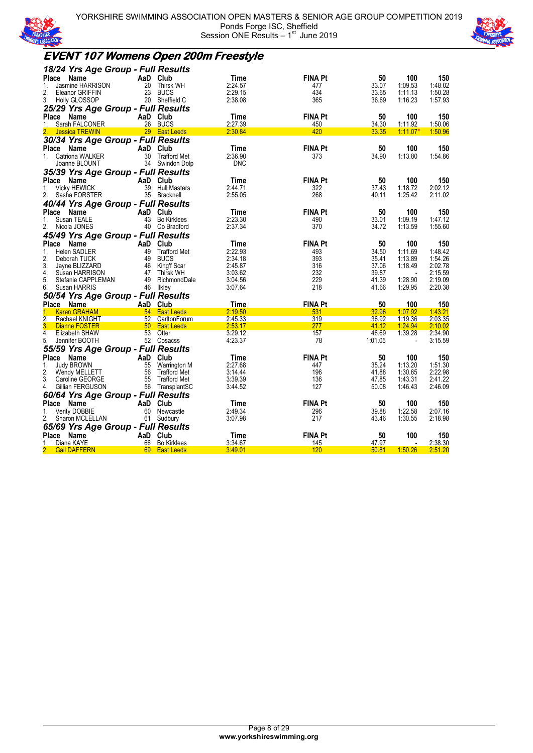## EVENT 107 Womens Open 200m Freestyle

### 18/24 Yrs Age Group - Full Results

| Place | Name | AaD | Club | Time | FINA Pt | 50 | 100 | 150 |
|---|---|---|---|---|---|---|---|---|
| 1. | Jasmine HARRISON | 20 | Thirsk WH | 2:24.57 | 477 | 33.07 | 1:09.53 | 1:48.02 |
| 2. | Eleanor GRIFFIN | 23 | BUCS | 2:29.15 | 434 | 33.65 | 1:11.13 | 1:50.28 |
| 3. | Holly GLOSSOP | 20 | Sheffield C | 2:38.08 | 365 | 36.69 | 1:16.23 | 1:57.93 |

### 25/29 Yrs Age Group - Full Results

| Place | Name | AaD | Club | Time | FINA Pt | 50 | 100 | 150 |
|---|---|---|---|---|---|---|---|---|
| 1. | Sarah FALCONER | 26 | BUCS | 2:27.39 | 450 | 34.30 | 1:11.92 | 1:50.06 |
| 2. | Jessica TREWIN | 29 | East Leeds | 2:30.84 | 420 | 33.35 | 1:11.07* | 1:50.96 |

### 30/34 Yrs Age Group - Full Results

| Place | Name | AaD | Club | Time | FINA Pt | 50 | 100 | 150 |
|---|---|---|---|---|---|---|---|---|
| 1. | Catriona WALKER | 30 | Trafford Met | 2:36.90 | 373 | 34.90 | 1:13.80 | 1:54.86 |
| | Joanne BLOUNT | 34 | Swindon Dolp | DNC | | | | |

### 35/39 Yrs Age Group - Full Results

| Place | Name | AaD | Club | Time | FINA Pt | 50 | 100 | 150 |
|---|---|---|---|---|---|---|---|---|
| 1. | Vicky HEWICK | 39 | Hull Masters | 2:44.71 | 322 | 37.43 | 1:18.72 | 2:02.12 |
| 2. | Sasha FORSTER | 35 | Bracknell | 2:55.05 | 268 | 40.11 | 1:25.42 | 2:11.02 |

### 40/44 Yrs Age Group - Full Results

| Place | Name | AaD | Club | Time | FINA Pt | 50 | 100 | 150 |
|---|---|---|---|---|---|---|---|---|
| 1. | Susan TEALE | 43 | Bo Kirklees | 2:23.30 | 490 | 33.01 | 1:09.19 | 1:47.12 |
| 2. | Nicola JONES | 40 | Co Bradford | 2:37.34 | 370 | 34.72 | 1:13.59 | 1:55.60 |

### 45/49 Yrs Age Group - Full Results

| Place | Name | AaD | Club | Time | FINA Pt | 50 | 100 | 150 |
|---|---|---|---|---|---|---|---|---|
| 1. | Helen SADLER | 49 | Trafford Met | 2:22.93 | 493 | 34.50 | 1:11.69 | 1:48.42 |
| 2. | Deborah TUCK | 49 | BUCS | 2:34.18 | 393 | 35.41 | 1:13.89 | 1:54.26 |
| 3. | Jayne BLIZZARD | 46 | King'f Scar | 2:45.87 | 316 | 37.06 | 1:18.49 | 2:02.78 |
| 4. | Susan HARRISON | 47 | Thirsk WH | 3:03.62 | 232 | 39.87 | - | 2:15.59 |
| 5. | Stefanie CAPPLEMAN | 49 | RichmondDale | 3:04.56 | 229 | 41.39 | 1:28.90 | 2:19.09 |
| 6. | Susan HARRIS | 46 | Ilkley | 3:07.64 | 218 | 41.66 | 1:29.95 | 2:20.38 |

### 50/54 Yrs Age Group - Full Results

| Place | Name | AaD | Club | Time | FINA Pt | 50 | 100 | 150 |
|---|---|---|---|---|---|---|---|---|
| 1. | Karen GRAHAM | 54 | East Leeds | 2:19.50 | 531 | 32.96 | 1:07.92 | 1:43.21 |
| 2. | Rachael KNIGHT | 52 | CarltonForum | 2:45.33 | 319 | 36.92 | 1:19.36 | 2:03.35 |
| 3. | Dianne FOSTER | 50 | East Leeds | 2:53.17 | 277 | 41.12 | 1:24.94 | 2:10.02 |
| 4. | Elizabeth SHAW | 53 | Otter | 3:29.12 | 157 | 46.69 | 1:39.28 | 2:34.90 |
| 5. | Jennifer BOOTH | 52 | Cosacss | 4:23.37 | 78 | 1:01.05 | - | 3:15.59 |

### 55/59 Yrs Age Group - Full Results

| Place | Name | AaD | Club | Time | FINA Pt | 50 | 100 | 150 |
|---|---|---|---|---|---|---|---|---|
| 1. | Judy BROWN | 55 | Warrington M | 2:27.68 | 447 | 35.24 | 1:13.20 | 1:51.30 |
| 2. | Wendy MELLETT | 56 | Trafford Met | 3:14.44 | 196 | 41.88 | 1:30.65 | 2:22.98 |
| 3. | Caroline GEORGE | 55 | Trafford Met | 3:39.39 | 136 | 47.85 | 1:43.31 | 2:41.22 |
| 4. | Gillian FERGUSON | 56 | TransplantSC | 3:44.52 | 127 | 50.08 | 1:46.43 | 2:46.09 |

### 60/64 Yrs Age Group - Full Results

| Place | Name | AaD | Club | Time | FINA Pt | 50 | 100 | 150 |
|---|---|---|---|---|---|---|---|---|
| 1. | Verity DOBBIE | 60 | Newcastle | 2:49.34 | 296 | 39.88 | 1:22.58 | 2:07.16 |
| 2. | Sharon MCLELLAN | 61 | Sudbury | 3:07.98 | 217 | 43.46 | 1:30.55 | 2:18.98 |

### 65/69 Yrs Age Group - Full Results

| Place | Name | AaD | Club | Time | FINA Pt | 50 | 100 | 150 |
|---|---|---|---|---|---|---|---|---|
| 1. | Diana KAYE | 66 | Bo Kirklees | 3:34.67 | 145 | 47.97 | - | 2:38.30 |
| 2. | Gail DAFFERN | 69 | East Leeds | 3:49.01 | 120 | 50.81 | 1:50.26 | 2:51.20 |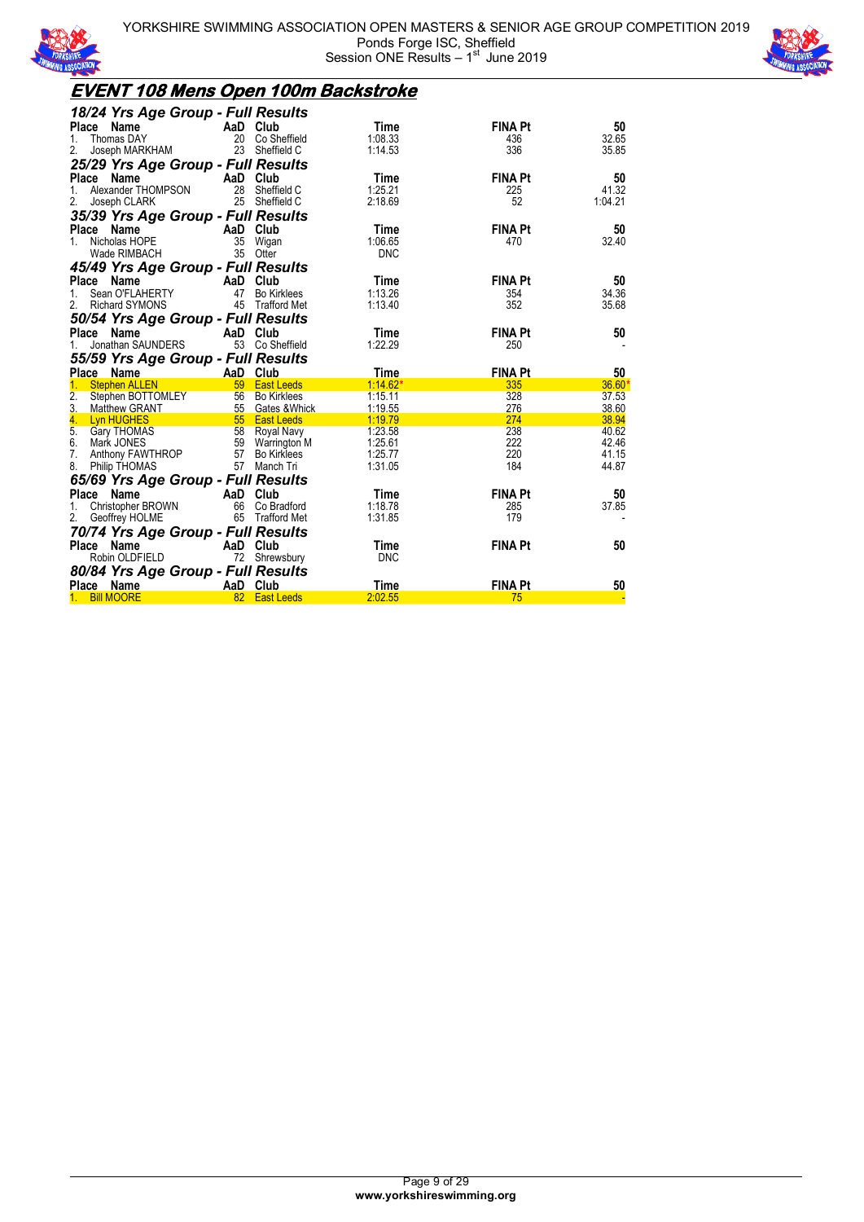YORKSHIRE SWIMMING ASSOCIATION OPEN MASTERS & SENIOR AGE GROUP COMPETITION 2019
Ponds Forge ISC, Sheffield
Session ONE Results – 1st June 2019

## EVENT 108 Mens Open 100m Backstroke

### 18/24 Yrs Age Group - Full Results

| Place | Name | AaD | Club | Time | FINA Pt | 50 |
|---|---|---|---|---|---|---|
| 1. | Thomas DAY | 20 | Co Sheffield | 1:08.33 | 436 | 32.65 |
| 2. | Joseph MARKHAM | 23 | Sheffield C | 1:14.53 | 336 | 35.85 |

### 25/29 Yrs Age Group - Full Results

| Place | Name | AaD | Club | Time | FINA Pt | 50 |
|---|---|---|---|---|---|---|
| 1. | Alexander THOMPSON | 28 | Sheffield C | 1:25.21 | 225 | 41.32 |
| 2. | Joseph CLARK | 25 | Sheffield C | 2:18.69 | 52 | 1:04.21 |

### 35/39 Yrs Age Group - Full Results

| Place | Name | AaD | Club | Time | FINA Pt | 50 |
|---|---|---|---|---|---|---|
| 1. | Nicholas HOPE | 35 | Wigan | 1:06.65 | 470 | 32.40 |
| | Wade RIMBACH | 35 | Otter | DNC | | |

### 45/49 Yrs Age Group - Full Results

| Place | Name | AaD | Club | Time | FINA Pt | 50 |
|---|---|---|---|---|---|---|
| 1. | Sean O'FLAHERTY | 47 | Bo Kirklees | 1:13.26 | 354 | 34.36 |
| 2. | Richard SYMONS | 45 | Trafford Met | 1:13.40 | 352 | 35.68 |

### 50/54 Yrs Age Group - Full Results

| Place | Name | AaD | Club | Time | FINA Pt | 50 |
|---|---|---|---|---|---|---|
| 1. | Jonathan SAUNDERS | 53 | Co Sheffield | 1:22.29 | 250 | - |

### 55/59 Yrs Age Group - Full Results

| Place | Name | AaD | Club | Time | FINA Pt | 50 |
|---|---|---|---|---|---|---|
| 1. | Stephen ALLEN | 59 | East Leeds | 1:14.62* | 335 | 36.60* |
| 2. | Stephen BOTTOMLEY | 56 | Bo Kirklees | 1:15.11 | 328 | 37.53 |
| 3. | Matthew GRANT | 55 | Gates &Whick | 1:19.55 | 276 | 38.60 |
| 4. | Lyn HUGHES | 55 | East Leeds | 1:19.79 | 274 | 38.94 |
| 5. | Gary THOMAS | 58 | Royal Navy | 1:23.58 | 238 | 40.62 |
| 6. | Mark JONES | 59 | Warrington M | 1:25.61 | 222 | 42.46 |
| 7. | Anthony FAWTHROP | 57 | Bo Kirklees | 1:25.77 | 220 | 41.15 |
| 8. | Philip THOMAS | 57 | Manch Tri | 1:31.05 | 184 | 44.87 |

### 65/69 Yrs Age Group - Full Results

| Place | Name | AaD | Club | Time | FINA Pt | 50 |
|---|---|---|---|---|---|---|
| 1. | Christopher BROWN | 66 | Co Bradford | 1:18.78 | 285 | 37.85 |
| 2. | Geoffrey HOLME | 65 | Trafford Met | 1:31.85 | 179 | - |

### 70/74 Yrs Age Group - Full Results

| Place | Name | AaD | Club | Time | FINA Pt | 50 |
|---|---|---|---|---|---|---|
| | Robin OLDFIELD | 72 | Shrewsbury | DNC | | |

### 80/84 Yrs Age Group - Full Results

| Place | Name | AaD | Club | Time | FINA Pt | 50 |
|---|---|---|---|---|---|---|
| 1. | Bill MOORE | 82 | East Leeds | 2:02.55 | 75 | - |

www.yorkshireswimming.org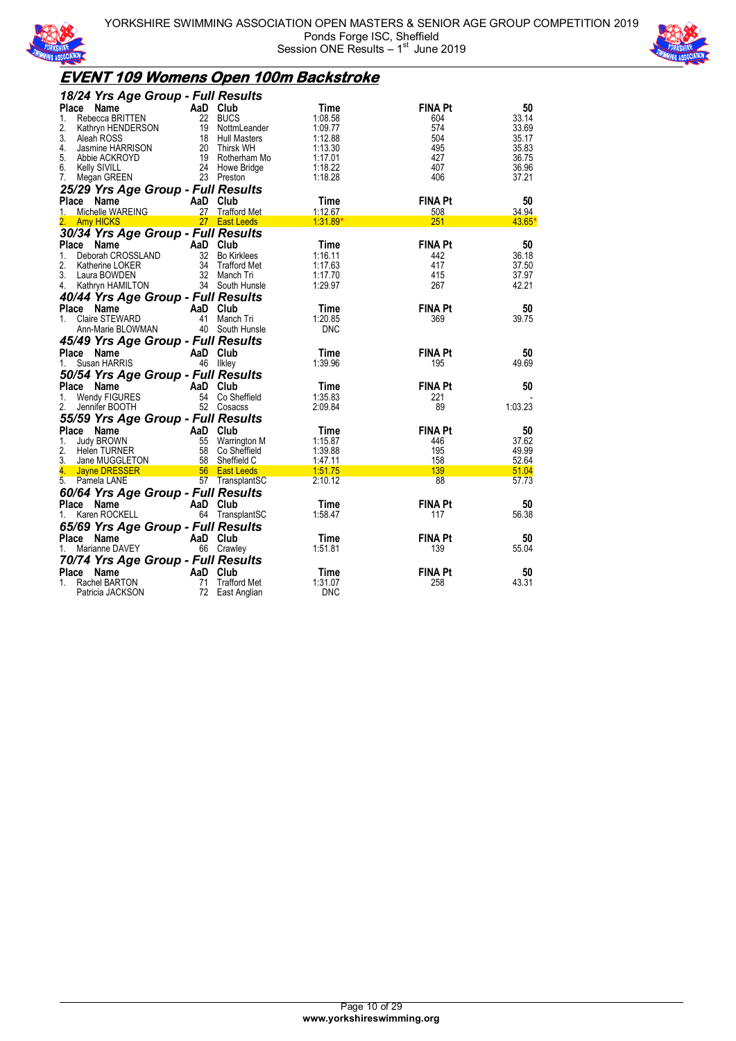# EVENT 109 Womens Open 100m Backstroke

## 18/24 Yrs Age Group - Full Results

| Place | Name | AaD | Club | Time | FINA Pt | 50 |
|---|---|---|---|---|---|---|
| 1. | Rebecca BRITTEN | 22 | BUCS | 1:08.58 | 604 | 33.14 |
| 2. | Kathryn HENDERSON | 19 | NottmLeander | 1:09.77 | 574 | 33.69 |
| 3. | Aleah ROSS | 18 | Hull Masters | 1:12.88 | 504 | 35.17 |
| 4. | Jasmine HARRISON | 20 | Thirsk WH | 1:13.30 | 495 | 35.83 |
| 5. | Abbie ACKROYD | 19 | Rotherham Mo | 1:17.01 | 427 | 36.75 |
| 6. | Kelly SIVILL | 24 | Howe Bridge | 1:18.22 | 407 | 36.96 |
| 7. | Megan GREEN | 23 | Preston | 1:18.28 | 406 | 37.21 |

## 25/29 Yrs Age Group - Full Results

| Place | Name | AaD | Club | Time | FINA Pt | 50 |
|---|---|---|---|---|---|---|
| 1. | Michelle WAREING | 27 | Trafford Met | 1:12.67 | 508 | 34.94 |
| 2. | Amy HICKS | 27 | East Leeds | 1:31.89* | 251 | 43.65* |

## 30/34 Yrs Age Group - Full Results

| Place | Name | AaD | Club | Time | FINA Pt | 50 |
|---|---|---|---|---|---|---|
| 1. | Deborah CROSSLAND | 32 | Bo Kirklees | 1:16.11 | 442 | 36.18 |
| 2. | Katherine LOKER | 34 | Trafford Met | 1:17.63 | 417 | 37.50 |
| 3. | Laura BOWDEN | 32 | Manch Tri | 1:17.70 | 415 | 37.97 |
| 4. | Kathryn HAMILTON | 34 | South Hunsle | 1:29.97 | 267 | 42.21 |

## 40/44 Yrs Age Group - Full Results

| Place | Name | AaD | Club | Time | FINA Pt | 50 |
|---|---|---|---|---|---|---|
| 1. | Claire STEWARD | 41 | Manch Tri | 1:20.85 | 369 | 39.75 |
| | Ann-Marie BLOWMAN | 40 | South Hunsle | DNC | | |

## 45/49 Yrs Age Group - Full Results

| Place | Name | AaD | Club | Time | FINA Pt | 50 |
|---|---|---|---|---|---|---|
| 1. | Susan HARRIS | 46 | Ilkley | 1:39.96 | 195 | 49.69 |

## 50/54 Yrs Age Group - Full Results

| Place | Name | AaD | Club | Time | FINA Pt | 50 |
|---|---|---|---|---|---|---|
| 1. | Wendy FIGURES | 54 | Co Sheffield | 1:35.83 | 221 | - |
| 2. | Jennifer BOOTH | 52 | Cosacss | 2:09.84 | 89 | 1:03.23 |

## 55/59 Yrs Age Group - Full Results

| Place | Name | AaD | Club | Time | FINA Pt | 50 |
|---|---|---|---|---|---|---|
| 1. | Judy BROWN | 55 | Warrington M | 1:15.87 | 446 | 37.62 |
| 2. | Helen TURNER | 58 | Co Sheffield | 1:39.88 | 195 | 49.99 |
| 3. | Jane MUGGLETON | 58 | Sheffield C | 1:47.11 | 158 | 52.64 |
| 4. | Jayne DRESSER | 56 | East Leeds | 1:51.75 | 139 | 51.04 |
| 5. | Pamela LANE | 57 | TransplantSC | 2:10.12 | 88 | 57.73 |

## 60/64 Yrs Age Group - Full Results

| Place | Name | AaD | Club | Time | FINA Pt | 50 |
|---|---|---|---|---|---|---|
| 1. | Karen ROCKELL | 64 | TransplantSC | 1:58.47 | 117 | 56.38 |

## 65/69 Yrs Age Group - Full Results

| Place | Name | AaD | Club | Time | FINA Pt | 50 |
|---|---|---|---|---|---|---|
| 1. | Marianne DAVEY | 66 | Crawley | 1:51.81 | 139 | 55.04 |

## 70/74 Yrs Age Group - Full Results

| Place | Name | AaD | Club | Time | FINA Pt | 50 |
|---|---|---|---|---|---|---|
| 1. | Rachel BARTON | 71 | Trafford Met | 1:31.07 | 258 | 43.31 |
| | Patricia JACKSON | 72 | East Anglian | DNC | | |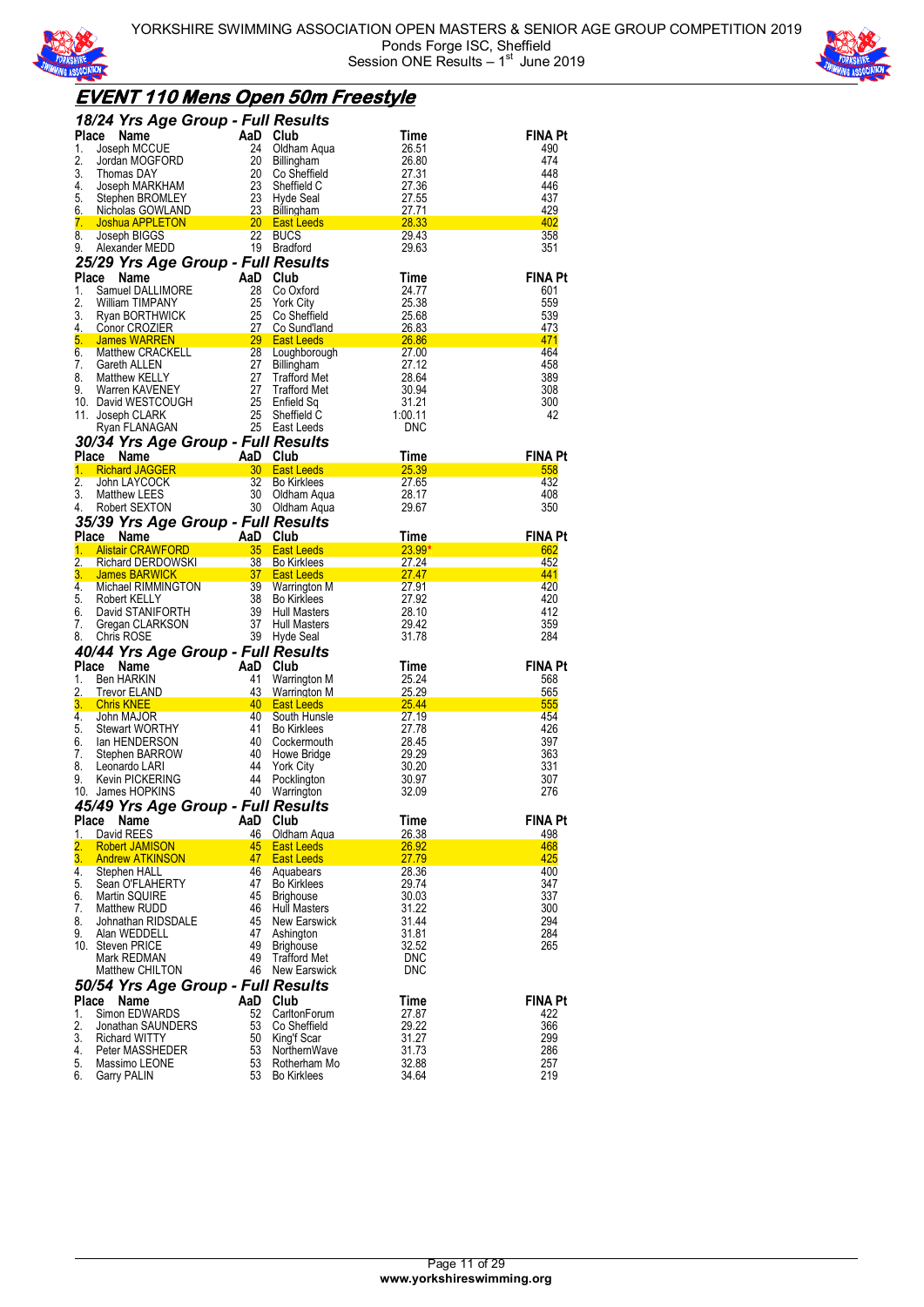# EVENT 110 Mens Open 50m Freestyle

## 18/24 Yrs Age Group - Full Results

| Place | Name | AaD | Club | Time | FINA Pt |
|---|---|---|---|---|---|
| 1. | Joseph MCCUE | 24 | Oldham Aqua | 26.51 | 490 |
| 2. | Jordan MOGFORD | 20 | Billingham | 26.80 | 474 |
| 3. | Thomas DAY | 20 | Co Sheffield | 27.31 | 448 |
| 4. | Joseph MARKHAM | 23 | Sheffield C | 27.36 | 446 |
| 5. | Stephen BROMLEY | 23 | Hyde Seal | 27.55 | 437 |
| 6. | Nicholas GOWLAND | 23 | Billingham | 27.71 | 429 |
| 7. | Joshua APPLETON | 20 | East Leeds | 28.33 | 402 |
| 8. | Joseph BIGGS | 22 | BUCS | 29.43 | 358 |
| 9. | Alexander MEDD | 19 | Bradford | 29.63 | 351 |

## 25/29 Yrs Age Group - Full Results

| Place | Name | AaD | Club | Time | FINA Pt |
|---|---|---|---|---|---|
| 1. | Samuel DALLIMORE | 28 | Co Oxford | 24.77 | 601 |
| 2. | William TIMPANY | 25 | York City | 25.38 | 559 |
| 3. | Ryan BORTHWICK | 25 | Co Sheffield | 25.68 | 539 |
| 4. | Conor CROZIER | 27 | Co Sund'land | 26.83 | 473 |
| 5. | James WARREN | 29 | East Leeds | 26.86 | 471 |
| 6. | Matthew CRACKELL | 28 | Loughborough | 27.00 | 464 |
| 7. | Gareth ALLEN | 27 | Billingham | 27.12 | 458 |
| 8. | Matthew KELLY | 27 | Trafford Met | 28.64 | 389 |
| 9. | Warren KAVENEY | 27 | Trafford Met | 30.94 | 308 |
| 10. | David WESTCOUGH | 25 | Enfield Sq | 31.21 | 300 |
| 11. | Joseph CLARK | 25 | Sheffield C | 1:00.11 | 42 |
| | Ryan FLANAGAN | 25 | East Leeds | DNC | |

## 30/34 Yrs Age Group - Full Results

| Place | Name | AaD | Club | Time | FINA Pt |
|---|---|---|---|---|---|
| 1. | Richard JAGGER | 30 | East Leeds | 25.39 | 558 |
| 2. | John LAYCOCK | 32 | Bo Kirklees | 27.65 | 432 |
| 3. | Matthew LEES | 30 | Oldham Aqua | 28.17 | 408 |
| 4. | Robert SEXTON | 30 | Oldham Aqua | 29.67 | 350 |

## 35/39 Yrs Age Group - Full Results

| Place | Name | AaD | Club | Time | FINA Pt |
|---|---|---|---|---|---|
| 1. | Alistair CRAWFORD | 35 | East Leeds | 23.99* | 662 |
| 2. | Richard DERDOWSKI | 38 | Bo Kirklees | 27.24 | 452 |
| 3. | James BARWICK | 37 | East Leeds | 27.47 | 441 |
| 4. | Michael RIMMINGTON | 39 | Warrington M | 27.91 | 420 |
| 5. | Robert KELLY | 38 | Bo Kirklees | 27.92 | 420 |
| 6. | David STANIFORTH | 39 | Hull Masters | 28.10 | 412 |
| 7. | Gregan CLARKSON | 37 | Hull Masters | 29.42 | 359 |
| 8. | Chris ROSE | 39 | Hyde Seal | 31.78 | 284 |

## 40/44 Yrs Age Group - Full Results

| Place | Name | AaD | Club | Time | FINA Pt |
|---|---|---|---|---|---|
| 1. | Ben HARKIN | 41 | Warrington M | 25.24 | 568 |
| 2. | Trevor ELAND | 43 | Warrington M | 25.29 | 565 |
| 3. | Chris KNEE | 40 | East Leeds | 25.44 | 555 |
| 4. | John MAJOR | 40 | South Hunsle | 27.19 | 454 |
| 5. | Stewart WORTHY | 41 | Bo Kirklees | 27.78 | 426 |
| 6. | Ian HENDERSON | 40 | Cockermouth | 28.45 | 397 |
| 7. | Stephen BARROW | 40 | Howe Bridge | 29.29 | 363 |
| 8. | Leonardo LARI | 44 | York City | 30.20 | 331 |
| 9. | Kevin PICKERING | 44 | Pocklington | 30.97 | 307 |
| 10. | James HOPKINS | 40 | Warrington | 32.09 | 276 |

## 45/49 Yrs Age Group - Full Results

| Place | Name | AaD | Club | Time | FINA Pt |
|---|---|---|---|---|---|
| 1. | David REES | 46 | Oldham Aqua | 26.38 | 498 |
| 2. | Robert JAMISON | 45 | East Leeds | 26.92 | 468 |
| 3. | Andrew ATKINSON | 47 | East Leeds | 27.79 | 425 |
| 4. | Stephen HALL | 46 | Aquabears | 28.36 | 400 |
| 5. | Sean O'FLAHERTY | 47 | Bo Kirklees | 29.74 | 347 |
| 6. | Martin SQUIRE | 45 | Brighouse | 30.03 | 337 |
| 7. | Matthew RUDD | 46 | Hull Masters | 31.22 | 300 |
| 8. | Johnathan RIDSDALE | 45 | New Earswick | 31.44 | 294 |
| 9. | Alan WEDDELL | 47 | Ashington | 31.81 | 284 |
| 10. | Steven PRICE | 49 | Brighouse | 32.52 | 265 |
| | Mark REDMAN | 49 | Trafford Met | DNC | |
| | Matthew CHILTON | 46 | New Earswick | DNC | |

## 50/54 Yrs Age Group - Full Results

| Place | Name | AaD | Club | Time | FINA Pt |
|---|---|---|---|---|---|
| 1. | Simon EDWARDS | 52 | CarltonForum | 27.87 | 422 |
| 2. | Jonathan SAUNDERS | 53 | Co Sheffield | 29.22 | 366 |
| 3. | Richard WITTY | 50 | King'f Scar | 31.27 | 299 |
| 4. | Peter MASSHEDER | 53 | NorthernWave | 31.73 | 286 |
| 5. | Massimo LEONE | 53 | Rotherham Mo | 32.88 | 257 |
| 6. | Garry PALIN | 53 | Bo Kirklees | 34.64 | 219 |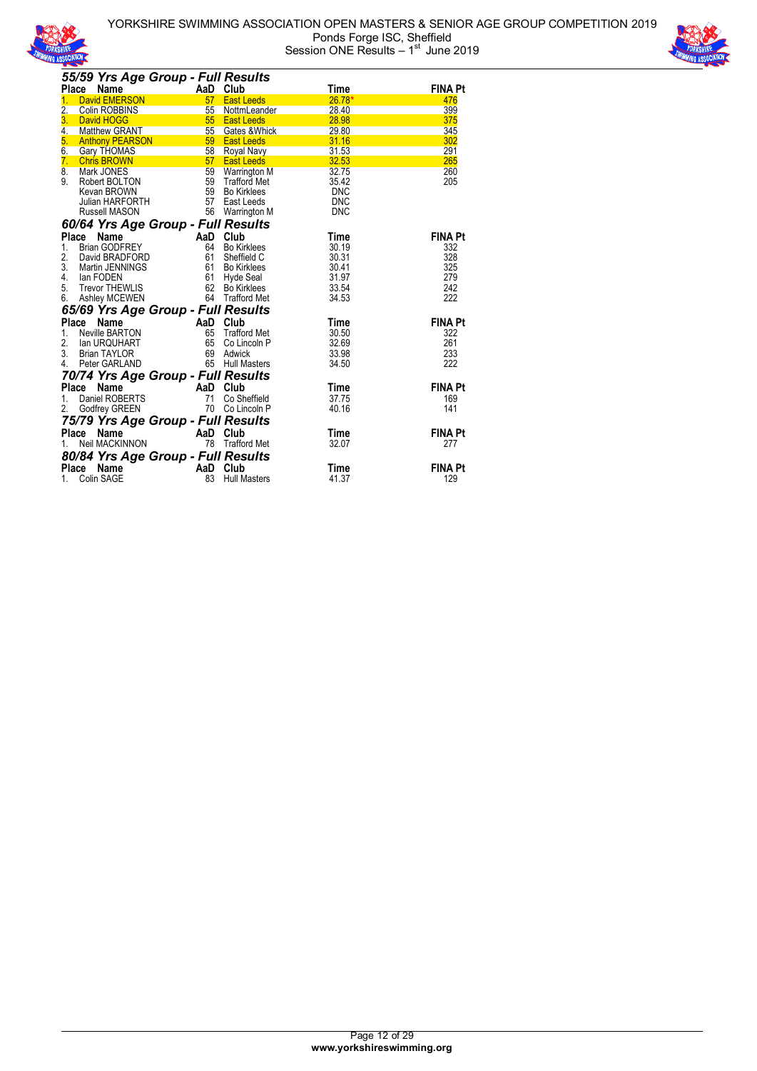## 55/59 Yrs Age Group - Full Results

| Place | Name | AaD | Club | Time | FINA Pt |
|---|---|---|---|---|---|
| 1. | David EMERSON | 57 | East Leeds | 26.78* | 476 |
| 2. | Colin ROBBINS | 55 | NottmLeander | 28.40 | 399 |
| 3. | David HOGG | 55 | East Leeds | 28.98 | 375 |
| 4. | Matthew GRANT | 55 | Gates &Whick | 29.80 | 345 |
| 5. | Anthony PEARSON | 59 | East Leeds | 31.16 | 302 |
| 6. | Gary THOMAS | 58 | Royal Navy | 31.53 | 291 |
| 7. | Chris BROWN | 57 | East Leeds | 32.53 | 265 |
| 8. | Mark JONES | 59 | Warrington M | 32.75 | 260 |
| 9. | Robert BOLTON | 59 | Trafford Met | 35.42 | 205 |
| | Kevan BROWN | 59 | Bo Kirklees | DNC | |
| | Julian HARFORTH | 57 | East Leeds | DNC | |
| | Russell MASON | 56 | Warrington M | DNC | |

## 60/64 Yrs Age Group - Full Results

| Place | Name | AaD | Club | Time | FINA Pt |
|---|---|---|---|---|---|
| 1. | Brian GODFREY | 64 | Bo Kirklees | 30.19 | 332 |
| 2. | David BRADFORD | 61 | Sheffield C | 30.31 | 328 |
| 3. | Martin JENNINGS | 61 | Bo Kirklees | 30.41 | 325 |
| 4. | Ian FODEN | 61 | Hyde Seal | 31.97 | 279 |
| 5. | Trevor THEWLIS | 62 | Bo Kirklees | 33.54 | 242 |
| 6. | Ashley MCEWEN | 64 | Trafford Met | 34.53 | 222 |

## 65/69 Yrs Age Group - Full Results

| Place | Name | AaD | Club | Time | FINA Pt |
|---|---|---|---|---|---|
| 1. | Neville BARTON | 65 | Trafford Met | 30.50 | 322 |
| 2. | Ian URQUHART | 65 | Co Lincoln P | 32.69 | 261 |
| 3. | Brian TAYLOR | 69 | Adwick | 33.98 | 233 |
| 4. | Peter GARLAND | 65 | Hull Masters | 34.50 | 222 |

## 70/74 Yrs Age Group - Full Results

| Place | Name | AaD | Club | Time | FINA Pt |
|---|---|---|---|---|---|
| 1. | Daniel ROBERTS | 71 | Co Sheffield | 37.75 | 169 |
| 2. | Godfrey GREEN | 70 | Co Lincoln P | 40.16 | 141 |

## 75/79 Yrs Age Group - Full Results

| Place | Name | AaD | Club | Time | FINA Pt |
|---|---|---|---|---|---|
| 1. | Neil MACKINNON | 78 | Trafford Met | 32.07 | 277 |

## 80/84 Yrs Age Group - Full Results

| Place | Name | AaD | Club | Time | FINA Pt |
|---|---|---|---|---|---|
| 1. | Colin SAGE | 83 | Hull Masters | 41.37 | 129 |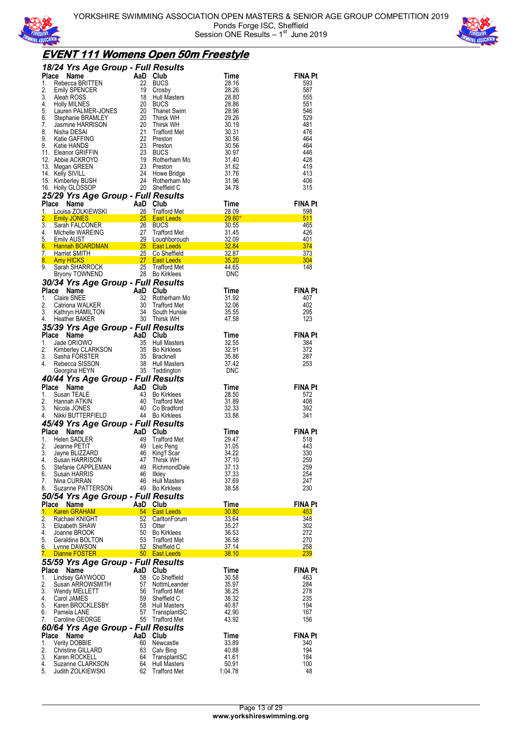YORKSHIRE SWIMMING ASSOCIATION OPEN MASTERS & SENIOR AGE GROUP COMPETITION 2019
Ponds Forge ISC, Sheffield
Session ONE Results – 1st June 2019

# EVENT 111 Womens Open 50m Freestyle

## 18/24 Yrs Age Group - Full Results

| Place | Name | AaD | Club | Time | FINA Pt |
|---|---|---|---|---|---|
| 1. | Rebecca BRITTEN | 22 | BUCS | 28.16 | 593 |
| 2. | Emily SPENCER | 19 | Crosby | 28.26 | 587 |
| 3. | Aleah ROSS | 18 | Hull Masters | 28.80 | 555 |
| 4. | Holly MILNES | 20 | BUCS | 28.86 | 551 |
| 5. | Lauren PALMER-JONES | 20 | Thanet Swim | 28.96 | 546 |
| 6. | Stephanie BRAMLEY | 20 | Thirsk WH | 29.26 | 529 |
| 7. | Jasmine HARRISON | 20 | Thirsk WH | 30.19 | 481 |
| 8. | Nisha DESAI | 21 | Trafford Met | 30.31 | 476 |
| 9. | Katie GAFFING | 22 | Preston | 30.56 | 464 |
| 9. | Katie HANDS | 23 | Preston | 30.56 | 464 |
| 11. | Eleanor GRIFFIN | 23 | BUCS | 30.97 | 446 |
| 12. | Abbie ACKROYD | 19 | Rotherham Mo | 31.40 | 428 |
| 13. | Megan GREEN | 23 | Preston | 31.62 | 419 |
| 14. | Kelly SIVILL | 24 | Howe Bridge | 31.76 | 413 |
| 15. | Kimberley BUSH | 24 | Rotherham Mo | 31.96 | 406 |
| 16. | Holly GLOSSOP | 20 | Sheffield C | 34.78 | 315 |

## 25/29 Yrs Age Group - Full Results

| Place | Name | AaD | Club | Time | FINA Pt |
|---|---|---|---|---|---|
| 1. | Louisa ZOLKIEWSKI | 26 | Trafford Met | 28.09 | 598 |
| 2. | Emily JONES | 25 | East Leeds | 29.60* | 511 |
| 3. | Sarah FALCONER | 26 | BUCS | 30.55 | 465 |
| 4. | Michelle WAREING | 27 | Trafford Met | 31.45 | 426 |
| 5. | Emily AUST | 29 | Loughborough | 32.09 | 401 |
| 6. | Hannah BOARDMAN | 25 | East Leeds | 32.84 | 374 |
| 7. | Harriet SMITH | 25 | Co Sheffield | 32.87 | 373 |
| 8. | Amy HICKS | 27 | East Leeds | 35.20 | 304 |
| 9. | Sarah SHARROCK | 25 | Trafford Met | 44.65 | 148 |
| | Bryony TOWNEND | 28 | Bo Kirklees | DNC | |

## 30/34 Yrs Age Group - Full Results

| Place | Name | AaD | Club | Time | FINA Pt |
|---|---|---|---|---|---|
| 1. | Claire SNEE | 32 | Rotherham Mo | 31.92 | 407 |
| 2. | Catriona WALKER | 30 | Trafford Met | 32.06 | 402 |
| 3. | Kathryn HAMILTON | 34 | South Hunsle | 35.55 | 295 |
| 4. | Heather BAKER | 30 | Thirsk WH | 47.58 | 123 |

## 35/39 Yrs Age Group - Full Results

| Place | Name | AaD | Club | Time | FINA Pt |
|---|---|---|---|---|---|
| 1. | Jade ORIOWO | 35 | Hull Masters | 32.55 | 384 |
| 2. | Kimberley CLARKSON | 35 | Bo Kirklees | 32.91 | 372 |
| 3. | Sasha FORSTER | 35 | Bracknell | 35.86 | 287 |
| 4. | Rebecca SISSON | 38 | Hull Masters | 37.42 | 253 |
| | Georgina HEYN | 35 | Teddington | DNC | |

## 40/44 Yrs Age Group - Full Results

| Place | Name | AaD | Club | Time | FINA Pt |
|---|---|---|---|---|---|
| 1. | Susan TEALE | 43 | Bo Kirklees | 28.50 | 572 |
| 2. | Hannah ATKIN | 40 | Trafford Met | 31.89 | 408 |
| 3. | Nicola JONES | 40 | Co Bradford | 32.33 | 392 |
| 4. | Nikki BUTTERFIELD | 44 | Bo Kirklees | 33.88 | 341 |

## 45/49 Yrs Age Group - Full Results

| Place | Name | AaD | Club | Time | FINA Pt |
|---|---|---|---|---|---|
| 1. | Helen SADLER | 49 | Trafford Met | 29.47 | 518 |
| 2. | Jeanne PETIT | 49 | Leic Peng | 31.05 | 443 |
| 3. | Jayne BLIZZARD | 46 | King'f Scar | 34.22 | 330 |
| 4. | Susan HARRISON | 47 | Thirsk WH | 37.10 | 259 |
| 5. | Stefanie CAPPLEMAN | 49 | RichmondDale | 37.13 | 259 |
| 6. | Susan HARRIS | 46 | Ilkley | 37.33 | 254 |
| 7. | Nina CURRAN | 46 | Hull Masters | 37.69 | 247 |
| 8. | Suzanne PATTERSON | 49 | Bo Kirklees | 38.58 | 230 |

## 50/54 Yrs Age Group - Full Results

| Place | Name | AaD | Club | Time | FINA Pt |
|---|---|---|---|---|---|
| 1. | Karen GRAHAM | 54 | East Leeds | 30.80 | 453 |
| 2. | Rachael KNIGHT | 52 | CarltonForum | 33.64 | 348 |
| 3. | Elizabeth SHAW | 53 | Otter | 35.27 | 302 |
| 4. | Joanne BROOK | 50 | Bo Kirklees | 36.53 | 272 |
| 5. | Geraldine BOLTON | 53 | Trafford Met | 36.58 | 270 |
| 6. | Lynne DAWSON | 52 | Sheffield C | 37.14 | 258 |
| 7. | Dianne FOSTER | 50 | East Leeds | 38.10 | 239 |

## 55/59 Yrs Age Group - Full Results

| Place | Name | AaD | Club | Time | FINA Pt |
|---|---|---|---|---|---|
| 1. | Lindsey GAYWOOD | 58 | Co Sheffield | 30.58 | 463 |
| 2. | Susan ARROWSMITH | 57 | NottmLeander | 35.97 | 284 |
| 3. | Wendy MELLETT | 56 | Trafford Met | 36.25 | 278 |
| 4. | Carol JAMES | 59 | Sheffield C | 38.32 | 235 |
| 5. | Karen BROCKLESBY | 58 | Hull Masters | 40.87 | 194 |
| 6. | Pamela LANE | 57 | TransplantSC | 42.90 | 167 |
| 7. | Caroline GEORGE | 55 | Trafford Met | 43.92 | 156 |

## 60/64 Yrs Age Group - Full Results

| Place | Name | AaD | Club | Time | FINA Pt |
|---|---|---|---|---|---|
| 1. | Verity DOBBIE | 60 | Newcastle | 33.89 | 340 |
| 2. | Christine GILLARD | 63 | Calv Bing | 40.88 | 194 |
| 3. | Karen ROCKELL | 64 | TransplantSC | 41.61 | 184 |
| 4. | Suzanne CLARKSON | 64 | Hull Masters | 50.91 | 100 |
| 5. | Judith ZOLKIEWSKI | 62 | Trafford Met | 1:04.78 | 48 |

www.yorkshireswimming.org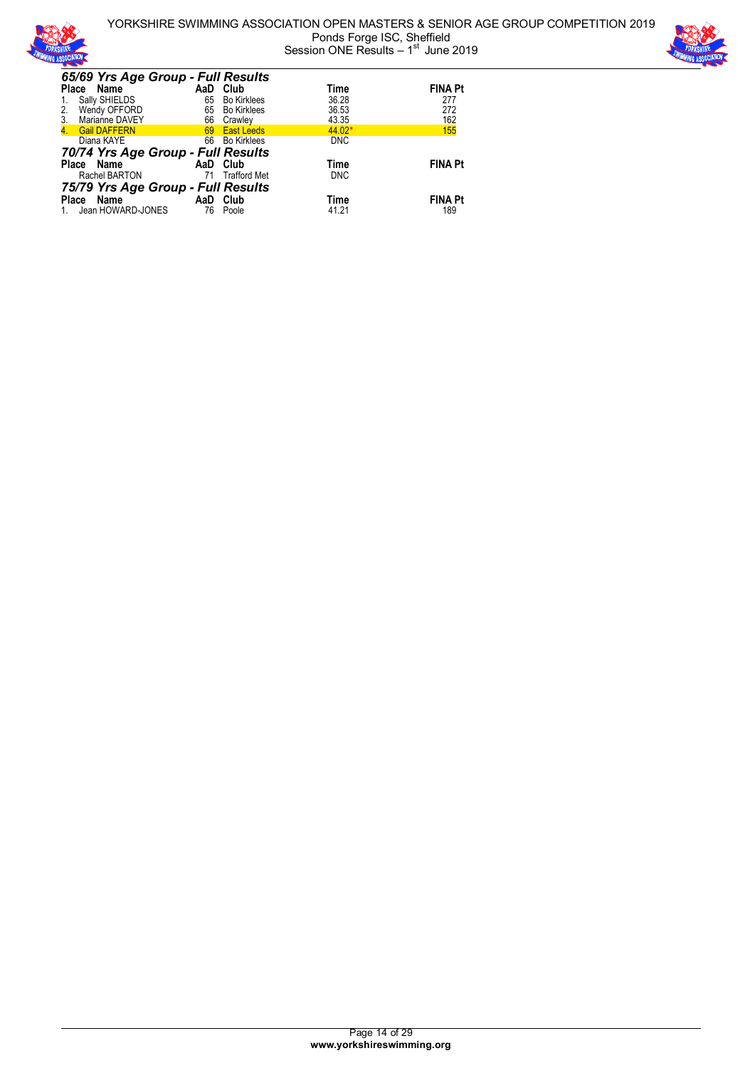### 65/69 Yrs Age Group - Full Results

| Place | Name | AaD | Club | Time | FINA Pt |
|---|---|---|---|---|---|
| 1. | Sally SHIELDS | 65 | Bo Kirklees | 36.28 | 277 |
| 2. | Wendy OFFORD | 65 | Bo Kirklees | 36.53 | 272 |
| 3. | Marianne DAVEY | 66 | Crawley | 43.35 | 162 |
| 4. | Gail DAFFERN | 69 | East Leeds | 44.02* | 155 |
| | Diana KAYE | 66 | Bo Kirklees | DNC | |

### 70/74 Yrs Age Group - Full Results

| Place | Name | AaD | Club | Time | FINA Pt |
|---|---|---|---|---|---|
| | Rachel BARTON | 71 | Trafford Met | DNC | |

### 75/79 Yrs Age Group - Full Results

| Place | Name | AaD | Club | Time | FINA Pt |
|---|---|---|---|---|---|
| 1. | Jean HOWARD-JONES | 76 | Poole | 41.21 | 189 |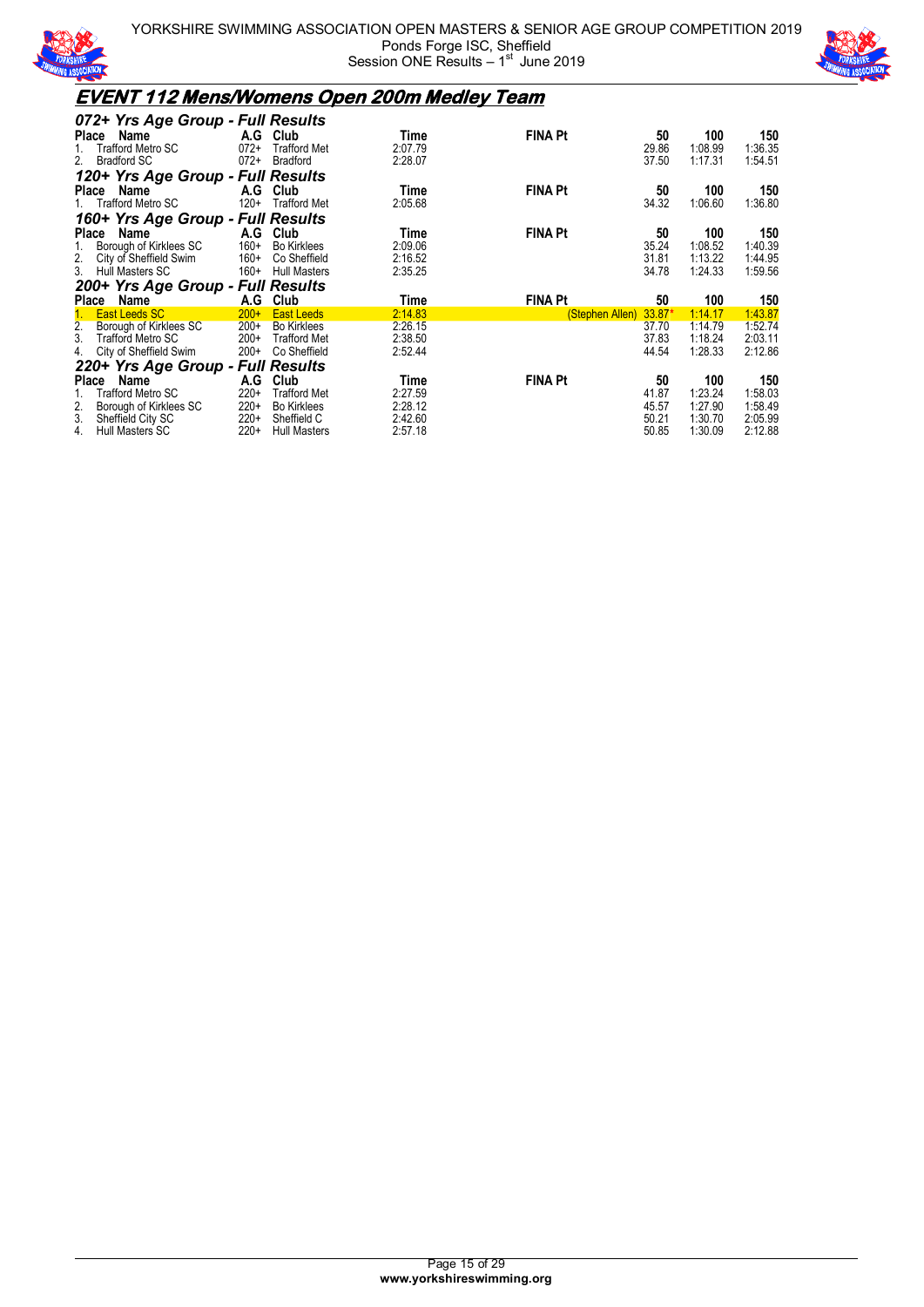# EVENT 112 Mens/Womens Open 200m Medley Team

## 072+ Yrs Age Group - Full Results

| Place | Name | A.G | Club | Time | FINA Pt | 50 | 100 | 150 |
|---|---|---|---|---|---|---|---|---|
| 1. | Trafford Metro SC | 072+ | Trafford Met | 2:07.79 | | 29.86 | 1:08.99 | 1:36.35 |
| 2. | Bradford SC | 072+ | Bradford | 2:28.07 | | 37.50 | 1:17.31 | 1:54.51 |

## 120+ Yrs Age Group - Full Results

| Place | Name | A.G | Club | Time | FINA Pt | 50 | 100 | 150 |
|---|---|---|---|---|---|---|---|---|
| 1. | Trafford Metro SC | 120+ | Trafford Met | 2:05.68 | | 34.32 | 1:06.60 | 1:36.80 |

## 160+ Yrs Age Group - Full Results

| Place | Name | A.G | Club | Time | FINA Pt | 50 | 100 | 150 |
|---|---|---|---|---|---|---|---|---|
| 1. | Borough of Kirklees SC | 160+ | Bo Kirklees | 2:09.06 | | 35.24 | 1:08.52 | 1:40.39 |
| 2. | City of Sheffield Swim | 160+ | Co Sheffield | 2:16.52 | | 31.81 | 1:13.22 | 1:44.95 |
| 3. | Hull Masters SC | 160+ | Hull Masters | 2:35.25 | | 34.78 | 1:24.33 | 1:59.56 |

## 200+ Yrs Age Group - Full Results

| Place | Name | A.G | Club | Time | FINA Pt | 50 | 100 | 150 |
|---|---|---|---|---|---|---|---|---|
| 1. | East Leeds SC | 200+ | East Leeds | 2:14.83 | (Stephen Allen) | 33.87* | 1:14.17 | 1:43.87 |
| 2. | Borough of Kirklees SC | 200+ | Bo Kirklees | 2:26.15 | | 37.70 | 1:14.79 | 1:52.74 |
| 3. | Trafford Metro SC | 200+ | Trafford Met | 2:38.50 | | 37.83 | 1:18.24 | 2:03.11 |
| 4. | City of Sheffield Swim | 200+ | Co Sheffield | 2:52.44 | | 44.54 | 1:28.33 | 2:12.86 |

## 220+ Yrs Age Group - Full Results

| Place | Name | A.G | Club | Time | FINA Pt | 50 | 100 | 150 |
|---|---|---|---|---|---|---|---|---|
| 1. | Trafford Metro SC | 220+ | Trafford Met | 2:27.59 | | 41.87 | 1:23.24 | 1:58.03 |
| 2. | Borough of Kirklees SC | 220+ | Bo Kirklees | 2:28.12 | | 45.57 | 1:27.90 | 1:58.49 |
| 3. | Sheffield City SC | 220+ | Sheffield C | 2:42.60 | | 50.21 | 1:30.70 | 2:05.99 |
| 4. | Hull Masters SC | 220+ | Hull Masters | 2:57.18 | | 50.85 | 1:30.09 | 2:12.88 |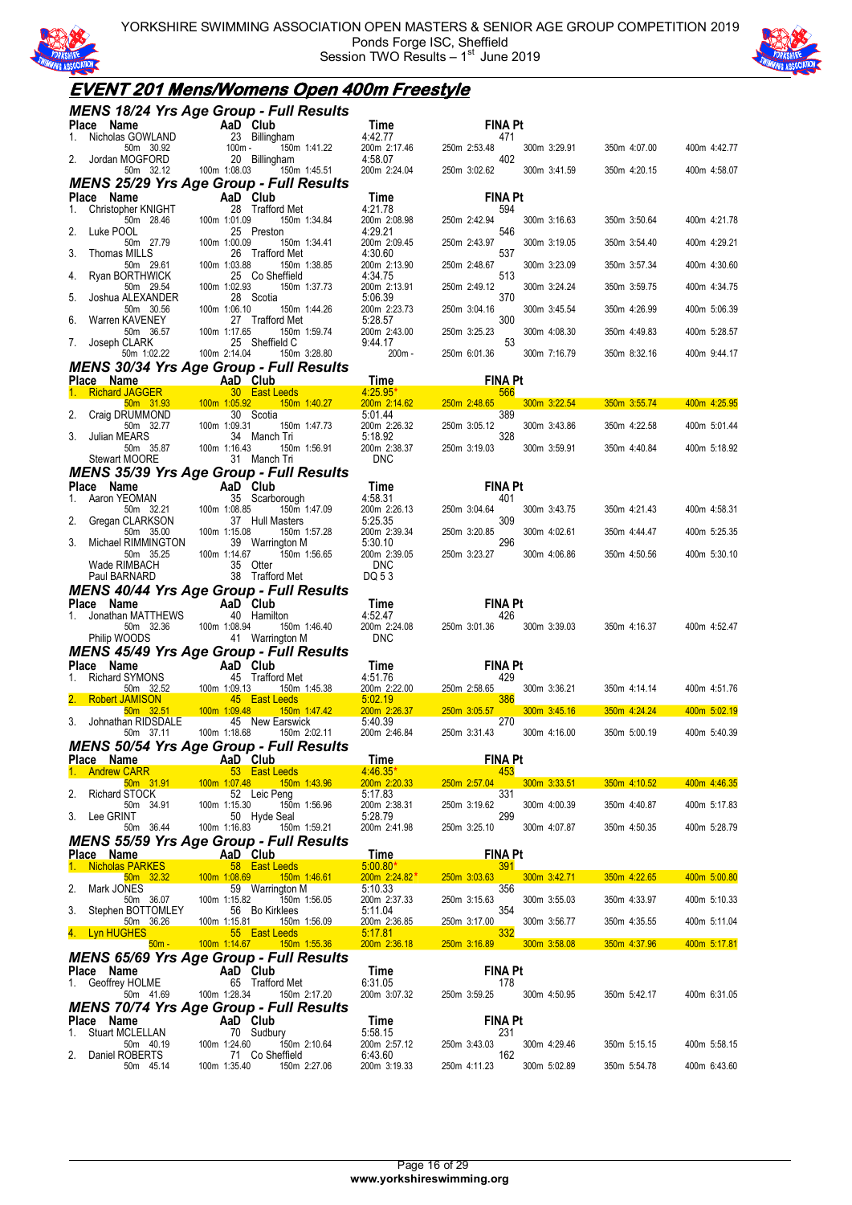# EVENT 201 Mens/Womens Open 400m Freestyle

## MENS 18/24 Yrs Age Group - Full Results

| Place | Name | AaD | Club | Time | FINA Pt | | | | |
|---|---|---|---|---|---|---|---|---|---|
| 1. | Nicholas GOWLAND | 23 | Billingham | 4:42.77 | 471 | | | | |
| | 50m 30.92 | 100m - | 150m 1:41.22 | 200m 2:17.46 | 250m 2:53.48 | 300m 3:29.91 | 350m 4:07.00 | 400m 4:42.77 | |
| 2. | Jordan MOGFORD | 20 | Billingham | 4:58.07 | 402 | | | | |
| | 50m 32.12 | 100m 1:08.03 | 150m 1:45.51 | 200m 2:24.04 | 250m 3:02.62 | 300m 3:41.59 | 350m 4:20.15 | 400m 4:58.07 | |

## MENS 25/29 Yrs Age Group - Full Results

| Place | Name | AaD | Club | Time | FINA Pt | | | | |
|---|---|---|---|---|---|---|---|---|---|
| 1. | Christopher KNIGHT | 28 | Trafford Met | 4:21.78 | 594 | | | | |
| | 50m 28.46 | 100m 1:01.09 | 150m 1:34.84 | 200m 2:08.98 | 250m 2:42.94 | 300m 3:16.63 | 350m 3:50.64 | 400m 4:21.78 | |
| 2. | Luke POOL | 25 | Preston | 4:29.21 | 546 | | | | |
| | 50m 27.79 | 100m 1:00.09 | 150m 1:34.41 | 200m 2:09.45 | 250m 2:43.97 | 300m 3:19.05 | 350m 3:54.40 | 400m 4:29.21 | |
| 3. | Thomas MILLS | 26 | Trafford Met | 4:30.60 | 537 | | | | |
| | 50m 29.61 | 100m 1:03.88 | 150m 1:38.85 | 200m 2:13.90 | 250m 2:48.67 | 300m 3:23.09 | 350m 3:57.34 | 400m 4:30.60 | |
| 4. | Ryan BORTHWICK | 25 | Co Sheffield | 4:34.75 | 513 | | | | |
| | 50m 29.54 | 100m 1:02.93 | 150m 1:37.73 | 200m 2:13.91 | 250m 2:49.12 | 300m 3:24.24 | 350m 3:59.75 | 400m 4:34.75 | |
| 5. | Joshua ALEXANDER | 28 | Scotia | 5:06.39 | 370 | | | | |
| | 50m 30.56 | 100m 1:06.10 | 150m 1:44.26 | 200m 2:23.73 | 250m 3:04.16 | 300m 3:45.54 | 350m 4:26.99 | 400m 5:06.39 | |
| 6. | Warren KAVENEY | 27 | Trafford Met | 5:28.57 | 300 | | | | |
| | 50m 36.57 | 100m 1:17.65 | 150m 1:59.74 | 200m 2:43.00 | 250m 3:25.23 | 300m 4:08.30 | 350m 4:49.83 | 400m 5:28.57 | |
| 7. | Joseph CLARK | 25 | Sheffield C | 9:44.17 | 53 | | | | |
| | 50m 1:02.22 | 100m 2:14.04 | 150m 3:28.80 | 200m - | 250m 6:01.36 | 300m 7:16.79 | 350m 8:32.16 | 400m 9:44.17 | |

## MENS 30/34 Yrs Age Group - Full Results

| Place | Name | AaD | Club | Time | FINA Pt | | | | |
|---|---|---|---|---|---|---|---|---|---|
| 1. | Richard JAGGER | 30 | East Leeds | 4:25.95* | 566 | | | | |
| | 50m 31.93 | 100m 1:05.92 | 150m 1:40.27 | 200m 2:14.62 | 250m 2:48.65 | 300m 3:22.54 | 350m 3:55.74 | 400m 4:25.95 | |
| 2. | Craig DRUMMOND | 30 | Scotia | 5:01.44 | 389 | | | | |
| | 50m 32.77 | 100m 1:09.31 | 150m 1:47.73 | 200m 2:26.32 | 250m 3:05.12 | 300m 3:43.86 | 350m 4:22.58 | 400m 5:01.44 | |
| 3. | Julian MEARS | 34 | Manch Tri | 5:18.92 | 328 | | | | |
| | 50m 35.87 | 100m 1:16.43 | 150m 1:56.91 | 200m 2:38.37 | 250m 3:19.03 | 300m 3:59.91 | 350m 4:40.84 | 400m 5:18.92 | |
| | Stewart MOORE | 31 | Manch Tri | DNC | | | | | |

## MENS 35/39 Yrs Age Group - Full Results

| Place | Name | AaD | Club | Time | FINA Pt | | | | |
|---|---|---|---|---|---|---|---|---|---|
| 1. | Aaron YEOMAN | 35 | Scarborough | 4:58.31 | 401 | | | | |
| | 50m 32.21 | 100m 1:08.85 | 150m 1:47.09 | 200m 2:26.13 | 250m 3:04.64 | 300m 3:43.75 | 350m 4:21.43 | 400m 4:58.31 | |
| 2. | Gregan CLARKSON | 37 | Hull Masters | 5:25.35 | 309 | | | | |
| | 50m 35.00 | 100m 1:15.08 | 150m 1:57.28 | 200m 2:39.34 | 250m 3:20.85 | 300m 4:02.61 | 350m 4:44.47 | 400m 5:25.35 | |
| 3. | Michael RIMMINGTON | 39 | Warrington M | 5:30.10 | 296 | | | | |
| | 50m 35.25 | 100m 1:14.67 | 150m 1:56.65 | 200m 2:39.05 | 250m 3:23.27 | 300m 4:06.86 | 350m 4:50.56 | 400m 5:30.10 | |
| | Wade RIMBACH | 35 | Otter | DNC | | | | | |
| | Paul BARNARD | 38 | Trafford Met | DQ 5 3 | | | | | |

## MENS 40/44 Yrs Age Group - Full Results

| Place | Name | AaD | Club | Time | FINA Pt | | | | |
|---|---|---|---|---|---|---|---|---|---|
| 1. | Jonathan MATTHEWS | 40 | Hamilton | 4:52.47 | 426 | | | | |
| | 50m 32.36 | 100m 1:08.94 | 150m 1:46.40 | 200m 2:24.08 | 250m 3:01.36 | 300m 3:39.03 | 350m 4:16.37 | 400m 4:52.47 | |
| | Philip WOODS | 41 | Warrington M | DNC | | | | | |

## MENS 45/49 Yrs Age Group - Full Results

| Place | Name | AaD | Club | Time | FINA Pt | | | | |
|---|---|---|---|---|---|---|---|---|---|
| 1. | Richard SYMONS | 45 | Trafford Met | 4:51.76 | 429 | | | | |
| | 50m 32.52 | 100m 1:09.13 | 150m 1:45.38 | 200m 2:22.00 | 250m 2:58.65 | 300m 3:36.21 | 350m 4:14.14 | 400m 4:51.76 | |
| 2. | Robert JAMISON | 45 | East Leeds | 5:02.19 | 386 | | | | |
| | 50m 32.51 | 100m 1:09.48 | 150m 1:47.42 | 200m 2:26.37 | 250m 3:05.57 | 300m 3:45.16 | 350m 4:24.24 | 400m 5:02.19 | |
| 3. | Johnathan RIDSDALE | 45 | New Earswick | 5:40.39 | 270 | | | | |
| | 50m 37.11 | 100m 1:18.68 | 150m 2:02.11 | 200m 2:46.84 | 250m 3:31.43 | 300m 4:16.00 | 350m 5:00.19 | 400m 5:40.39 | |

## MENS 50/54 Yrs Age Group - Full Results

| Place | Name | AaD | Club | Time | FINA Pt | | | | |
|---|---|---|---|---|---|---|---|---|---|
| 1. | Andrew CARR | 53 | East Leeds | 4:46.35* | 453 | | | | |
| | 50m 31.91 | 100m 1:07.48 | 150m 1:43.96 | 200m 2:20.33 | 250m 2:57.04 | 300m 3:33.51 | 350m 4:10.52 | 400m 4:46.35 | |
| 2. | Richard STOCK | 52 | Leic Peng | 5:17.83 | 331 | | | | |
| | 50m 34.91 | 100m 1:15.30 | 150m 1:56.96 | 200m 2:38.31 | 250m 3:19.62 | 300m 4:00.39 | 350m 4:40.87 | 400m 5:17.83 | |
| 3. | Lee GRINT | 50 | Hyde Seal | 5:28.79 | 299 | | | | |
| | 50m 36.44 | 100m 1:16.83 | 150m 1:59.21 | 200m 2:41.98 | 250m 3:25.10 | 300m 4:07.87 | 350m 4:50.35 | 400m 5:28.79 | |

## MENS 55/59 Yrs Age Group - Full Results

| Place | Name | AaD | Club | Time | FINA Pt | | | | |
|---|---|---|---|---|---|---|---|---|---|
| 1. | Nicholas PARKES | 58 | East Leeds | 5:00.80* | 391 | | | | |
| | 50m 32.32 | 100m 1:08.69 | 150m 1:46.61 | 200m 2:24.82* | 250m 3:03.63 | 300m 3:42.71 | 350m 4:22.65 | 400m 5:00.80 | |
| 2. | Mark JONES | 59 | Warrington M | 5:10.33 | 356 | | | | |
| | 50m 36.07 | 100m 1:15.82 | 150m 1:56.05 | 200m 2:37.33 | 250m 3:15.63 | 300m 3:55.03 | 350m 4:33.97 | 400m 5:10.33 | |
| 3. | Stephen BOTTOMLEY | 56 | Bo Kirklees | 5:11.04 | 354 | | | | |
| | 50m 36.26 | 100m 1:15.81 | 150m 1:56.09 | 200m 2:36.85 | 250m 3:17.00 | 300m 3:56.77 | 350m 4:35.55 | 400m 5:11.04 | |
| 4. | Lyn HUGHES | 55 | East Leeds | 5:17.81 | 332 | | | | |
| | 50m - | 100m 1:14.67 | 150m 1:55.36 | 200m 2:36.18 | 250m 3:16.89 | 300m 3:58.08 | 350m 4:37.96 | 400m 5:17.81 | |

## MENS 65/69 Yrs Age Group - Full Results

| Place | Name | AaD | Club | Time | FINA Pt | | | | |
|---|---|---|---|---|---|---|---|---|---|
| 1. | Geoffrey HOLME | 65 | Trafford Met | 6:31.05 | 178 | | | | |
| | 50m 41.69 | 100m 1:28.34 | 150m 2:17.20 | 200m 3:07.32 | 250m 3:59.25 | 300m 4:50.95 | 350m 5:42.17 | 400m 6:31.05 | |

## MENS 70/74 Yrs Age Group - Full Results

| Place | Name | AaD | Club | Time | FINA Pt | | | | |
|---|---|---|---|---|---|---|---|---|---|
| 1. | Stuart MCLELLAN | 70 | Sudbury | 5:58.15 | 231 | | | | |
| | 50m 40.19 | 100m 1:24.60 | 150m 2:10.64 | 200m 2:57.12 | 250m 3:43.03 | 300m 4:29.46 | 350m 5:15.15 | 400m 5:58.15 | |
| 2. | Daniel ROBERTS | 71 | Co Sheffield | 6:43.60 | 162 | | | | |
| | 50m 45.14 | 100m 1:35.40 | 150m 2:27.06 | 200m 3:19.33 | 250m 4:11.23 | 300m 5:02.89 | 350m 5:54.78 | 400m 6:43.60 | |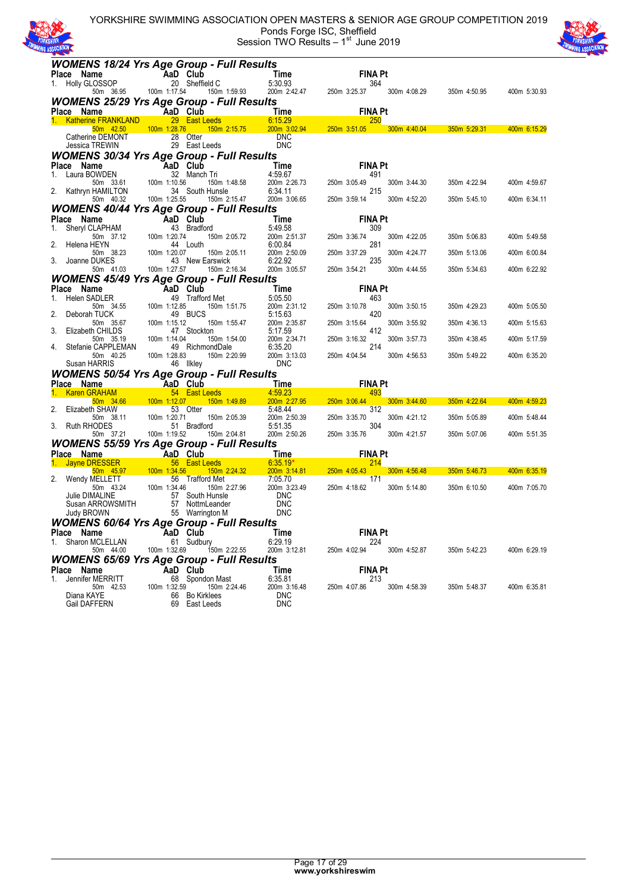YORKSHIRE SWIMMING ASSOCIATION OPEN MASTERS & SENIOR AGE GROUP COMPETITION 2019
Ponds Forge ISC, Sheffield
Session TWO Results – 1st June 2019

## WOMENS 18/24 Yrs Age Group - Full Results

| Place | Name | AaD | Club | Time | FINA Pt |
|---|---|---|---|---|---|
| 1. | Holly GLOSSOP | 20 | Sheffield C | 5:30.93 | 364 |

50m 36.95 · 100m 1:17.54 · 150m 1:59.93 · 200m 2:42.47 · 250m 3:25.37 · 300m 4:08.29 · 350m 4:50.95 · 400m 5:30.93

## WOMENS 25/29 Yrs Age Group - Full Results

| Place | Name | AaD | Club | Time | FINA Pt |
|---|---|---|---|---|---|
| 1. | Katherine FRANKLAND | 29 | East Leeds | 6:15.29 | 250 |
| | Catherine DEMONT | 28 | Otter | DNC | |
| | Jessica TREWIN | 29 | East Leeds | DNC | |

Katherine FRANKLAND splits: 50m 42.50 · 100m 1:28.76 · 150m 2:15.75 · 200m 3:02.94 · 250m 3:51.05 · 300m 4:40.04 · 350m 5:29.31 · 400m 6:15.29

## WOMENS 30/34 Yrs Age Group - Full Results

| Place | Name | AaD | Club | Time | FINA Pt |
|---|---|---|---|---|---|
| 1. | Laura BOWDEN | 32 | Manch Tri | 4:59.67 | 491 |
| 2. | Kathryn HAMILTON | 34 | South Hunsle | 6:34.11 | 215 |

Laura BOWDEN splits: 50m 33.61 · 100m 1:10.56 · 150m 1:48.58 · 200m 2:26.73 · 250m 3:05.49 · 300m 3:44.30 · 350m 4:22.94 · 400m 4:59.67

Kathryn HAMILTON splits: 50m 40.32 · 100m 1:25.55 · 150m 2:15.47 · 200m 3:06.65 · 250m 3:59.14 · 300m 4:52.20 · 350m 5:45.10 · 400m 6:34.11

## WOMENS 40/44 Yrs Age Group - Full Results

| Place | Name | AaD | Club | Time | FINA Pt |
|---|---|---|---|---|---|
| 1. | Sheryl CLAPHAM | 43 | Bradford | 5:49.58 | 309 |
| 2. | Helena HEYN | 44 | Louth | 6:00.84 | 281 |
| 3. | Joanne DUKES | 43 | New Earswick | 6:22.92 | 235 |

Sheryl CLAPHAM splits: 50m 37.12 · 100m 1:20.74 · 150m 2:05.72 · 200m 2:51.37 · 250m 3:36.74 · 300m 4:22.05 · 350m 5:06.83 · 400m 5:49.58

Helena HEYN splits: 50m 38.23 · 100m 1:20.07 · 150m 2:05.11 · 200m 2:50.09 · 250m 3:37.29 · 300m 4:24.77 · 350m 5:13.06 · 400m 6:00.84

Joanne DUKES splits: 50m 41.03 · 100m 1:27.57 · 150m 2:16.34 · 200m 3:05.57 · 250m 3:54.21 · 300m 4:44.55 · 350m 5:34.63 · 400m 6:22.92

## WOMENS 45/49 Yrs Age Group - Full Results

| Place | Name | AaD | Club | Time | FINA Pt |
|---|---|---|---|---|---|
| 1. | Helen SADLER | 49 | Trafford Met | 5:05.50 | 463 |
| 2. | Deborah TUCK | 49 | BUCS | 5:15.63 | 420 |
| 3. | Elizabeth CHILDS | 47 | Stockton | 5:17.59 | 412 |
| 4. | Stefanie CAPPLEMAN | 49 | RichmondDale | 6:35.20 | 214 |
| | Susan HARRIS | 46 | Ilkley | DNC | |

Helen SADLER splits: 50m 34.55 · 100m 1:12.85 · 150m 1:51.75 · 200m 2:31.12 · 250m 3:10.78 · 300m 3:50.15 · 350m 4:29.23 · 400m 5:05.50

Deborah TUCK splits: 50m 35.67 · 100m 1:15.12 · 150m 1:55.47 · 200m 2:35.87 · 250m 3:15.64 · 300m 3:55.92 · 350m 4:36.13 · 400m 5:15.63

Elizabeth CHILDS splits: 50m 35.19 · 100m 1:14.04 · 150m 1:54.00 · 200m 2:34.71 · 250m 3:16.32 · 300m 3:57.73 · 350m 4:38.45 · 400m 5:17.59

Stefanie CAPPLEMAN splits: 50m 40.25 · 100m 1:28.83 · 150m 2:20.99 · 200m 3:13.03 · 250m 4:04.54 · 300m 4:56.53 · 350m 5:49.22 · 400m 6:35.20

## WOMENS 50/54 Yrs Age Group - Full Results

| Place | Name | AaD | Club | Time | FINA Pt |
|---|---|---|---|---|---|
| 1. | Karen GRAHAM | 54 | East Leeds | 4:59.23 | 493 |
| 2. | Elizabeth SHAW | 53 | Otter | 5:48.44 | 312 |
| 3. | Ruth RHODES | 51 | Bradford | 5:51.35 | 304 |

Karen GRAHAM splits: 50m 34.66 · 100m 1:12.07 · 150m 1:49.89 · 200m 2:27.95 · 250m 3:06.44 · 300m 3:44.60 · 350m 4:22.64 · 400m 4:59.23

Elizabeth SHAW splits: 50m 38.11 · 100m 1:20.71 · 150m 2:05.39 · 200m 2:50.39 · 250m 3:35.70 · 300m 4:21.12 · 350m 5:05.89 · 400m 5:48.44

Ruth RHODES splits: 50m 37.21 · 100m 1:19.52 · 150m 2:04.81 · 200m 2:50.26 · 250m 3:35.76 · 300m 4:21.57 · 350m 5:07.06 · 400m 5:51.35

## WOMENS 55/59 Yrs Age Group - Full Results

| Place | Name | AaD | Club | Time | FINA Pt |
|---|---|---|---|---|---|
| 1. | Jayne DRESSER | 56 | East Leeds | 6:35.19* | 214 |
| 2. | Wendy MELLETT | 56 | Trafford Met | 7:05.70 | 171 |
| | Julie DIMALINE | 57 | South Hunsle | DNC | |
| | Susan ARROWSMITH | 57 | NottmLeander | DNC | |
| | Judy BROWN | 55 | Warrington M | DNC | |

Jayne DRESSER splits: 50m 45.97 · 100m 1:34.56 · 150m 2:24.32 · 200m 3:14.81 · 250m 4:05.43 · 300m 4:56.48 · 350m 5:46.73 · 400m 6:35.19

Wendy MELLETT splits: 50m 43.24 · 100m 1:34.46 · 150m 2:27.96 · 200m 3:23.49 · 250m 4:18.62 · 300m 5:14.80 · 350m 6:10.50 · 400m 7:05.70

## WOMENS 60/64 Yrs Age Group - Full Results

| Place | Name | AaD | Club | Time | FINA Pt |
|---|---|---|---|---|---|
| 1. | Sharon MCLELLAN | 61 | Sudbury | 6:29.19 | 224 |

50m 44.00 · 100m 1:32.69 · 150m 2:22.55 · 200m 3:12.81 · 250m 4:02.94 · 300m 4:52.87 · 350m 5:42.23 · 400m 6:29.19

## WOMENS 65/69 Yrs Age Group - Full Results

| Place | Name | AaD | Club | Time | FINA Pt |
|---|---|---|---|---|---|
| 1. | Jennifer MERRITT | 68 | Spondon Mast | 6:35.81 | 213 |
| | Diana KAYE | 66 | Bo Kirklees | DNC | |
| | Gail DAFFERN | 69 | East Leeds | DNC | |

Jennifer MERRITT splits: 50m 42.53 · 100m 1:32.59 · 150m 2:24.46 · 200m 3:16.48 · 250m 4:07.86 · 300m 4:58.39 · 350m 5:48.37 · 400m 6:35.81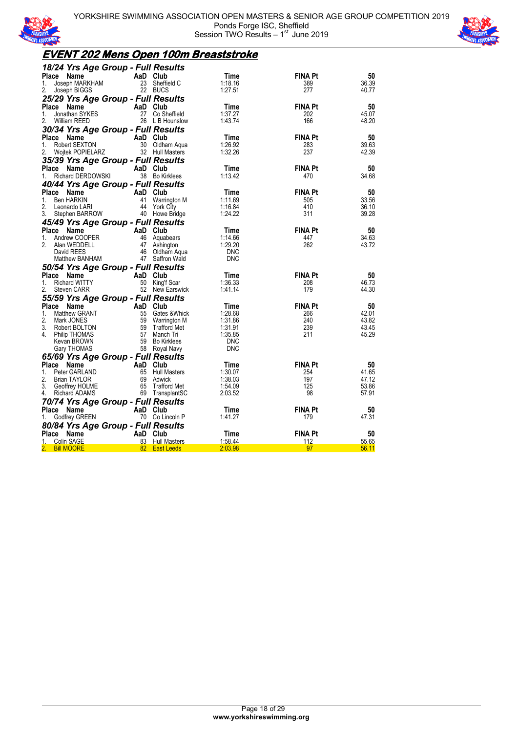YORKSHIRE SWIMMING ASSOCIATION OPEN MASTERS & SENIOR AGE GROUP COMPETITION 2019
Ponds Forge ISC, Sheffield
Session TWO Results – 1st June 2019

## EVENT 202 Mens Open 100m Breaststroke

### 18/24 Yrs Age Group - Full Results

| Place | Name | AaD | Club | Time | FINA Pt | 50 |
|---|---|---|---|---|---|---|
| 1. | Joseph MARKHAM | 23 | Sheffield C | 1:18.16 | 389 | 36.39 |
| 2. | Joseph BIGGS | 22 | BUCS | 1:27.51 | 277 | 40.77 |

### 25/29 Yrs Age Group - Full Results

| Place | Name | AaD | Club | Time | FINA Pt | 50 |
|---|---|---|---|---|---|---|
| 1. | Jonathan SYKES | 27 | Co Sheffield | 1:37.27 | 202 | 45.07 |
| 2. | William REED | 26 | L B Hounslow | 1:43.74 | 166 | 48.20 |

### 30/34 Yrs Age Group - Full Results

| Place | Name | AaD | Club | Time | FINA Pt | 50 |
|---|---|---|---|---|---|---|
| 1. | Robert SEXTON | 30 | Oldham Aqua | 1:26.92 | 283 | 39.63 |
| 2. | Wojtek POPIELARZ | 32 | Hull Masters | 1:32.26 | 237 | 42.39 |

### 35/39 Yrs Age Group - Full Results

| Place | Name | AaD | Club | Time | FINA Pt | 50 |
|---|---|---|---|---|---|---|
| 1. | Richard DERDOWSKI | 38 | Bo Kirklees | 1:13.42 | 470 | 34.68 |

### 40/44 Yrs Age Group - Full Results

| Place | Name | AaD | Club | Time | FINA Pt | 50 |
|---|---|---|---|---|---|---|
| 1. | Ben HARKIN | 41 | Warrington M | 1:11.69 | 505 | 33.56 |
| 2. | Leonardo LARI | 44 | York City | 1:16.84 | 410 | 36.10 |
| 3. | Stephen BARROW | 40 | Howe Bridge | 1:24.22 | 311 | 39.28 |

### 45/49 Yrs Age Group - Full Results

| Place | Name | AaD | Club | Time | FINA Pt | 50 |
|---|---|---|---|---|---|---|
| 1. | Andrew COOPER | 46 | Aquabears | 1:14.66 | 447 | 34.63 |
| 2. | Alan WEDDELL | 47 | Ashington | 1:29.20 | 262 | 43.72 |
| | David REES | 46 | Oldham Aqua | DNC | | |
| | Matthew BANHAM | 47 | Saffron Wald | DNC | | |

### 50/54 Yrs Age Group - Full Results

| Place | Name | AaD | Club | Time | FINA Pt | 50 |
|---|---|---|---|---|---|---|
| 1. | Richard WITTY | 50 | King'f Scar | 1:36.33 | 208 | 46.73 |
| 2. | Steven CARR | 52 | New Earswick | 1:41.14 | 179 | 44.30 |

### 55/59 Yrs Age Group - Full Results

| Place | Name | AaD | Club | Time | FINA Pt | 50 |
|---|---|---|---|---|---|---|
| 1. | Matthew GRANT | 55 | Gates &Whick | 1:28.68 | 266 | 42.01 |
| 2. | Mark JONES | 59 | Warrington M | 1:31.86 | 240 | 43.82 |
| 3. | Robert BOLTON | 59 | Trafford Met | 1:31.91 | 239 | 43.45 |
| 4. | Philip THOMAS | 57 | Manch Tri | 1:35.85 | 211 | 45.29 |
| | Kevan BROWN | 59 | Bo Kirklees | DNC | | |
| | Gary THOMAS | 58 | Royal Navy | DNC | | |

### 65/69 Yrs Age Group - Full Results

| Place | Name | AaD | Club | Time | FINA Pt | 50 |
|---|---|---|---|---|---|---|
| 1. | Peter GARLAND | 65 | Hull Masters | 1:30.07 | 254 | 41.65 |
| 2. | Brian TAYLOR | 69 | Adwick | 1:38.03 | 197 | 47.12 |
| 3. | Geoffrey HOLME | 65 | Trafford Met | 1:54.09 | 125 | 53.86 |
| 4. | Richard ADAMS | 69 | TransplantSC | 2:03.52 | 98 | 57.91 |

### 70/74 Yrs Age Group - Full Results

| Place | Name | AaD | Club | Time | FINA Pt | 50 |
|---|---|---|---|---|---|---|
| 1. | Godfrey GREEN | 70 | Co Lincoln P | 1:41.27 | 179 | 47.31 |

### 80/84 Yrs Age Group - Full Results

| Place | Name | AaD | Club | Time | FINA Pt | 50 |
|---|---|---|---|---|---|---|
| 1. | Colin SAGE | 83 | Hull Masters | 1:58.44 | 112 | 55.65 |
| 2. | Bill MOORE | 82 | East Leeds | 2:03.98 | 97 | 56.11 |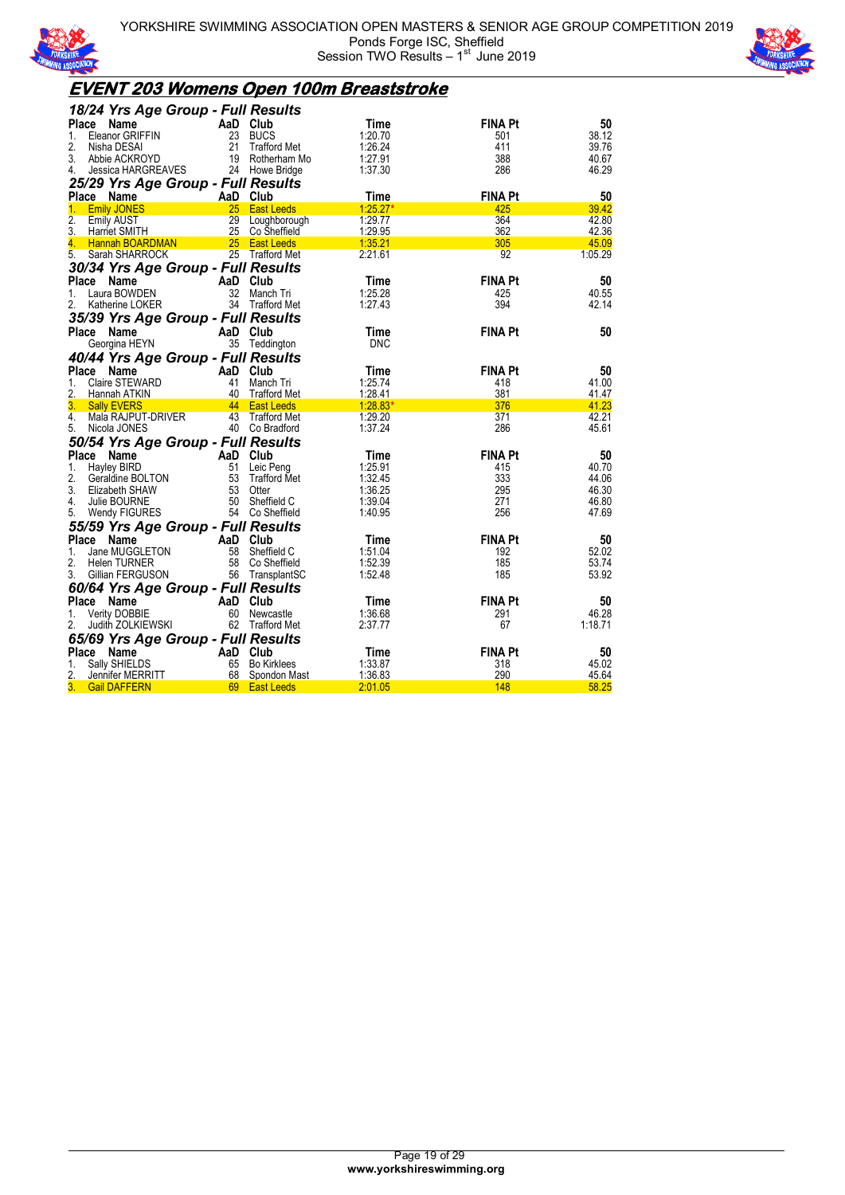YORKSHIRE SWIMMING ASSOCIATION OPEN MASTERS & SENIOR AGE GROUP COMPETITION 2019
Ponds Forge ISC, Sheffield
Session TWO Results – 1st June 2019

## EVENT 203 Womens Open 100m Breaststroke

### 18/24 Yrs Age Group - Full Results

| Place | Name | AaD | Club | Time | FINA Pt | 50 |
|---|---|---|---|---|---|---|
| 1. | Eleanor GRIFFIN | 23 | BUCS | 1:20.70 | 501 | 38.12 |
| 2. | Nisha DESAI | 21 | Trafford Met | 1:26.24 | 411 | 39.76 |
| 3. | Abbie ACKROYD | 19 | Rotherham Mo | 1:27.91 | 388 | 40.67 |
| 4. | Jessica HARGREAVES | 24 | Howe Bridge | 1:37.30 | 286 | 46.29 |

### 25/29 Yrs Age Group - Full Results

| Place | Name | AaD | Club | Time | FINA Pt | 50 |
|---|---|---|---|---|---|---|
| 1. | Emily JONES | 25 | East Leeds | 1:25.27* | 425 | 39.42 |
| 2. | Emily AUST | 29 | Loughborough | 1:29.77 | 364 | 42.80 |
| 3. | Harriet SMITH | 25 | Co Sheffield | 1:29.95 | 362 | 42.36 |
| 4. | Hannah BOARDMAN | 25 | East Leeds | 1:35.21 | 305 | 45.09 |
| 5. | Sarah SHARROCK | 25 | Trafford Met | 2:21.61 | 92 | 1:05.29 |

### 30/34 Yrs Age Group - Full Results

| Place | Name | AaD | Club | Time | FINA Pt | 50 |
|---|---|---|---|---|---|---|
| 1. | Laura BOWDEN | 32 | Manch Tri | 1:25.28 | 425 | 40.55 |
| 2. | Katherine LOKER | 34 | Trafford Met | 1:27.43 | 394 | 42.14 |

### 35/39 Yrs Age Group - Full Results

| Place | Name | AaD | Club | Time | FINA Pt | 50 |
|---|---|---|---|---|---|---|
| | Georgina HEYN | 35 | Teddington | DNC | | |

### 40/44 Yrs Age Group - Full Results

| Place | Name | AaD | Club | Time | FINA Pt | 50 |
|---|---|---|---|---|---|---|
| 1. | Claire STEWARD | 41 | Manch Tri | 1:25.74 | 418 | 41.00 |
| 2. | Hannah ATKIN | 40 | Trafford Met | 1:28.41 | 381 | 41.47 |
| 3. | Sally EVERS | 44 | East Leeds | 1:28.83* | 376 | 41.23 |
| 4. | Mala RAJPUT-DRIVER | 43 | Trafford Met | 1:29.20 | 371 | 42.21 |
| 5. | Nicola JONES | 40 | Co Bradford | 1:37.24 | 286 | 45.61 |

### 50/54 Yrs Age Group - Full Results

| Place | Name | AaD | Club | Time | FINA Pt | 50 |
|---|---|---|---|---|---|---|
| 1. | Hayley BIRD | 51 | Leic Peng | 1:25.91 | 415 | 40.70 |
| 2. | Geraldine BOLTON | 53 | Trafford Met | 1:32.45 | 333 | 44.06 |
| 3. | Elizabeth SHAW | 53 | Otter | 1:36.25 | 295 | 46.30 |
| 4. | Julie BOURNE | 50 | Sheffield C | 1:39.04 | 271 | 46.80 |
| 5. | Wendy FIGURES | 54 | Co Sheffield | 1:40.95 | 256 | 47.69 |

### 55/59 Yrs Age Group - Full Results

| Place | Name | AaD | Club | Time | FINA Pt | 50 |
|---|---|---|---|---|---|---|
| 1. | Jane MUGGLETON | 58 | Sheffield C | 1:51.04 | 192 | 52.02 |
| 2. | Helen TURNER | 58 | Co Sheffield | 1:52.39 | 185 | 53.74 |
| 3. | Gillian FERGUSON | 56 | TransplantSC | 1:52.48 | 185 | 53.92 |

### 60/64 Yrs Age Group - Full Results

| Place | Name | AaD | Club | Time | FINA Pt | 50 |
|---|---|---|---|---|---|---|
| 1. | Verity DOBBIE | 60 | Newcastle | 1:36.68 | 291 | 46.28 |
| 2. | Judith ZOLKIEWSKI | 62 | Trafford Met | 2:37.77 | 67 | 1:18.71 |

### 65/69 Yrs Age Group - Full Results

| Place | Name | AaD | Club | Time | FINA Pt | 50 |
|---|---|---|---|---|---|---|
| 1. | Sally SHIELDS | 65 | Bo Kirklees | 1:33.87 | 318 | 45.02 |
| 2. | Jennifer MERRITT | 68 | Spondon Mast | 1:36.83 | 290 | 45.64 |
| 3. | Gail DAFFERN | 69 | East Leeds | 2:01.05 | 148 | 58.25 |

www.yorkshireswimming.org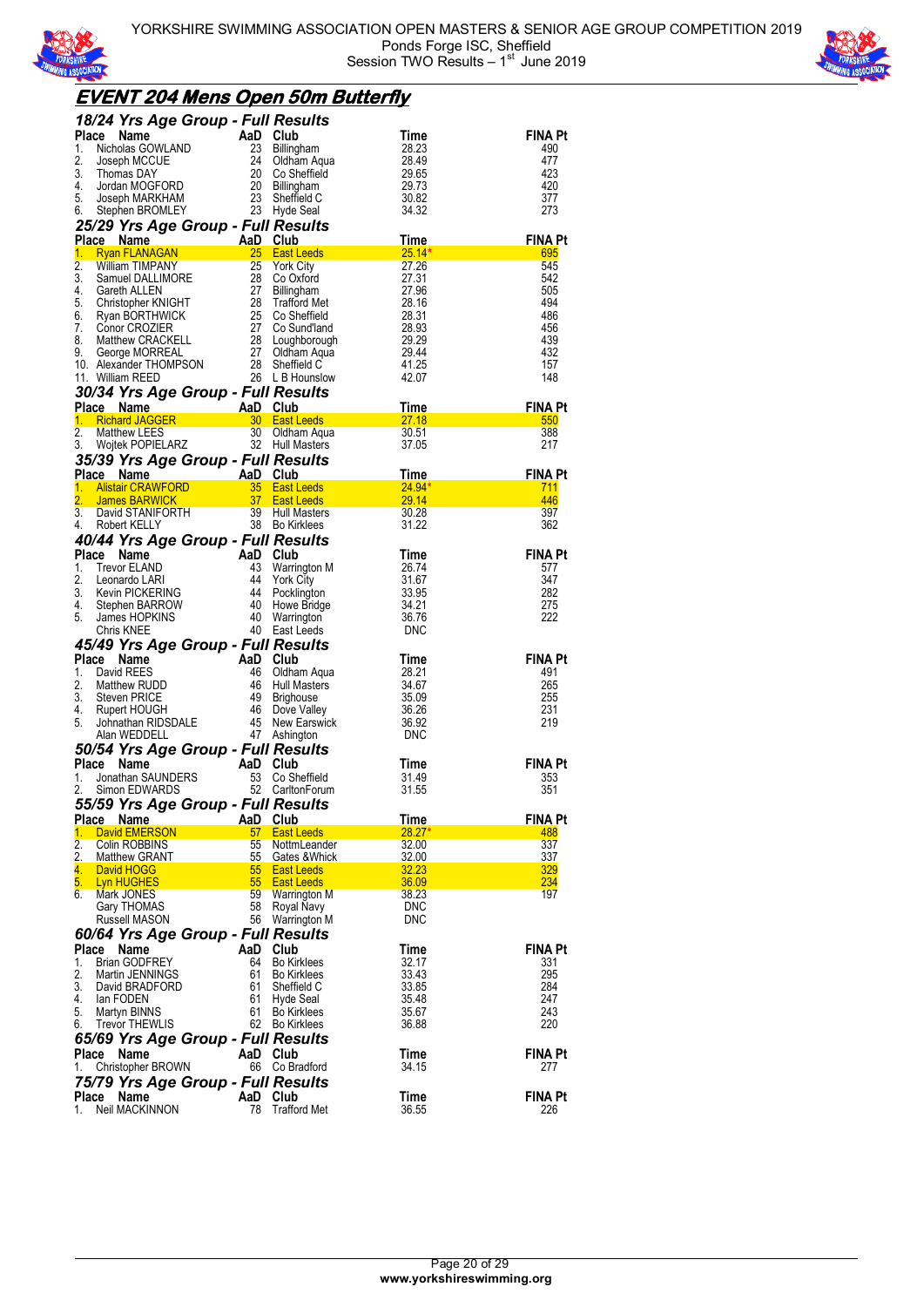# EVENT 204 Mens Open 50m Butterfly

## 18/24 Yrs Age Group - Full Results

| Place | Name | AaD | Club | Time | FINA Pt |
|---|---|---|---|---|---|
| 1. | Nicholas GOWLAND | 23 | Billingham | 28.23 | 490 |
| 2. | Joseph MCCUE | 24 | Oldham Aqua | 28.49 | 477 |
| 3. | Thomas DAY | 20 | Co Sheffield | 29.65 | 423 |
| 4. | Jordan MOGFORD | 20 | Billingham | 29.73 | 420 |
| 5. | Joseph MARKHAM | 23 | Sheffield C | 30.82 | 377 |
| 6. | Stephen BROMLEY | 23 | Hyde Seal | 34.32 | 273 |

## 25/29 Yrs Age Group - Full Results

| Place | Name | AaD | Club | Time | FINA Pt |
|---|---|---|---|---|---|
| 1. | Ryan FLANAGAN | 25 | East Leeds | 25.14* | 695 |
| 2. | William TIMPANY | 25 | York City | 27.26 | 545 |
| 3. | Samuel DALLIMORE | 28 | Co Oxford | 27.31 | 542 |
| 4. | Gareth ALLEN | 27 | Billingham | 27.96 | 505 |
| 5. | Christopher KNIGHT | 28 | Trafford Met | 28.16 | 494 |
| 6. | Ryan BORTHWICK | 25 | Co Sheffield | 28.31 | 486 |
| 7. | Conor CROZIER | 27 | Co Sund'land | 28.93 | 456 |
| 8. | Matthew CRACKELL | 28 | Loughborough | 29.29 | 439 |
| 9. | George MORREAL | 27 | Oldham Aqua | 29.44 | 432 |
| 10. | Alexander THOMPSON | 28 | Sheffield C | 41.25 | 157 |
| 11. | William REED | 26 | L B Hounslow | 42.07 | 148 |

## 30/34 Yrs Age Group - Full Results

| Place | Name | AaD | Club | Time | FINA Pt |
|---|---|---|---|---|---|
| 1. | Richard JAGGER | 30 | East Leeds | 27.18 | 550 |
| 2. | Matthew LEES | 30 | Oldham Aqua | 30.51 | 388 |
| 3. | Wojtek POPIELARZ | 32 | Hull Masters | 37.05 | 217 |

## 35/39 Yrs Age Group - Full Results

| Place | Name | AaD | Club | Time | FINA Pt |
|---|---|---|---|---|---|
| 1. | Alistair CRAWFORD | 35 | East Leeds | 24.94* | 711 |
| 2. | James BARWICK | 37 | East Leeds | 29.14 | 446 |
| 3. | David STANIFORTH | 39 | Hull Masters | 30.28 | 397 |
| 4. | Robert KELLY | 38 | Bo Kirklees | 31.22 | 362 |

## 40/44 Yrs Age Group - Full Results

| Place | Name | AaD | Club | Time | FINA Pt |
|---|---|---|---|---|---|
| 1. | Trevor ELAND | 43 | Warrington M | 26.74 | 577 |
| 2. | Leonardo LARI | 44 | York City | 31.67 | 347 |
| 3. | Kevin PICKERING | 44 | Pocklington | 33.95 | 282 |
| 4. | Stephen BARROW | 40 | Howe Bridge | 34.21 | 275 |
| 5. | James HOPKINS | 40 | Warrington | 36.76 | 222 |
| | Chris KNEE | 40 | East Leeds | DNC | |

## 45/49 Yrs Age Group - Full Results

| Place | Name | AaD | Club | Time | FINA Pt |
|---|---|---|---|---|---|
| 1. | David REES | 46 | Oldham Aqua | 28.21 | 491 |
| 2. | Matthew RUDD | 46 | Hull Masters | 34.67 | 265 |
| 3. | Steven PRICE | 49 | Brighouse | 35.09 | 255 |
| 4. | Rupert HOUGH | 46 | Dove Valley | 36.26 | 231 |
| 5. | Johnathan RIDSDALE | 45 | New Earswick | 36.92 | 219 |
| | Alan WEDDELL | 47 | Ashington | DNC | |

## 50/54 Yrs Age Group - Full Results

| Place | Name | AaD | Club | Time | FINA Pt |
|---|---|---|---|---|---|
| 1. | Jonathan SAUNDERS | 53 | Co Sheffield | 31.49 | 353 |
| 2. | Simon EDWARDS | 52 | CarltonForum | 31.55 | 351 |

## 55/59 Yrs Age Group - Full Results

| Place | Name | AaD | Club | Time | FINA Pt |
|---|---|---|---|---|---|
| 1. | David EMERSON | 57 | East Leeds | 28.27* | 488 |
| 2. | Colin ROBBINS | 55 | NottmLeander | 32.00 | 337 |
| 2. | Matthew GRANT | 55 | Gates &Whick | 32.00 | 337 |
| 4. | David HOGG | 55 | East Leeds | 32.23 | 329 |
| 5. | Lyn HUGHES | 55 | East Leeds | 36.09 | 234 |
| 6. | Mark JONES | 59 | Warrington M | 38.23 | 197 |
| | Gary THOMAS | 58 | Royal Navy | DNC | |
| | Russell MASON | 56 | Warrington M | DNC | |

## 60/64 Yrs Age Group - Full Results

| Place | Name | AaD | Club | Time | FINA Pt |
|---|---|---|---|---|---|
| 1. | Brian GODFREY | 64 | Bo Kirklees | 32.17 | 331 |
| 2. | Martin JENNINGS | 61 | Bo Kirklees | 33.43 | 295 |
| 3. | David BRADFORD | 61 | Sheffield C | 33.85 | 284 |
| 4. | Ian FODEN | 61 | Hyde Seal | 35.48 | 247 |
| 5. | Martyn BINNS | 61 | Bo Kirklees | 35.67 | 243 |
| 6. | Trevor THEWLIS | 62 | Bo Kirklees | 36.88 | 220 |

## 65/69 Yrs Age Group - Full Results

| Place | Name | AaD | Club | Time | FINA Pt |
|---|---|---|---|---|---|
| 1. | Christopher BROWN | 66 | Co Bradford | 34.15 | 277 |

## 75/79 Yrs Age Group - Full Results

| Place | Name | AaD | Club | Time | FINA Pt |
|---|---|---|---|---|---|
| 1. | Neil MACKINNON | 78 | Trafford Met | 36.55 | 226 |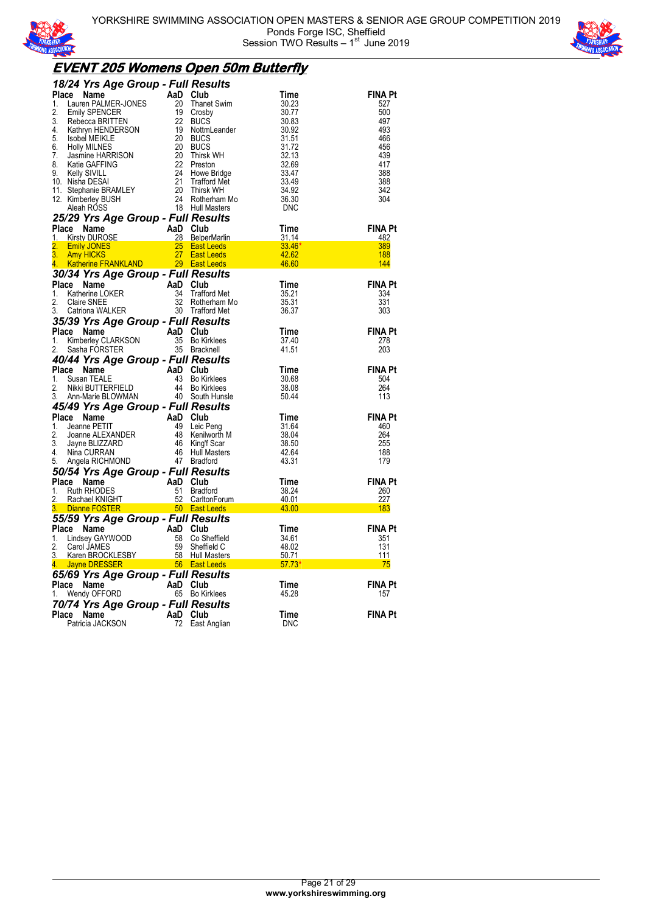YORKSHIRE SWIMMING ASSOCIATION OPEN MASTERS & SENIOR AGE GROUP COMPETITION 2019
Ponds Forge ISC, Sheffield
Session TWO Results – 1st June 2019

# EVENT 205 Womens Open 50m Butterfly

## 18/24 Yrs Age Group - Full Results

| Place | Name | AaD | Club | Time | FINA Pt |
|---|---|---|---|---|---|
| 1. | Lauren PALMER-JONES | 20 | Thanet Swim | 30.23 | 527 |
| 2. | Emily SPENCER | 19 | Crosby | 30.77 | 500 |
| 3. | Rebecca BRITTEN | 22 | BUCS | 30.83 | 497 |
| 4. | Kathryn HENDERSON | 19 | NottmLeander | 30.92 | 493 |
| 5. | Isobel MEIKLE | 20 | BUCS | 31.51 | 466 |
| 6. | Holly MILNES | 20 | BUCS | 31.72 | 456 |
| 7. | Jasmine HARRISON | 20 | Thirsk WH | 32.13 | 439 |
| 8. | Katie GAFFING | 22 | Preston | 32.69 | 417 |
| 9. | Kelly SIVILL | 24 | Howe Bridge | 33.47 | 388 |
| 10. | Nisha DESAI | 21 | Trafford Met | 33.49 | 388 |
| 11. | Stephanie BRAMLEY | 20 | Thirsk WH | 34.92 | 342 |
| 12. | Kimberley BUSH | 24 | Rotherham Mo | 36.30 | 304 |
| | Aleah ROSS | 18 | Hull Masters | DNC | |

## 25/29 Yrs Age Group - Full Results

| Place | Name | AaD | Club | Time | FINA Pt |
|---|---|---|---|---|---|
| 1. | Kirsty DUROSE | 28 | BelperMarlin | 31.14 | 482 |
| 2. | Emily JONES | 25 | East Leeds | 33.46* | 389 |
| 3. | Amy HICKS | 27 | East Leeds | 42.62 | 188 |
| 4. | Katherine FRANKLAND | 29 | East Leeds | 46.60 | 144 |

## 30/34 Yrs Age Group - Full Results

| Place | Name | AaD | Club | Time | FINA Pt |
|---|---|---|---|---|---|
| 1. | Katherine LOKER | 34 | Trafford Met | 35.21 | 334 |
| 2. | Claire SNEE | 32 | Rotherham Mo | 35.31 | 331 |
| 3. | Catriona WALKER | 30 | Trafford Met | 36.37 | 303 |

## 35/39 Yrs Age Group - Full Results

| Place | Name | AaD | Club | Time | FINA Pt |
|---|---|---|---|---|---|
| 1. | Kimberley CLARKSON | 35 | Bo Kirklees | 37.40 | 278 |
| 2. | Sasha FORSTER | 35 | Bracknell | 41.51 | 203 |

## 40/44 Yrs Age Group - Full Results

| Place | Name | AaD | Club | Time | FINA Pt |
|---|---|---|---|---|---|
| 1. | Susan TEALE | 43 | Bo Kirklees | 30.68 | 504 |
| 2. | Nikki BUTTERFIELD | 44 | Bo Kirklees | 38.08 | 264 |
| 3. | Ann-Marie BLOWMAN | 40 | South Hunsle | 50.44 | 113 |

## 45/49 Yrs Age Group - Full Results

| Place | Name | AaD | Club | Time | FINA Pt |
|---|---|---|---|---|---|
| 1. | Jeanne PETIT | 49 | Leic Peng | 31.64 | 460 |
| 2. | Joanne ALEXANDER | 48 | Kenilworth M | 38.04 | 264 |
| 3. | Jayne BLIZZARD | 46 | King'f Scar | 38.50 | 255 |
| 4. | Nina CURRAN | 46 | Hull Masters | 42.64 | 188 |
| 5. | Angela RICHMOND | 47 | Bradford | 43.31 | 179 |

## 50/54 Yrs Age Group - Full Results

| Place | Name | AaD | Club | Time | FINA Pt |
|---|---|---|---|---|---|
| 1. | Ruth RHODES | 51 | Bradford | 38.24 | 260 |
| 2. | Rachael KNIGHT | 52 | CarltonForum | 40.01 | 227 |
| 3. | Dianne FOSTER | 50 | East Leeds | 43.00 | 183 |

## 55/59 Yrs Age Group - Full Results

| Place | Name | AaD | Club | Time | FINA Pt |
|---|---|---|---|---|---|
| 1. | Lindsey GAYWOOD | 58 | Co Sheffield | 34.61 | 351 |
| 2. | Carol JAMES | 59 | Sheffield C | 48.02 | 131 |
| 3. | Karen BROCKLESBY | 58 | Hull Masters | 50.71 | 111 |
| 4. | Jayne DRESSER | 56 | East Leeds | 57.73* | 75 |

## 65/69 Yrs Age Group - Full Results

| Place | Name | AaD | Club | Time | FINA Pt |
|---|---|---|---|---|---|
| 1. | Wendy OFFORD | 65 | Bo Kirklees | 45.28 | 157 |

## 70/74 Yrs Age Group - Full Results

| Place | Name | AaD | Club | Time | FINA Pt |
|---|---|---|---|---|---|
| | Patricia JACKSON | 72 | East Anglian | DNC | |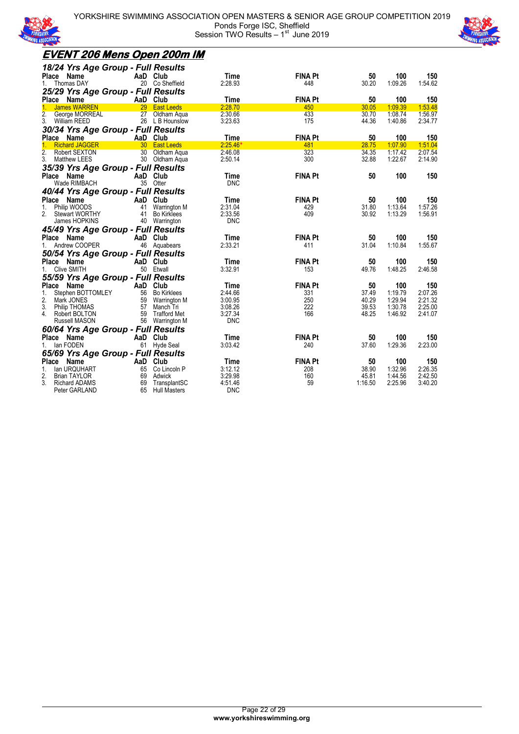# EVENT 206 Mens Open 200m IM

### 18/24 Yrs Age Group - Full Results

| Place | Name | AaD | Club | Time | FINA Pt | 50 | 100 | 150 |
|---|---|---|---|---|---|---|---|---|
| 1. | Thomas DAY | 20 | Co Sheffield | 2:28.93 | 448 | 30.20 | 1:09.26 | 1:54.62 |

### 25/29 Yrs Age Group - Full Results

| Place | Name | AaD | Club | Time | FINA Pt | 50 | 100 | 150 |
|---|---|---|---|---|---|---|---|---|
| 1. | James WARREN | 29 | East Leeds | 2:28.70 | 450 | 30.05 | 1:09.39 | 1:53.48 |
| 2. | George MORREAL | 27 | Oldham Aqua | 2:30.66 | 433 | 30.70 | 1:08.74 | 1:56.97 |
| 3. | William REED | 26 | L B Hounslow | 3:23.63 | 175 | 44.36 | 1:40.86 | 2:34.77 |

### 30/34 Yrs Age Group - Full Results

| Place | Name | AaD | Club | Time | FINA Pt | 50 | 100 | 150 |
|---|---|---|---|---|---|---|---|---|
| 1. | Richard JAGGER | 30 | East Leeds | 2:25.46* | 481 | 28.75 | 1:07.90 | 1:51.04 |
| 2. | Robert SEXTON | 30 | Oldham Aqua | 2:46.08 | 323 | 34.35 | 1:17.42 | 2:07.54 |
| 3. | Matthew LEES | 30 | Oldham Aqua | 2:50.14 | 300 | 32.88 | 1:22.67 | 2:14.90 |

### 35/39 Yrs Age Group - Full Results

| Place | Name | AaD | Club | Time | FINA Pt | 50 | 100 | 150 |
|---|---|---|---|---|---|---|---|---|
| | Wade RIMBACH | 35 | Otter | DNC | | | | |

### 40/44 Yrs Age Group - Full Results

| Place | Name | AaD | Club | Time | FINA Pt | 50 | 100 | 150 |
|---|---|---|---|---|---|---|---|---|
| 1. | Philip WOODS | 41 | Warrington M | 2:31.04 | 429 | 31.80 | 1:13.64 | 1:57.26 |
| 2. | Stewart WORTHY | 41 | Bo Kirklees | 2:33.56 | 409 | 30.92 | 1:13.29 | 1:56.91 |
| | James HOPKINS | 40 | Warrington | DNC | | | | |

### 45/49 Yrs Age Group - Full Results

| Place | Name | AaD | Club | Time | FINA Pt | 50 | 100 | 150 |
|---|---|---|---|---|---|---|---|---|
| 1. | Andrew COOPER | 46 | Aquabears | 2:33.21 | 411 | 31.04 | 1:10.84 | 1:55.67 |

### 50/54 Yrs Age Group - Full Results

| Place | Name | AaD | Club | Time | FINA Pt | 50 | 100 | 150 |
|---|---|---|---|---|---|---|---|---|
| 1. | Clive SMITH | 50 | Etwall | 3:32.91 | 153 | 49.76 | 1:48.25 | 2:46.58 |

### 55/59 Yrs Age Group - Full Results

| Place | Name | AaD | Club | Time | FINA Pt | 50 | 100 | 150 |
|---|---|---|---|---|---|---|---|---|
| 1. | Stephen BOTTOMLEY | 56 | Bo Kirklees | 2:44.66 | 331 | 37.49 | 1:19.79 | 2:07.26 |
| 2. | Mark JONES | 59 | Warrington M | 3:00.95 | 250 | 40.29 | 1:29.94 | 2:21.32 |
| 3. | Philip THOMAS | 57 | Manch Tri | 3:08.26 | 222 | 39.53 | 1:30.78 | 2:25.00 |
| 4. | Robert BOLTON | 59 | Trafford Met | 3:27.34 | 166 | 48.25 | 1:46.92 | 2:41.07 |
| | Russell MASON | 56 | Warrington M | DNC | | | | |

### 60/64 Yrs Age Group - Full Results

| Place | Name | AaD | Club | Time | FINA Pt | 50 | 100 | 150 |
|---|---|---|---|---|---|---|---|---|
| 1. | Ian FODEN | 61 | Hyde Seal | 3:03.42 | 240 | 37.60 | 1:29.36 | 2:23.00 |

### 65/69 Yrs Age Group - Full Results

| Place | Name | AaD | Club | Time | FINA Pt | 50 | 100 | 150 |
|---|---|---|---|---|---|---|---|---|
| 1. | Ian URQUHART | 65 | Co Lincoln P | 3:12.12 | 208 | 38.90 | 1:32.96 | 2:26.35 |
| 2. | Brian TAYLOR | 69 | Adwick | 3:29.98 | 160 | 45.81 | 1:44.56 | 2:42.50 |
| 3. | Richard ADAMS | 69 | TransplantSC | 4:51.46 | 59 | 1:16.50 | 2:25.96 | 3:40.20 |
| | Peter GARLAND | 65 | Hull Masters | DNC | | | | |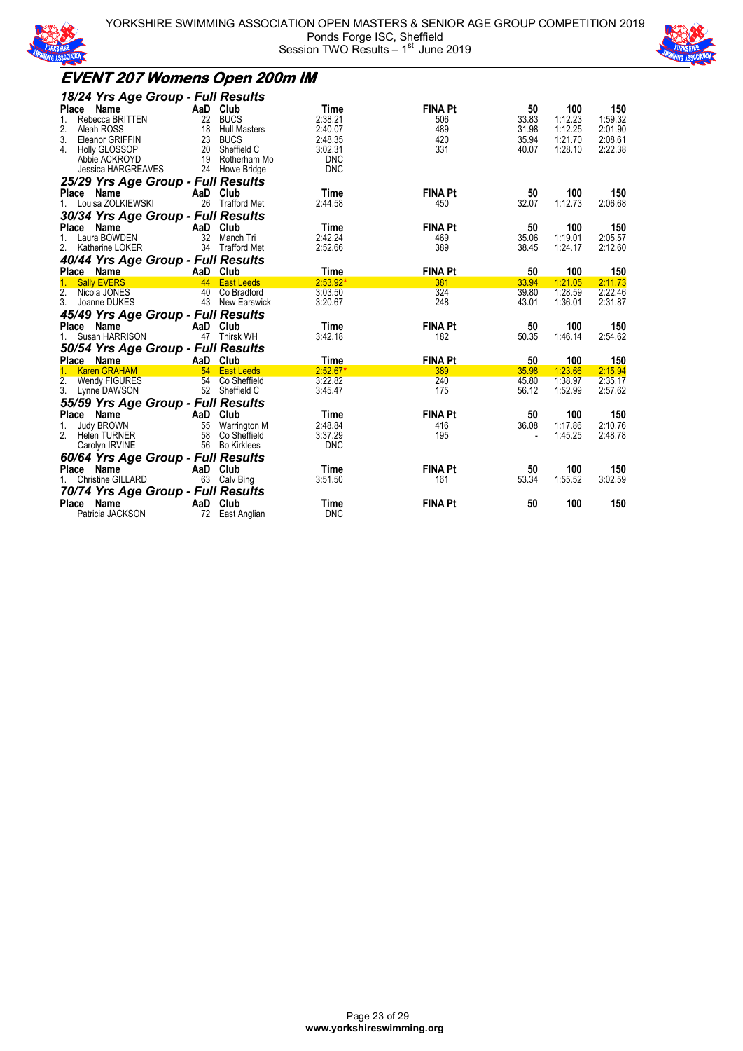## EVENT 207 Womens Open 200m IM

### 18/24 Yrs Age Group - Full Results

| Place | Name | AaD | Club | Time | FINA Pt | 50 | 100 | 150 |
|---|---|---|---|---|---|---|---|---|
| 1. | Rebecca BRITTEN | 22 | BUCS | 2:38.21 | 506 | 33.83 | 1:12.23 | 1:59.32 |
| 2. | Aleah ROSS | 18 | Hull Masters | 2:40.07 | 489 | 31.98 | 1:12.25 | 2:01.90 |
| 3. | Eleanor GRIFFIN | 23 | BUCS | 2:48.35 | 420 | 35.94 | 1:21.70 | 2:08.61 |
| 4. | Holly GLOSSOP | 20 | Sheffield C | 3:02.31 | 331 | 40.07 | 1:28.10 | 2:22.38 |
| | Abbie ACKROYD | 19 | Rotherham Mo | DNC | | | | |
| | Jessica HARGREAVES | 24 | Howe Bridge | DNC | | | | |

### 25/29 Yrs Age Group - Full Results

| Place | Name | AaD | Club | Time | FINA Pt | 50 | 100 | 150 |
|---|---|---|---|---|---|---|---|---|
| 1. | Louisa ZOLKIEWSKI | 26 | Trafford Met | 2:44.58 | 450 | 32.07 | 1:12.73 | 2:06.68 |

### 30/34 Yrs Age Group - Full Results

| Place | Name | AaD | Club | Time | FINA Pt | 50 | 100 | 150 |
|---|---|---|---|---|---|---|---|---|
| 1. | Laura BOWDEN | 32 | Manch Tri | 2:42.24 | 469 | 35.06 | 1:19.01 | 2:05.57 |
| 2. | Katherine LOKER | 34 | Trafford Met | 2:52.66 | 389 | 38.45 | 1:24.17 | 2:12.60 |

### 40/44 Yrs Age Group - Full Results

| Place | Name | AaD | Club | Time | FINA Pt | 50 | 100 | 150 |
|---|---|---|---|---|---|---|---|---|
| 1. | Sally EVERS | 44 | East Leeds | 2:53.92* | 381 | 33.94 | 1:21.05 | 2:11.73 |
| 2. | Nicola JONES | 40 | Co Bradford | 3:03.50 | 324 | 39.80 | 1:28.59 | 2:22.46 |
| 3. | Joanne DUKES | 43 | New Earswick | 3:20.67 | 248 | 43.01 | 1:36.01 | 2:31.87 |

### 45/49 Yrs Age Group - Full Results

| Place | Name | AaD | Club | Time | FINA Pt | 50 | 100 | 150 |
|---|---|---|---|---|---|---|---|---|
| 1. | Susan HARRISON | 47 | Thirsk WH | 3:42.18 | 182 | 50.35 | 1:46.14 | 2:54.62 |

### 50/54 Yrs Age Group - Full Results

| Place | Name | AaD | Club | Time | FINA Pt | 50 | 100 | 150 |
|---|---|---|---|---|---|---|---|---|
| 1. | Karen GRAHAM | 54 | East Leeds | 2:52.67* | 389 | 35.98 | 1:23.66 | 2:15.94 |
| 2. | Wendy FIGURES | 54 | Co Sheffield | 3:22.82 | 240 | 45.80 | 1:38.97 | 2:35.17 |
| 3. | Lynne DAWSON | 52 | Sheffield C | 3:45.47 | 175 | 56.12 | 1:52.99 | 2:57.62 |

### 55/59 Yrs Age Group - Full Results

| Place | Name | AaD | Club | Time | FINA Pt | 50 | 100 | 150 |
|---|---|---|---|---|---|---|---|---|
| 1. | Judy BROWN | 55 | Warrington M | 2:48.84 | 416 | 36.08 | 1:17.86 | 2:10.76 |
| 2. | Helen TURNER | 58 | Co Sheffield | 3:37.29 | 195 | - | 1:45.25 | 2:48.78 |
| | Carolyn IRVINE | 56 | Bo Kirklees | DNC | | | | |

### 60/64 Yrs Age Group - Full Results

| Place | Name | AaD | Club | Time | FINA Pt | 50 | 100 | 150 |
|---|---|---|---|---|---|---|---|---|
| 1. | Christine GILLARD | 63 | Calv Bing | 3:51.50 | 161 | 53.34 | 1:55.52 | 3:02.59 |

### 70/74 Yrs Age Group - Full Results

| Place | Name | AaD | Club | Time | FINA Pt | 50 | 100 | 150 |
|---|---|---|---|---|---|---|---|---|
| | Patricia JACKSON | 72 | East Anglian | DNC | | | | |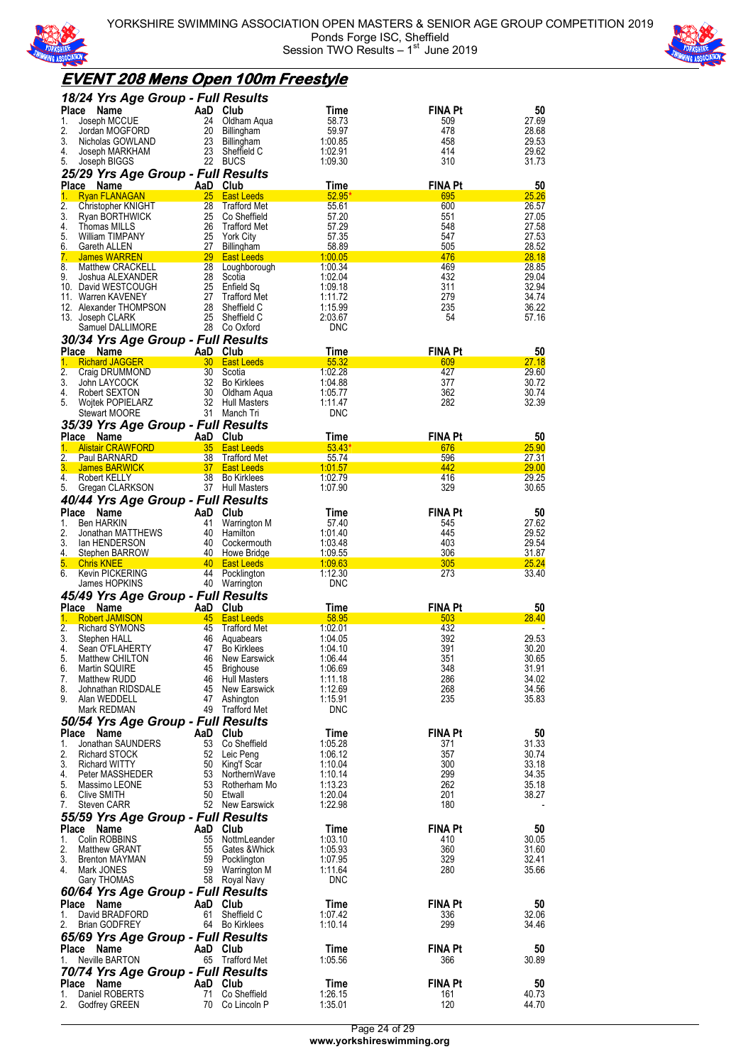YORKSHIRE SWIMMING ASSOCIATION OPEN MASTERS & SENIOR AGE GROUP COMPETITION 2019
Ponds Forge ISC, Sheffield
Session TWO Results – 1st June 2019

# EVENT 208 Mens Open 100m Freestyle

## 18/24 Yrs Age Group - Full Results

| Place | Name | AaD | Club | Time | FINA Pt | 50 |
|---|---|---|---|---|---|---|
| 1. | Joseph MCCUE | 24 | Oldham Aqua | 58.73 | 509 | 27.69 |
| 2. | Jordan MOGFORD | 20 | Billingham | 59.97 | 478 | 28.68 |
| 3. | Nicholas GOWLAND | 23 | Billingham | 1:00.85 | 458 | 29.53 |
| 4. | Joseph MARKHAM | 23 | Sheffield C | 1:02.91 | 414 | 29.62 |
| 5. | Joseph BIGGS | 22 | BUCS | 1:09.30 | 310 | 31.73 |

## 25/29 Yrs Age Group - Full Results

| Place | Name | AaD | Club | Time | FINA Pt | 50 |
|---|---|---|---|---|---|---|
| 1. | Ryan FLANAGAN | 25 | East Leeds | 52.95* | 695 | 25.26 |
| 2. | Christopher KNIGHT | 28 | Trafford Met | 55.61 | 600 | 26.57 |
| 3. | Ryan BORTHWICK | 25 | Co Sheffield | 57.20 | 551 | 27.05 |
| 4. | Thomas MILLS | 26 | Trafford Met | 57.29 | 548 | 27.58 |
| 5. | William TIMPANY | 25 | York City | 57.35 | 547 | 27.53 |
| 6. | Gareth ALLEN | 27 | Billingham | 58.89 | 505 | 28.52 |
| 7. | James WARREN | 29 | East Leeds | 1:00.05 | 476 | 28.18 |
| 8. | Matthew CRACKELL | 28 | Loughborough | 1:00.34 | 469 | 28.85 |
| 9. | Joshua ALEXANDER | 28 | Scotia | 1:02.04 | 432 | 29.04 |
| 10. | David WESTCOUGH | 25 | Enfield Sq | 1:09.18 | 311 | 32.94 |
| 11. | Warren KAVENEY | 27 | Trafford Met | 1:11.72 | 279 | 34.74 |
| 12. | Alexander THOMPSON | 28 | Sheffield C | 1:15.99 | 235 | 36.22 |
| 13. | Joseph CLARK | 25 | Sheffield C | 2:03.67 | 54 | 57.16 |
| | Samuel DALLIMORE | 28 | Co Oxford | DNC | | |

## 30/34 Yrs Age Group - Full Results

| Place | Name | AaD | Club | Time | FINA Pt | 50 |
|---|---|---|---|---|---|---|
| 1. | Richard JAGGER | 30 | East Leeds | 55.32 | 609 | 27.18 |
| 2. | Craig DRUMMOND | 30 | Scotia | 1:02.28 | 427 | 29.60 |
| 3. | John LAYCOCK | 32 | Bo Kirklees | 1:04.88 | 377 | 30.72 |
| 4. | Robert SEXTON | 30 | Oldham Aqua | 1:05.77 | 362 | 30.74 |
| 5. | Wojtek POPIELARZ | 32 | Hull Masters | 1:11.47 | 282 | 32.39 |
| | Stewart MOORE | 31 | Manch Tri | DNC | | |

## 35/39 Yrs Age Group - Full Results

| Place | Name | AaD | Club | Time | FINA Pt | 50 |
|---|---|---|---|---|---|---|
| 1. | Alistair CRAWFORD | 35 | East Leeds | 53.43* | 676 | 25.90 |
| 2. | Paul BARNARD | 38 | Trafford Met | 55.74 | 596 | 27.31 |
| 3. | James BARWICK | 37 | East Leeds | 1:01.57 | 442 | 29.00 |
| 4. | Robert KELLY | 38 | Bo Kirklees | 1:02.79 | 416 | 29.25 |
| 5. | Gregan CLARKSON | 37 | Hull Masters | 1:07.90 | 329 | 30.65 |

## 40/44 Yrs Age Group - Full Results

| Place | Name | AaD | Club | Time | FINA Pt | 50 |
|---|---|---|---|---|---|---|
| 1. | Ben HARKIN | 41 | Warrington M | 57.40 | 545 | 27.62 |
| 2. | Jonathan MATTHEWS | 40 | Hamilton | 1:01.40 | 445 | 29.52 |
| 3. | Ian HENDERSON | 40 | Cockermouth | 1:03.48 | 403 | 29.54 |
| 4. | Stephen BARROW | 40 | Howe Bridge | 1:09.55 | 306 | 31.87 |
| 5. | Chris KNEE | 40 | East Leeds | 1:09.63 | 305 | 25.24 |
| 6. | Kevin PICKERING | 44 | Pocklington | 1:12.30 | 273 | 33.40 |
| | James HOPKINS | 40 | Warrington | DNC | | |

## 45/49 Yrs Age Group - Full Results

| Place | Name | AaD | Club | Time | FINA Pt | 50 |
|---|---|---|---|---|---|---|
| 1. | Robert JAMISON | 45 | East Leeds | 58.95 | 503 | 28.40 |
| 2. | Richard SYMONS | 45 | Trafford Met | 1:02.01 | 432 | - |
| 3. | Stephen HALL | 46 | Aquabears | 1:04.05 | 392 | 29.53 |
| 4. | Sean O'FLAHERTY | 47 | Bo Kirklees | 1:04.10 | 391 | 30.20 |
| 5. | Matthew CHILTON | 46 | New Earswick | 1:06.44 | 351 | 30.65 |
| 6. | Martin SQUIRE | 45 | Brighouse | 1:06.69 | 348 | 31.91 |
| 7. | Matthew RUDD | 46 | Hull Masters | 1:11.18 | 286 | 34.02 |
| 8. | Johnathan RIDSDALE | 45 | New Earswick | 1:12.69 | 268 | 34.56 |
| 9. | Alan WEDDELL | 47 | Ashington | 1:15.91 | 235 | 35.83 |
| | Mark REDMAN | 49 | Trafford Met | DNC | | |

## 50/54 Yrs Age Group - Full Results

| Place | Name | AaD | Club | Time | FINA Pt | 50 |
|---|---|---|---|---|---|---|
| 1. | Jonathan SAUNDERS | 53 | Co Sheffield | 1:05.28 | 371 | 31.33 |
| 2. | Richard STOCK | 52 | Leic Peng | 1:06.12 | 357 | 30.74 |
| 3. | Richard WITTY | 50 | King'f Scar | 1:10.04 | 300 | 33.18 |
| 4. | Peter MASSHEDER | 53 | NorthernWave | 1:10.14 | 299 | 34.35 |
| 5. | Massimo LEONE | 53 | Rotherham Mo | 1:13.23 | 262 | 35.18 |
| 6. | Clive SMITH | 50 | Etwall | 1:20.04 | 201 | 38.27 |
| 7. | Steven CARR | 52 | New Earswick | 1:22.98 | 180 | - |

## 55/59 Yrs Age Group - Full Results

| Place | Name | AaD | Club | Time | FINA Pt | 50 |
|---|---|---|---|---|---|---|
| 1. | Colin ROBBINS | 55 | NottmLeander | 1:03.10 | 410 | 30.05 |
| 2. | Matthew GRANT | 55 | Gates &Whick | 1:05.93 | 360 | 31.60 |
| 3. | Brenton MAYMAN | 59 | Pocklington | 1:07.95 | 329 | 32.41 |
| 4. | Mark JONES | 59 | Warrington M | 1:11.64 | 280 | 35.66 |
| | Gary THOMAS | 58 | Royal Navy | DNC | | |

## 60/64 Yrs Age Group - Full Results

| Place | Name | AaD | Club | Time | FINA Pt | 50 |
|---|---|---|---|---|---|---|
| 1. | David BRADFORD | 61 | Sheffield C | 1:07.42 | 336 | 32.06 |
| 2. | Brian GODFREY | 64 | Bo Kirklees | 1:10.14 | 299 | 34.46 |

## 65/69 Yrs Age Group - Full Results

| Place | Name | AaD | Club | Time | FINA Pt | 50 |
|---|---|---|---|---|---|---|
| 1. | Neville BARTON | 65 | Trafford Met | 1:05.56 | 366 | 30.89 |

## 70/74 Yrs Age Group - Full Results

| Place | Name | AaD | Club | Time | FINA Pt | 50 |
|---|---|---|---|---|---|---|
| 1. | Daniel ROBERTS | 71 | Co Sheffield | 1:26.15 | 161 | 40.73 |
| 2. | Godfrey GREEN | 70 | Co Lincoln P | 1:35.01 | 120 | 44.70 |

www.yorkshireswimming.org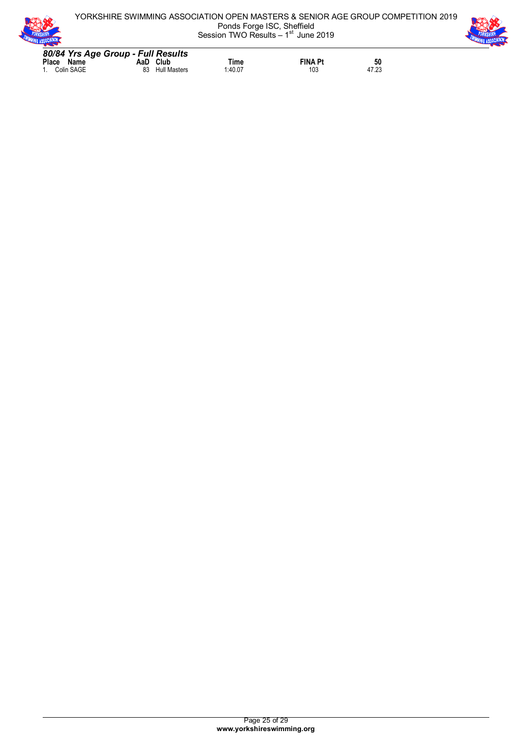### *80/84 Yrs Age Group - Full Results*

| Place | Name | AaD | Club | Time | FINA Pt | 50 |
|---|---|---|---|---|---|---|
| 1. | Colin SAGE | 83 | Hull Masters | 1:40.07 | 103 | 47.23 |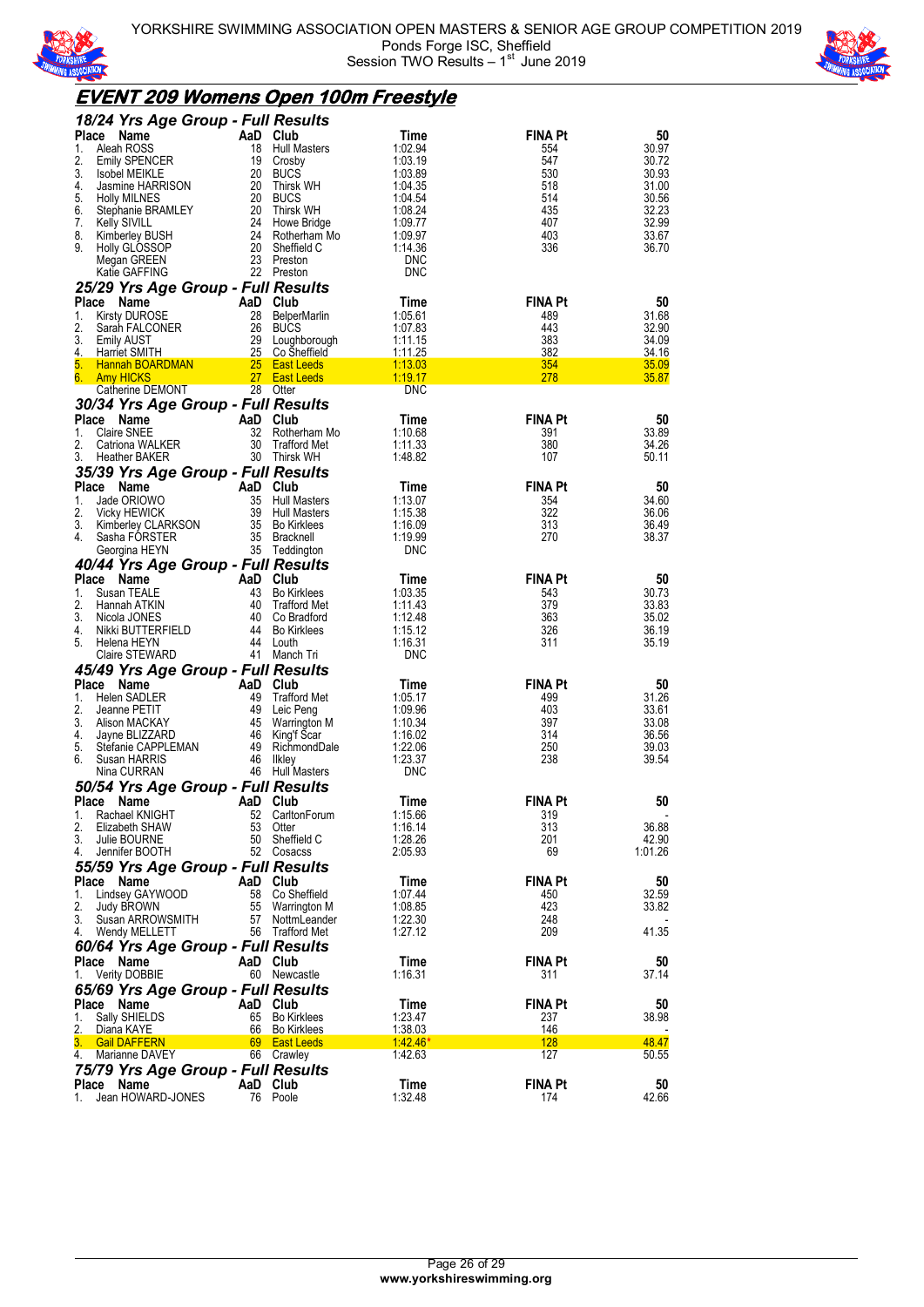YORKSHIRE SWIMMING ASSOCIATION OPEN MASTERS & SENIOR AGE GROUP COMPETITION 2019
Ponds Forge ISC, Sheffield
Session TWO Results – 1st June 2019

# EVENT 209 Womens Open 100m Freestyle

## 18/24 Yrs Age Group - Full Results

| Place | Name | AaD | Club | Time | FINA Pt | 50 |
|---|---|---|---|---|---|---|
| 1. | Aleah ROSS | 18 | Hull Masters | 1:02.94 | 554 | 30.97 |
| 2. | Emily SPENCER | 19 | Crosby | 1:03.19 | 547 | 30.72 |
| 3. | Isobel MEIKLE | 20 | BUCS | 1:03.89 | 530 | 30.93 |
| 4. | Jasmine HARRISON | 20 | Thirsk WH | 1:04.35 | 518 | 31.00 |
| 5. | Holly MILNES | 20 | BUCS | 1:04.54 | 514 | 30.56 |
| 6. | Stephanie BRAMLEY | 20 | Thirsk WH | 1:08.24 | 435 | 32.23 |
| 7. | Kelly SIVILL | 24 | Howe Bridge | 1:09.77 | 407 | 32.99 |
| 8. | Kimberley BUSH | 24 | Rotherham Mo | 1:09.97 | 403 | 33.67 |
| 9. | Holly GLOSSOP | 20 | Sheffield C | 1:14.36 | 336 | 36.70 |
| | Megan GREEN | 23 | Preston | DNC | | |
| | Katie GAFFING | 22 | Preston | DNC | | |

## 25/29 Yrs Age Group - Full Results

| Place | Name | AaD | Club | Time | FINA Pt | 50 |
|---|---|---|---|---|---|---|
| 1. | Kirsty DUROSE | 28 | BelperMarlin | 1:05.61 | 489 | 31.68 |
| 2. | Sarah FALCONER | 26 | BUCS | 1:07.83 | 443 | 32.90 |
| 3. | Emily AUST | 29 | Loughborough | 1:11.15 | 383 | 34.09 |
| 4. | Harriet SMITH | 25 | Co Sheffield | 1:11.25 | 382 | 34.16 |
| 5. | Hannah BOARDMAN | 25 | East Leeds | 1:13.03 | 354 | 35.09 |
| 6. | Amy HICKS | 27 | East Leeds | 1:19.17 | 278 | 35.87 |
| | Catherine DEMONT | 28 | Otter | DNC | | |

## 30/34 Yrs Age Group - Full Results

| Place | Name | AaD | Club | Time | FINA Pt | 50 |
|---|---|---|---|---|---|---|
| 1. | Claire SNEE | 32 | Rotherham Mo | 1:10.68 | 391 | 33.89 |
| 2. | Catriona WALKER | 30 | Trafford Met | 1:11.33 | 380 | 34.26 |
| 3. | Heather BAKER | 30 | Thirsk WH | 1:48.82 | 107 | 50.11 |

## 35/39 Yrs Age Group - Full Results

| Place | Name | AaD | Club | Time | FINA Pt | 50 |
|---|---|---|---|---|---|---|
| 1. | Jade ORIOWO | 35 | Hull Masters | 1:13.07 | 354 | 34.60 |
| 2. | Vicky HEWICK | 39 | Hull Masters | 1:15.38 | 322 | 36.06 |
| 3. | Kimberley CLARKSON | 35 | Bo Kirklees | 1:16.09 | 313 | 36.49 |
| 4. | Sasha FORSTER | 35 | Bracknell | 1:19.99 | 270 | 38.37 |
| | Georgina HEYN | 35 | Teddington | DNC | | |

## 40/44 Yrs Age Group - Full Results

| Place | Name | AaD | Club | Time | FINA Pt | 50 |
|---|---|---|---|---|---|---|
| 1. | Susan TEALE | 43 | Bo Kirklees | 1:03.35 | 543 | 30.73 |
| 2. | Hannah ATKIN | 40 | Trafford Met | 1:11.43 | 379 | 33.83 |
| 3. | Nicola JONES | 40 | Co Bradford | 1:12.48 | 363 | 35.02 |
| 4. | Nikki BUTTERFIELD | 44 | Bo Kirklees | 1:15.12 | 326 | 36.19 |
| 5. | Helena HEYN | 44 | Louth | 1:16.31 | 311 | 35.19 |
| | Claire STEWARD | 41 | Manch Tri | DNC | | |

## 45/49 Yrs Age Group - Full Results

| Place | Name | AaD | Club | Time | FINA Pt | 50 |
|---|---|---|---|---|---|---|
| 1. | Helen SADLER | 49 | Trafford Met | 1:05.17 | 499 | 31.26 |
| 2. | Jeanne PETIT | 49 | Leic Peng | 1:09.96 | 403 | 33.61 |
| 3. | Alison MACKAY | 45 | Warrington M | 1:10.34 | 397 | 33.08 |
| 4. | Jayne BLIZZARD | 46 | King'f Scar | 1:16.02 | 314 | 36.56 |
| 5. | Stefanie CAPPLEMAN | 49 | RichmondDale | 1:22.06 | 250 | 39.03 |
| 6. | Susan HARRIS | 46 | Ilkley | 1:23.37 | 238 | 39.54 |
| | Nina CURRAN | 46 | Hull Masters | DNC | | |

## 50/54 Yrs Age Group - Full Results

| Place | Name | AaD | Club | Time | FINA Pt | 50 |
|---|---|---|---|---|---|---|
| 1. | Rachael KNIGHT | 52 | CarltonForum | 1:15.66 | 319 | - |
| 2. | Elizabeth SHAW | 53 | Otter | 1:16.14 | 313 | 36.88 |
| 3. | Julie BOURNE | 50 | Sheffield C | 1:28.26 | 201 | 42.90 |
| 4. | Jennifer BOOTH | 52 | Cosacss | 2:05.93 | 69 | 1:01.26 |

## 55/59 Yrs Age Group - Full Results

| Place | Name | AaD | Club | Time | FINA Pt | 50 |
|---|---|---|---|---|---|---|
| 1. | Lindsey GAYWOOD | 58 | Co Sheffield | 1:07.44 | 450 | 32.59 |
| 2. | Judy BROWN | 55 | Warrington M | 1:08.85 | 423 | 33.82 |
| 3. | Susan ARROWSMITH | 57 | NottmLeander | 1:22.30 | 248 | - |
| 4. | Wendy MELLETT | 56 | Trafford Met | 1:27.12 | 209 | 41.35 |

## 60/64 Yrs Age Group - Full Results

| Place | Name | AaD | Club | Time | FINA Pt | 50 |
|---|---|---|---|---|---|---|
| 1. | Verity DOBBIE | 60 | Newcastle | 1:16.31 | 311 | 37.14 |

## 65/69 Yrs Age Group - Full Results

| Place | Name | AaD | Club | Time | FINA Pt | 50 |
|---|---|---|---|---|---|---|
| 1. | Sally SHIELDS | 65 | Bo Kirklees | 1:23.47 | 237 | 38.98 |
| 2. | Diana KAYE | 66 | Bo Kirklees | 1:38.03 | 146 | - |
| 3. | Gail DAFFERN | 69 | East Leeds | 1:42.46* | 128 | 48.47 |
| 4. | Marianne DAVEY | 66 | Crawley | 1:42.63 | 127 | 50.55 |

## 75/79 Yrs Age Group - Full Results

| Place | Name | AaD | Club | Time | FINA Pt | 50 |
|---|---|---|---|---|---|---|
| 1. | Jean HOWARD-JONES | 76 | Poole | 1:32.48 | 174 | 42.66 |

www.yorkshireswimming.org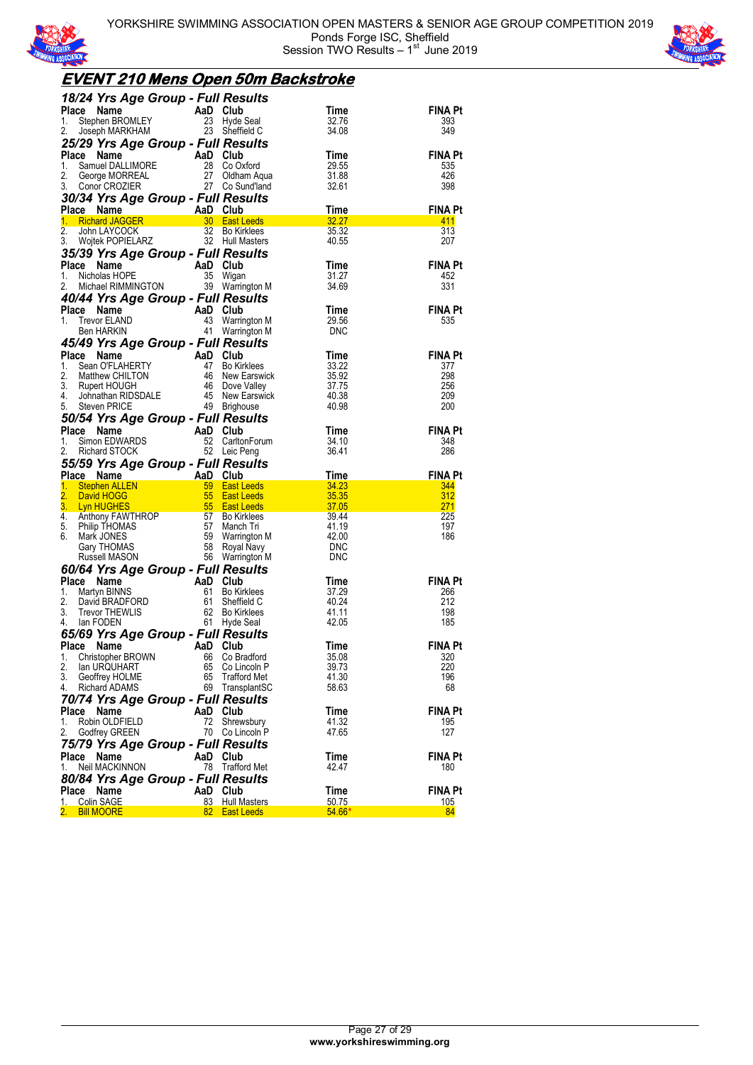# EVENT 210 Mens Open 50m Backstroke

## 18/24 Yrs Age Group - Full Results

| Place | Name | AaD | Club | Time | FINA Pt |
|---|---|---|---|---|---|
| 1. | Stephen BROMLEY | 23 | Hyde Seal | 32.76 | 393 |
| 2. | Joseph MARKHAM | 23 | Sheffield C | 34.08 | 349 |

## 25/29 Yrs Age Group - Full Results

| Place | Name | AaD | Club | Time | FINA Pt |
|---|---|---|---|---|---|
| 1. | Samuel DALLIMORE | 28 | Co Oxford | 29.55 | 535 |
| 2. | George MORREAL | 27 | Oldham Aqua | 31.88 | 426 |
| 3. | Conor CROZIER | 27 | Co Sund'land | 32.61 | 398 |

## 30/34 Yrs Age Group - Full Results

| Place | Name | AaD | Club | Time | FINA Pt |
|---|---|---|---|---|---|
| 1. | Richard JAGGER | 30 | East Leeds | 32.27 | 411 |
| 2. | John LAYCOCK | 32 | Bo Kirklees | 35.32 | 313 |
| 3. | Wojtek POPIELARZ | 32 | Hull Masters | 40.55 | 207 |

## 35/39 Yrs Age Group - Full Results

| Place | Name | AaD | Club | Time | FINA Pt |
|---|---|---|---|---|---|
| 1. | Nicholas HOPE | 35 | Wigan | 31.27 | 452 |
| 2. | Michael RIMMINGTON | 39 | Warrington M | 34.69 | 331 |

## 40/44 Yrs Age Group - Full Results

| Place | Name | AaD | Club | Time | FINA Pt |
|---|---|---|---|---|---|
| 1. | Trevor ELAND | 43 | Warrington M | 29.56 | 535 |
| | Ben HARKIN | 41 | Warrington M | DNC | |

## 45/49 Yrs Age Group - Full Results

| Place | Name | AaD | Club | Time | FINA Pt |
|---|---|---|---|---|---|
| 1. | Sean O'FLAHERTY | 47 | Bo Kirklees | 33.22 | 377 |
| 2. | Matthew CHILTON | 46 | New Earswick | 35.92 | 298 |
| 3. | Rupert HOUGH | 46 | Dove Valley | 37.75 | 256 |
| 4. | Johnathan RIDSDALE | 45 | New Earswick | 40.38 | 209 |
| 5. | Steven PRICE | 49 | Brighouse | 40.98 | 200 |

## 50/54 Yrs Age Group - Full Results

| Place | Name | AaD | Club | Time | FINA Pt |
|---|---|---|---|---|---|
| 1. | Simon EDWARDS | 52 | CarltonForum | 34.10 | 348 |
| 2. | Richard STOCK | 52 | Leic Peng | 36.41 | 286 |

## 55/59 Yrs Age Group - Full Results

| Place | Name | AaD | Club | Time | FINA Pt |
|---|---|---|---|---|---|
| 1. | Stephen ALLEN | 59 | East Leeds | 34.23 | 344 |
| 2. | David HOGG | 55 | East Leeds | 35.35 | 312 |
| 3. | Lyn HUGHES | 55 | East Leeds | 37.05 | 271 |
| 4. | Anthony FAWTHROP | 57 | Bo Kirklees | 39.44 | 225 |
| 5. | Philip THOMAS | 57 | Manch Tri | 41.19 | 197 |
| 6. | Mark JONES | 59 | Warrington M | 42.00 | 186 |
| | Gary THOMAS | 58 | Royal Navy | DNC | |
| | Russell MASON | 56 | Warrington M | DNC | |

## 60/64 Yrs Age Group - Full Results

| Place | Name | AaD | Club | Time | FINA Pt |
|---|---|---|---|---|---|
| 1. | Martyn BINNS | 61 | Bo Kirklees | 37.29 | 266 |
| 2. | David BRADFORD | 61 | Sheffield C | 40.24 | 212 |
| 3. | Trevor THEWLIS | 62 | Bo Kirklees | 41.11 | 198 |
| 4. | Ian FODEN | 61 | Hyde Seal | 42.05 | 185 |

## 65/69 Yrs Age Group - Full Results

| Place | Name | AaD | Club | Time | FINA Pt |
|---|---|---|---|---|---|
| 1. | Christopher BROWN | 66 | Co Bradford | 35.08 | 320 |
| 2. | Ian URQUHART | 65 | Co Lincoln P | 39.73 | 220 |
| 3. | Geoffrey HOLME | 65 | Trafford Met | 41.30 | 196 |
| 4. | Richard ADAMS | 69 | TransplantSC | 58.63 | 68 |

## 70/74 Yrs Age Group - Full Results

| Place | Name | AaD | Club | Time | FINA Pt |
|---|---|---|---|---|---|
| 1. | Robin OLDFIELD | 72 | Shrewsbury | 41.32 | 195 |
| 2. | Godfrey GREEN | 70 | Co Lincoln P | 47.65 | 127 |

## 75/79 Yrs Age Group - Full Results

| Place | Name | AaD | Club | Time | FINA Pt |
|---|---|---|---|---|---|
| 1. | Neil MACKINNON | 78 | Trafford Met | 42.47 | 180 |

## 80/84 Yrs Age Group - Full Results

| Place | Name | AaD | Club | Time | FINA Pt |
|---|---|---|---|---|---|
| 1. | Colin SAGE | 83 | Hull Masters | 50.75 | 105 |
| 2. | Bill MOORE | 82 | East Leeds | 54.66* | 84 |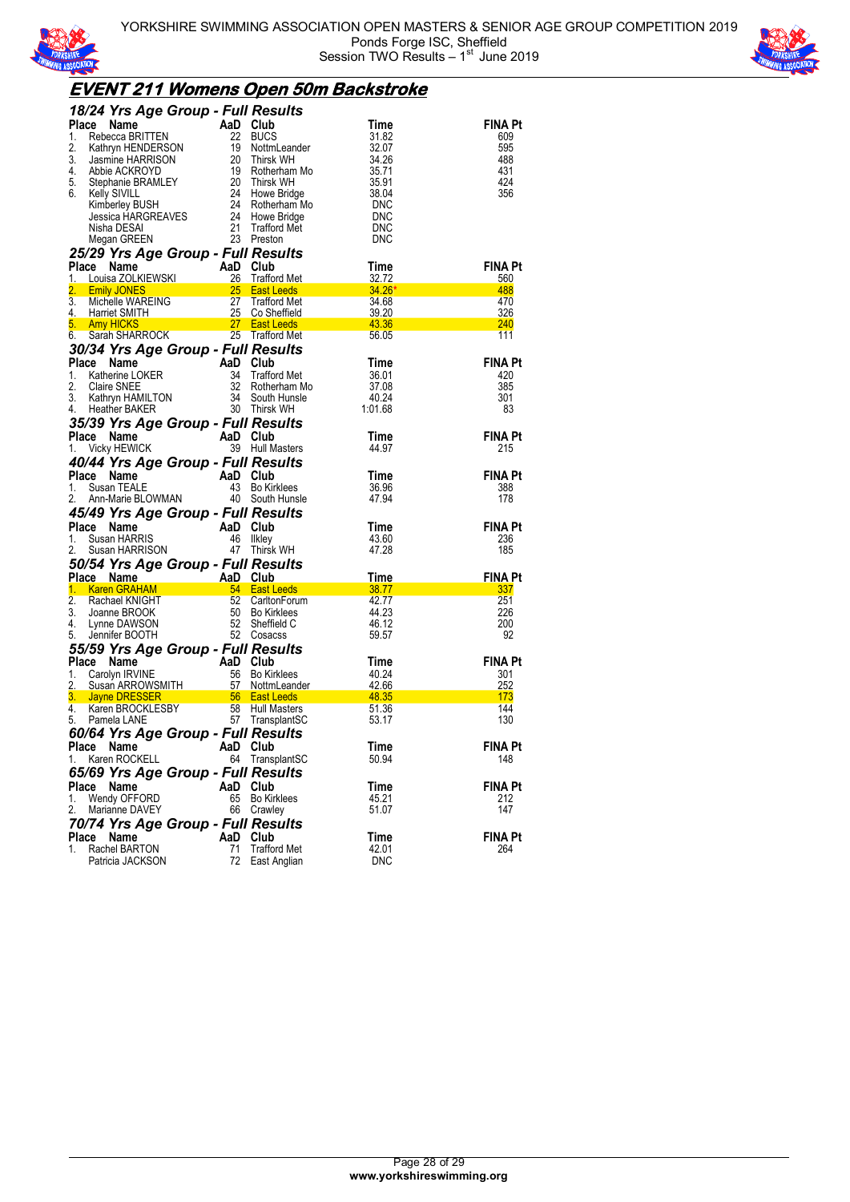YORKSHIRE SWIMMING ASSOCIATION OPEN MASTERS & SENIOR AGE GROUP COMPETITION 2019
Ponds Forge ISC, Sheffield
Session TWO Results – 1st June 2019

# EVENT 211 Womens Open 50m Backstroke

## 18/24 Yrs Age Group - Full Results

| Place | Name | AaD | Club | Time | FINA Pt |
|---|---|---|---|---|---|
| 1. | Rebecca BRITTEN | 22 | BUCS | 31.82 | 609 |
| 2. | Kathryn HENDERSON | 19 | NottmLeander | 32.07 | 595 |
| 3. | Jasmine HARRISON | 20 | Thirsk WH | 34.26 | 488 |
| 4. | Abbie ACKROYD | 19 | Rotherham Mo | 35.71 | 431 |
| 5. | Stephanie BRAMLEY | 20 | Thirsk WH | 35.91 | 424 |
| 6. | Kelly SIVILL | 24 | Howe Bridge | 38.04 | 356 |
| | Kimberley BUSH | 24 | Rotherham Mo | DNC | |
| | Jessica HARGREAVES | 24 | Howe Bridge | DNC | |
| | Nisha DESAI | 21 | Trafford Met | DNC | |
| | Megan GREEN | 23 | Preston | DNC | |

## 25/29 Yrs Age Group - Full Results

| Place | Name | AaD | Club | Time | FINA Pt |
|---|---|---|---|---|---|
| 1. | Louisa ZOLKIEWSKI | 26 | Trafford Met | 32.72 | 560 |
| 2. | Emily JONES | 25 | East Leeds | 34.26* | 488 |
| 3. | Michelle WAREING | 27 | Trafford Met | 34.68 | 470 |
| 4. | Harriet SMITH | 25 | Co Sheffield | 39.20 | 326 |
| 5. | Amy HICKS | 27 | East Leeds | 43.36 | 240 |
| 6. | Sarah SHARROCK | 25 | Trafford Met | 56.05 | 111 |

## 30/34 Yrs Age Group - Full Results

| Place | Name | AaD | Club | Time | FINA Pt |
|---|---|---|---|---|---|
| 1. | Katherine LOKER | 34 | Trafford Met | 36.01 | 420 |
| 2. | Claire SNEE | 32 | Rotherham Mo | 37.08 | 385 |
| 3. | Kathryn HAMILTON | 34 | South Hunsle | 40.24 | 301 |
| 4. | Heather BAKER | 30 | Thirsk WH | 1:01.68 | 83 |

## 35/39 Yrs Age Group - Full Results

| Place | Name | AaD | Club | Time | FINA Pt |
|---|---|---|---|---|---|
| 1. | Vicky HEWICK | 39 | Hull Masters | 44.97 | 215 |

## 40/44 Yrs Age Group - Full Results

| Place | Name | AaD | Club | Time | FINA Pt |
|---|---|---|---|---|---|
| 1. | Susan TEALE | 43 | Bo Kirklees | 36.96 | 388 |
| 2. | Ann-Marie BLOWMAN | 40 | South Hunsle | 47.94 | 178 |

## 45/49 Yrs Age Group - Full Results

| Place | Name | AaD | Club | Time | FINA Pt |
|---|---|---|---|---|---|
| 1. | Susan HARRIS | 46 | Ilkley | 43.60 | 236 |
| 2. | Susan HARRISON | 47 | Thirsk WH | 47.28 | 185 |

## 50/54 Yrs Age Group - Full Results

| Place | Name | AaD | Club | Time | FINA Pt |
|---|---|---|---|---|---|
| 1. | Karen GRAHAM | 54 | East Leeds | 38.77 | 337 |
| 2. | Rachael KNIGHT | 52 | CarltonForum | 42.77 | 251 |
| 3. | Joanne BROOK | 50 | Bo Kirklees | 44.23 | 226 |
| 4. | Lynne DAWSON | 52 | Sheffield C | 46.12 | 200 |
| 5. | Jennifer BOOTH | 52 | Cosacss | 59.57 | 92 |

## 55/59 Yrs Age Group - Full Results

| Place | Name | AaD | Club | Time | FINA Pt |
|---|---|---|---|---|---|
| 1. | Carolyn IRVINE | 56 | Bo Kirklees | 40.24 | 301 |
| 2. | Susan ARROWSMITH | 57 | NottmLeander | 42.66 | 252 |
| 3. | Jayne DRESSER | 56 | East Leeds | 48.35 | 173 |
| 4. | Karen BROCKLESBY | 58 | Hull Masters | 51.36 | 144 |
| 5. | Pamela LANE | 57 | TransplantSC | 53.17 | 130 |

## 60/64 Yrs Age Group - Full Results

| Place | Name | AaD | Club | Time | FINA Pt |
|---|---|---|---|---|---|
| 1. | Karen ROCKELL | 64 | TransplantSC | 50.94 | 148 |

## 65/69 Yrs Age Group - Full Results

| Place | Name | AaD | Club | Time | FINA Pt |
|---|---|---|---|---|---|
| 1. | Wendy OFFORD | 65 | Bo Kirklees | 45.21 | 212 |
| 2. | Marianne DAVEY | 66 | Crawley | 51.07 | 147 |

## 70/74 Yrs Age Group - Full Results

| Place | Name | AaD | Club | Time | FINA Pt |
|---|---|---|---|---|---|
| 1. | Rachel BARTON | 71 | Trafford Met | 42.01 | 264 |
| | Patricia JACKSON | 72 | East Anglian | DNC | |

www.yorkshireswimming.org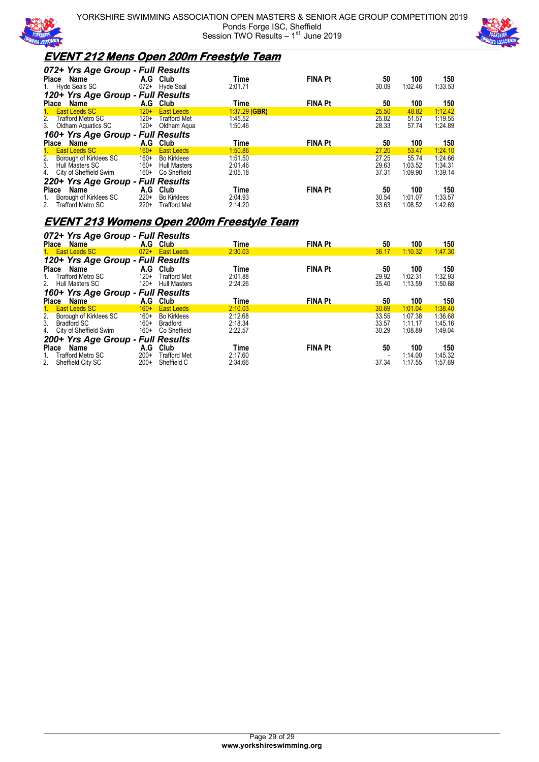## EVENT 212 Mens Open 200m Freestyle Team

### 072+ Yrs Age Group - Full Results

| Place | Name | A.G | Club | Time | FINA Pt | 50 | 100 | 150 |
|---|---|---|---|---|---|---|---|---|
| 1. | Hyde Seals SC | 072+ | Hyde Seal | 2:01.71 | | 30.09 | 1:02.46 | 1:33.53 |

### 120+ Yrs Age Group - Full Results

| Place | Name | A.G | Club | Time | FINA Pt | 50 | 100 | 150 |
|---|---|---|---|---|---|---|---|---|
| 1. | East Leeds SC | 120+ | East Leeds | 1:37.29 **(GBR)** | | 25.50 | 48.82 | 1:12.42 |
| 2. | Trafford Metro SC | 120+ | Trafford Met | 1:45.52 | | 25.82 | 51.57 | 1:19.55 |
| 3. | Oldham Aquatics SC | 120+ | Oldham Aqua | 1:50.46 | | 28.33 | 57.74 | 1:24.89 |

### 160+ Yrs Age Group - Full Results

| Place | Name | A.G | Club | Time | FINA Pt | 50 | 100 | 150 |
|---|---|---|---|---|---|---|---|---|
| 1. | East Leeds SC | 160+ | East Leeds | 1:50.86 | | 27.20 | 53.47 | 1:24.10 |
| 2. | Borough of Kirklees SC | 160+ | Bo Kirklees | 1:51.50 | | 27.25 | 55.74 | 1:24.66 |
| 3. | Hull Masters SC | 160+ | Hull Masters | 2:01.46 | | 29.63 | 1:03.52 | 1:34.31 |
| 4. | City of Sheffield Swim | 160+ | Co Sheffield | 2:05.18 | | 37.31 | 1:09.90 | 1:39.14 |

### 220+ Yrs Age Group - Full Results

| Place | Name | A.G | Club | Time | FINA Pt | 50 | 100 | 150 |
|---|---|---|---|---|---|---|---|---|
| 1. | Borough of Kirklees SC | 220+ | Bo Kirklees | 2:04.93 | | 30.54 | 1:01.07 | 1:33.57 |
| 2. | Trafford Metro SC | 220+ | Trafford Met | 2:14.20 | | 33.63 | 1:08.52 | 1:42.69 |

## EVENT 213 Womens Open 200m Freestyle Team

### 072+ Yrs Age Group - Full Results

| Place | Name | A.G | Club | Time | FINA Pt | 50 | 100 | 150 |
|---|---|---|---|---|---|---|---|---|
| 1. | East Leeds SC | 072+ | East Leeds | 2:30.03 | | 36.17 | 1:10.32 | 1:47.30 |

### 120+ Yrs Age Group - Full Results

| Place | Name | A.G | Club | Time | FINA Pt | 50 | 100 | 150 |
|---|---|---|---|---|---|---|---|---|
| 1. | Trafford Metro SC | 120+ | Trafford Met | 2:01.88 | | 29.92 | 1:02.31 | 1:32.93 |
| 2. | Hull Masters SC | 120+ | Hull Masters | 2:24.26 | | 35.40 | 1:13.59 | 1:50.68 |

### 160+ Yrs Age Group - Full Results

| Place | Name | A.G | Club | Time | FINA Pt | 50 | 100 | 150 |
|---|---|---|---|---|---|---|---|---|
| 1. | East Leeds SC | 160+ | East Leeds | 2:10.03 | | 30.69 | 1:01.04 | 1:38.40 |
| 2. | Borough of Kirklees SC | 160+ | Bo Kirklees | 2:12.68 | | 33.55 | 1:07.38 | 1:36.68 |
| 3. | Bradford SC | 160+ | Bradford | 2:18.34 | | 33.57 | 1:11.17 | 1:45.16 |
| 4. | City of Sheffield Swim | 160+ | Co Sheffield | 2:22.57 | | 30.29 | 1:08.89 | 1:49.04 |

### 200+ Yrs Age Group - Full Results

| Place | Name | A.G | Club | Time | FINA Pt | 50 | 100 | 150 |
|---|---|---|---|---|---|---|---|---|
| 1. | Trafford Metro SC | 200+ | Trafford Met | 2:17.60 | | - | 1:14.00 | 1:45.32 |
| 2. | Sheffield City SC | 200+ | Sheffield C | 2:34.66 | | 37.34 | 1:17.55 | 1:57.69 |